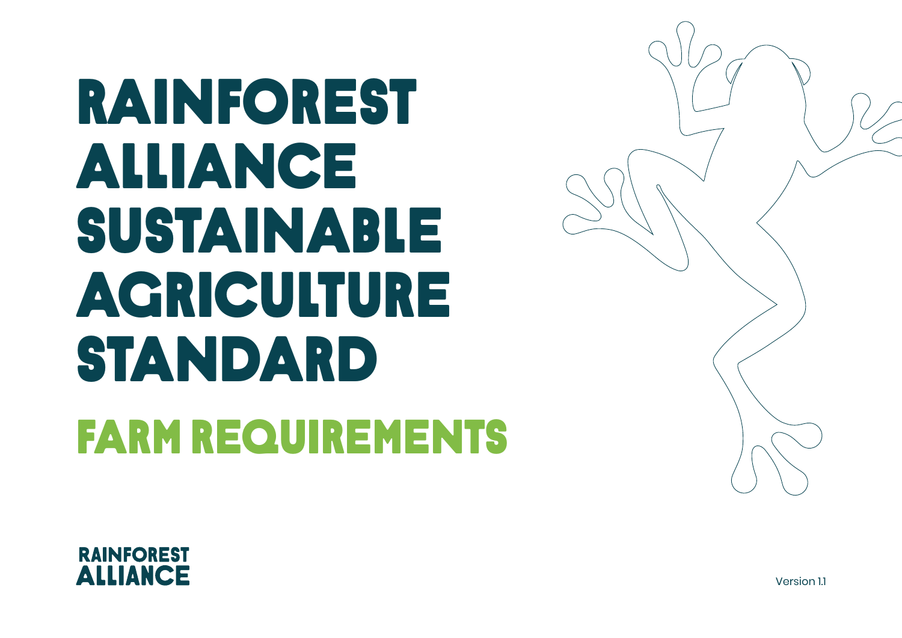# RAINFOREST ALLIANCE SUSTAINABLE AGRICULTURE STANDARD

## FARM REQUIREMENTS

RAINFOREST ALLIANCE

Version 1.1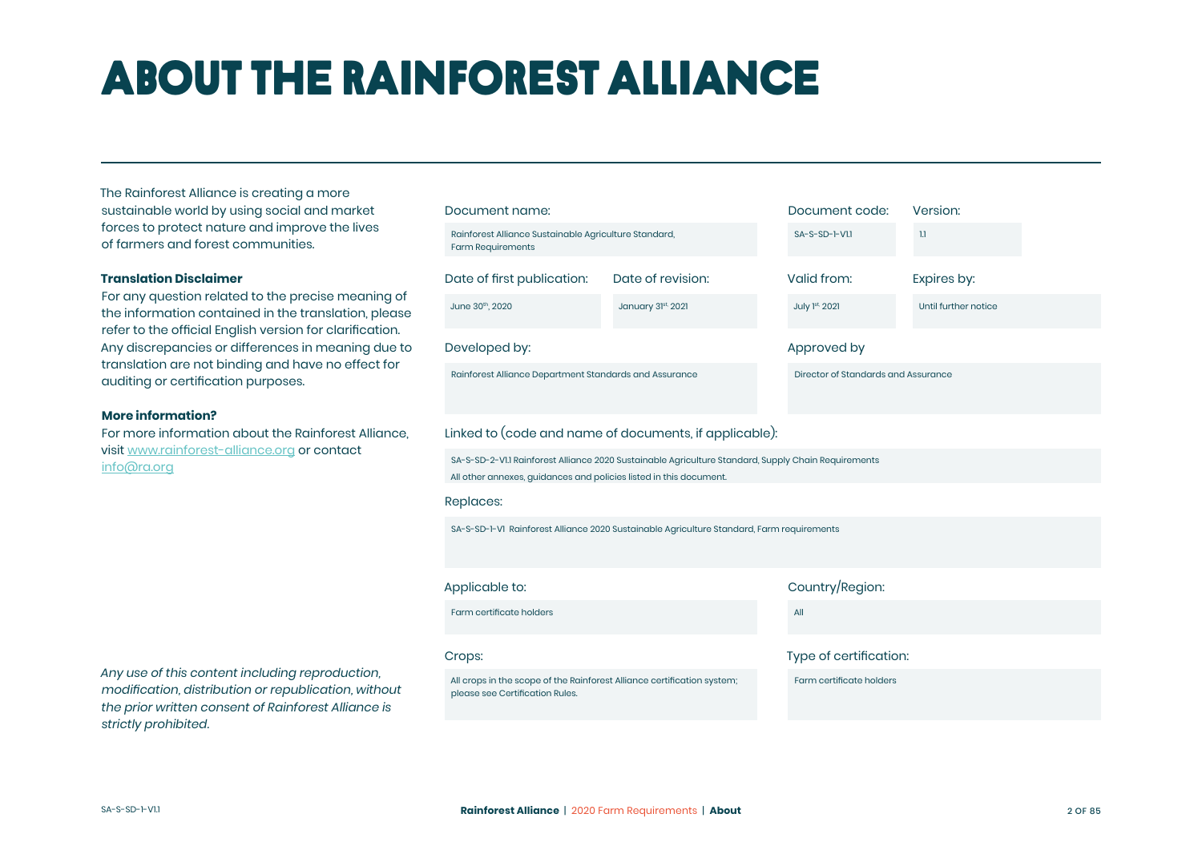# ABOUT THE RAINFOREST ALLIANCE

The Rainforest Alliance is creating a more sustainable world by using social and market forces to protect nature and improve the lives of farmers and forest communities.

**Translation Disclaimer**

For any question related to the precise meaning of the information contained in the translation, please refer to the official English version for clarification. Any discrepancies or differences in meaning due to translation are not binding and have no effect for auditing or certification purposes.

**More information?**

For more information about the Rainforest Alliance, visit [www.rainforest-alliance.org](http://www.rainforest-alliance.org) or contact [info@ra.org](mailto:info@ra.org)

*Any use of this content including reproduction, modification, distribution or republication, without the prior written consent of Rainforest Alliance is strictly prohibited.*

**Document name:** Rainforest Alliance Sustainable Agriculture Standard, Farm Requirements

**Document code:** SA-S-SD-1-V1.1

**Version:** 1.1

**Date of first publication:** June 30th, 2020

**Date of revision:** January 31st 2021

**Valid from:** July 1st 2021

**Expires by:** Until further notice

**Developed by:** Rainforest Alliance Department Standards and Assurance

**Approved by:** Director of Standards and Assurance

**Linked to (code and name of documents, if applicable):**

SA-S-SD-2-V1.1 Rainforest Alliance 2020 Sustainable Agriculture Standard, Supply Chain Requirements

All other annexes, guidances and policies listed in this document.

**Replaces:**

SA-S-SD-1-V1 Rainforest Alliance 2020 Sustainable Agriculture Standard, Farm requirements

**Applicable to:** Farm certificate holders

**Country/Region:** All

**Crops:** All crops in the scope of the Rainforest Alliance certification system; please see Certification Rules.

**Type of certification:** Farm certificate holders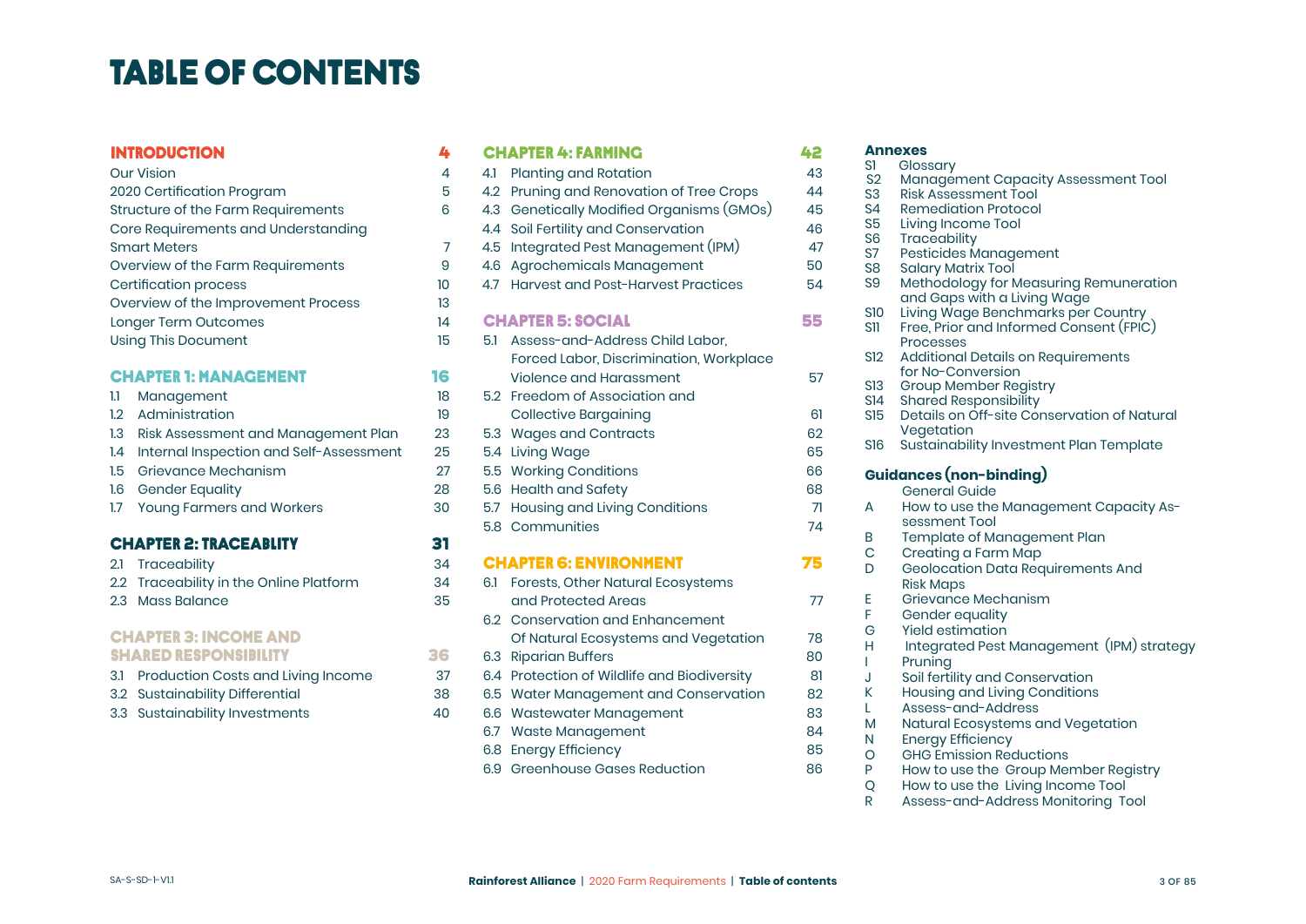# TABLE OF CONTENTS

## INTRODUCTION 4

- Our Vision 4
- 2020 Certification Program 5
- Structure of the Farm Requirements 6
- Core Requirements and Understanding Smart Meters 7
- Overview of the Farm Requirements 9
- Certification process 10
- Overview of the Improvement Process 13
- Longer Term Outcomes 14
- Using This Document 15

## CHAPTER 1: MANAGEMENT 16

- 1.1 Management 18
- 1.2 Administration 19
- 1.3 Risk Assessment and Management Plan 23
- 1.4 Internal Inspection and Self-Assessment 25
- 1.5 Grievance Mechanism 27
- 1.6 Gender Equality 28
- 1.7 Young Farmers and Workers 30

## CHAPTER 2: TRACEABLITY 31

- 2.1 Traceability 34
- 2.2 Traceability in the Online Platform 34
- 2.3 Mass Balance 35

## CHAPTER 3: INCOME AND SHARED RESPONSIBILITY 36

- 3.1 Production Costs and Living Income 37
- 3.2 Sustainability Differential 38
- 3.3 Sustainability Investments 40

## CHAPTER 4: FARMING 42

- 4.1 Planting and Rotation 43
- 4.2 Pruning and Renovation of Tree Crops 44
- 4.3 Genetically Modified Organisms (GMOs) 45
- 4.4 Soil Fertility and Conservation 46
- 4.5 Integrated Pest Management (IPM) 47
- 4.6 Agrochemicals Management 50
- 4.7 Harvest and Post-Harvest Practices 54

## CHAPTER 5: SOCIAL 55

- 5.1 Assess-and-Address Child Labor, Forced Labor, Discrimination, Workplace Violence and Harassment 57
- 5.2 Freedom of Association and Collective Bargaining 61
- 5.3 Wages and Contracts 62
- 5.4 Living Wage 65
- 5.5 Working Conditions 66
- 5.6 Health and Safety 68
- 5.7 Housing and Living Conditions 71
- 5.8 Communities 74

## CHAPTER 6: ENVIRONMENT 75

- 6.1 Forests, Other Natural Ecosystems and Protected Areas 77
- 6.2 Conservation and Enhancement Of Natural Ecosystems and Vegetation 78
- 6.3 Riparian Buffers 80
- 6.4 Protection of Wildlife and Biodiversity 81
- 6.5 Water Management and Conservation 82
- 6.6 Wastewater Management 83
- 6.7 Waste Management 84
- 6.8 Energy Efficiency 85
- 6.9 Greenhouse Gases Reduction 86

## Annexes

- S1 Glossary
- S2 Management Capacity Assessment Tool
- S3 Risk Assessment Tool
- S4 Remediation Protocol
- S5 Living Income Tool
- S6 Traceability
- S7 Pesticides Management
- S8 Salary Matrix Tool
- S9 Methodology for Measuring Remuneration and Gaps with a Living Wage
- S10 Living Wage Benchmarks per Country
- S11 Free, Prior and Informed Consent (FPIC) Processes
- S12 Additional Details on Requirements for No-Conversion
- S13 Group Member Registry
- S14 Shared Responsibility
- S15 Details on Off-site Conservation of Natural Vegetation
- S16 Sustainability Investment Plan Template

## Guidances (non-binding)

- General Guide
- A How to use the Management Capacity Assessment Tool
- B Template of Management Plan
- C Creating a Farm Map
- D Geolocation Data Requirements And Risk Maps
- E Grievance Mechanism
- F Gender equality
- G Yield estimation
- H Integrated Pest Management (IPM) strategy
- I Pruning
- J Soil fertility and Conservation
- K Housing and Living Conditions
- L Assess-and-Address
- M Natural Ecosystems and Vegetation
- N Energy Efficiency
- O GHG Emission Reductions
- P How to use the Group Member Registry
- Q How to use the Living Income Tool
- R Assess-and-Address Monitoring Tool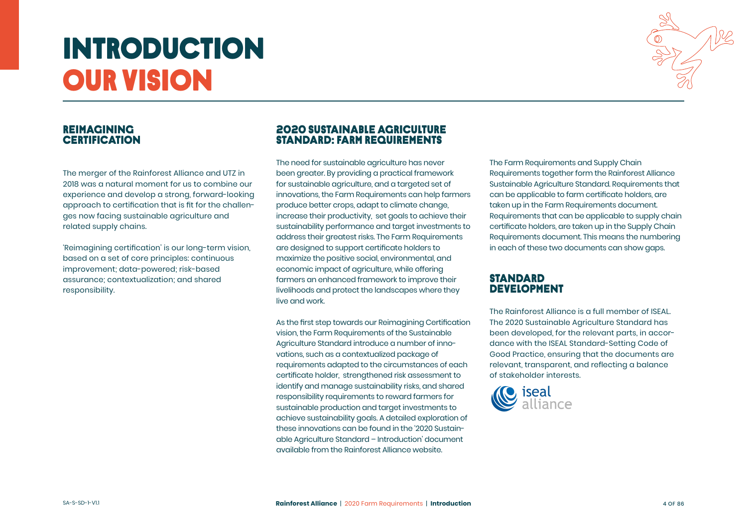# INTRODUCTION
# OUR VISION

## REIMAGINING CERTIFICATION

The merger of the Rainforest Alliance and UTZ in 2018 was a natural moment for us to combine our experience and develop a strong, forward-looking approach to certification that is fit for the challenges now facing sustainable agriculture and related supply chains.

'Reimagining certification' is our long-term vision, based on a set of core principles: continuous improvement; data-powered; risk-based assurance; contextualization; and shared responsibility.

## 2020 SUSTAINABLE AGRICULTURE STANDARD: FARM REQUIREMENTS

The need for sustainable agriculture has never been greater. By providing a practical framework for sustainable agriculture, and a targeted set of innovations, the Farm Requirements can help farmers produce better crops, adapt to climate change, increase their productivity, set goals to achieve their sustainability performance and target investments to address their greatest risks. The Farm Requirements are designed to support certificate holders to maximize the positive social, environmental, and economic impact of agriculture, while offering farmers an enhanced framework to improve their livelihoods and protect the landscapes where they live and work.

As the first step towards our Reimagining Certification vision, the Farm Requirements of the Sustainable Agriculture Standard introduce a number of innovations, such as a contextualized package of requirements adapted to the circumstances of each certificate holder, strengthened risk assessment to identify and manage sustainability risks, and shared responsibility requirements to reward farmers for sustainable production and target investments to achieve sustainability goals. A detailed exploration of these innovations can be found in the '2020 Sustainable Agriculture Standard – Introduction' document available from the Rainforest Alliance website.

The Farm Requirements and Supply Chain Requirements together form the Rainforest Alliance Sustainable Agriculture Standard. Requirements that can be applicable to farm certificate holders, are taken up in the Farm Requirements document. Requirements that can be applicable to supply chain certificate holders, are taken up in the Supply Chain Requirements document. This means the numbering in each of these two documents can show gaps.

## STANDARD DEVELOPMENT

The Rainforest Alliance is a full member of ISEAL. The 2020 Sustainable Agriculture Standard has been developed, for the relevant parts, in accordance with the ISEAL Standard-Setting Code of Good Practice, ensuring that the documents are relevant, transparent, and reflecting a balance of stakeholder interests.

iseal alliance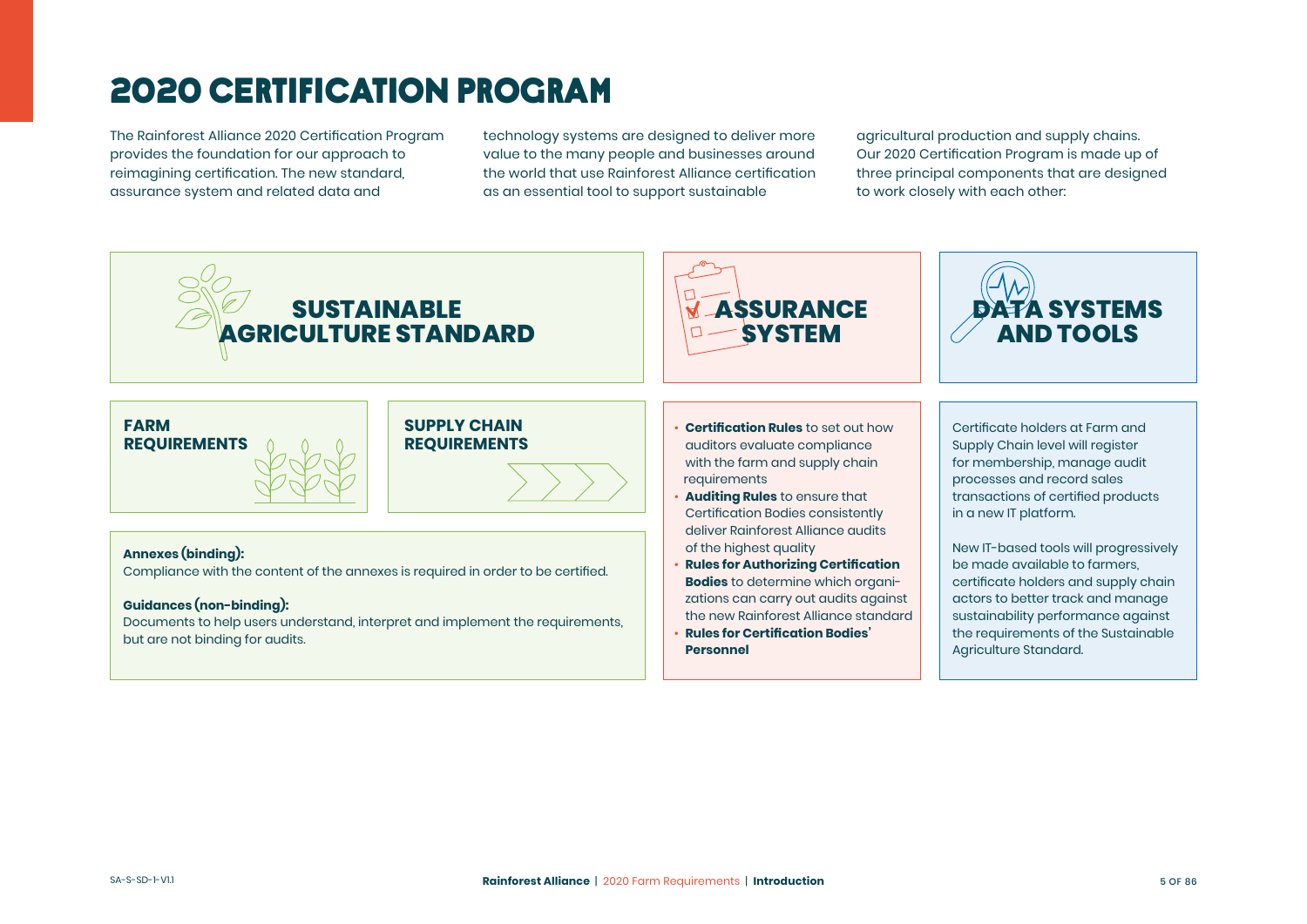# 2020 CERTIFICATION PROGRAM

The Rainforest Alliance 2020 Certification Program provides the foundation for our approach to reimagining certification. The new standard, assurance system and related data and technology systems are designed to deliver more value to the many people and businesses around the world that use Rainforest Alliance certification as an essential tool to support sustainable agricultural production and supply chains. Our 2020 Certification Program is made up of three principal components that are designed to work closely with each other:

## SUSTAINABLE AGRICULTURE STANDARD

**FARM REQUIREMENTS**

**SUPPLY CHAIN REQUIREMENTS**

**Annexes (binding):**
Compliance with the content of the annexes is required in order to be certified.

**Guidances (non-binding):**
Documents to help users understand, interpret and implement the requirements, but are not binding for audits.

## ASSURANCE SYSTEM

- **Certification Rules** to set out how auditors evaluate compliance with the farm and supply chain requirements
- **Auditing Rules** to ensure that Certification Bodies consistently deliver Rainforest Alliance audits of the highest quality
- **Rules for Authorizing Certification Bodies** to determine which organizations can carry out audits against the new Rainforest Alliance standard
- **Rules for Certification Bodies' Personnel**

## DATA SYSTEMS AND TOOLS

Certificate holders at Farm and Supply Chain level will register for membership, manage audit processes and record sales transactions of certified products in a new IT platform.

New IT-based tools will progressively be made available to farmers, certificate holders and supply chain actors to better track and manage sustainability performance against the requirements of the Sustainable Agriculture Standard.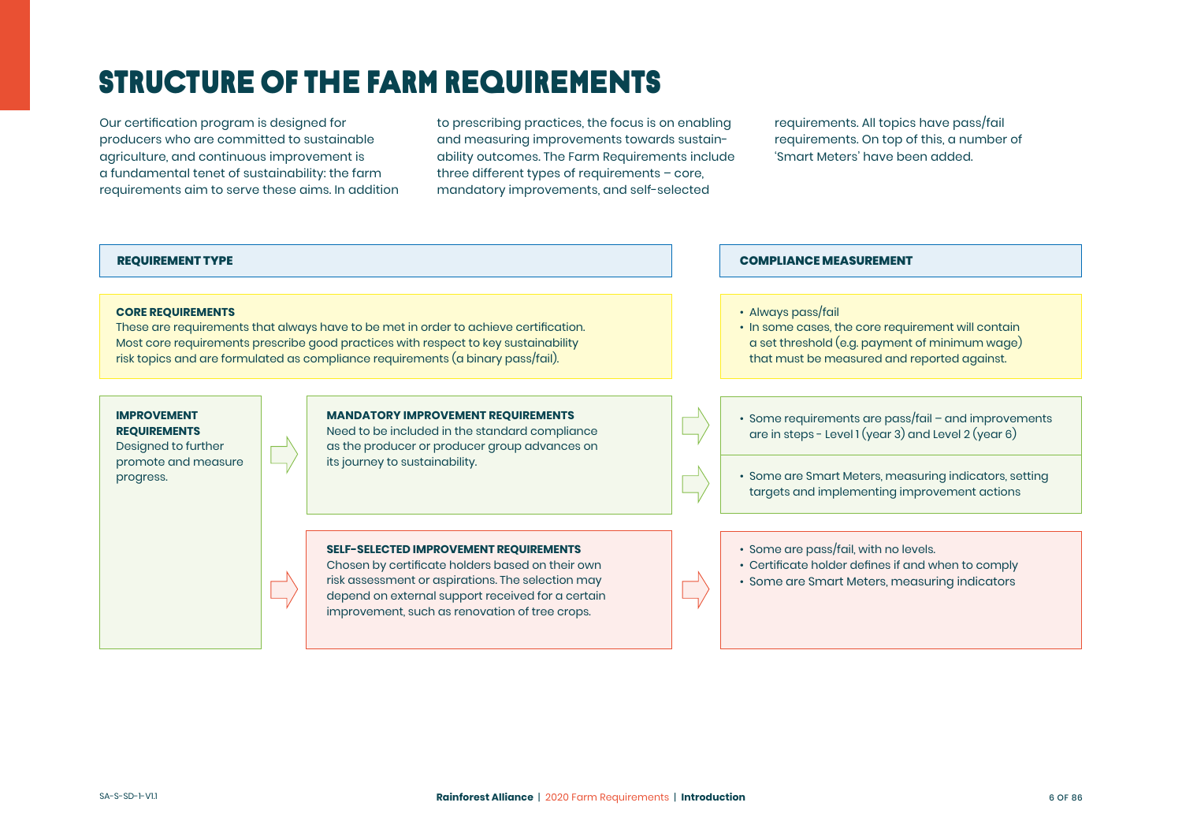# STRUCTURE OF THE FARM REQUIREMENTS

Our certification program is designed for producers who are committed to sustainable agriculture, and continuous improvement is a fundamental tenet of sustainability: the farm requirements aim to serve these aims. In addition to prescribing practices, the focus is on enabling and measuring improvements towards sustainability outcomes. The Farm Requirements include three different types of requirements – core, mandatory improvements, and self-selected requirements. All topics have pass/fail requirements. On top of this, a number of 'Smart Meters' have been added.

| REQUIREMENT TYPE | | COMPLIANCE MEASUREMENT |
|---|---|---|
| **CORE REQUIREMENTS**<br>These are requirements that always have to be met in order to achieve certification. Most core requirements prescribe good practices with respect to key sustainability risk topics and are formulated as compliance requirements (a binary pass/fail). | | • Always pass/fail<br>• In some cases, the core requirement will contain a set threshold (e.g. payment of minimum wage) that must be measured and reported against. |
| **IMPROVEMENT REQUIREMENTS**<br>Designed to further promote and measure progress. | **MANDATORY IMPROVEMENT REQUIREMENTS**<br>Need to be included in the standard compliance as the producer or producer group advances on its journey to sustainability. | • Some requirements are pass/fail – and improvements are in steps - Level 1 (year 3) and Level 2 (year 6)<br>• Some are Smart Meters, measuring indicators, setting targets and implementing improvement actions |
| | **SELF-SELECTED IMPROVEMENT REQUIREMENTS**<br>Chosen by certificate holders based on their own risk assessment or aspirations. The selection may depend on external support received for a certain improvement, such as renovation of tree crops. | • Some are pass/fail, with no levels.<br>• Certificate holder defines if and when to comply<br>• Some are Smart Meters, measuring indicators |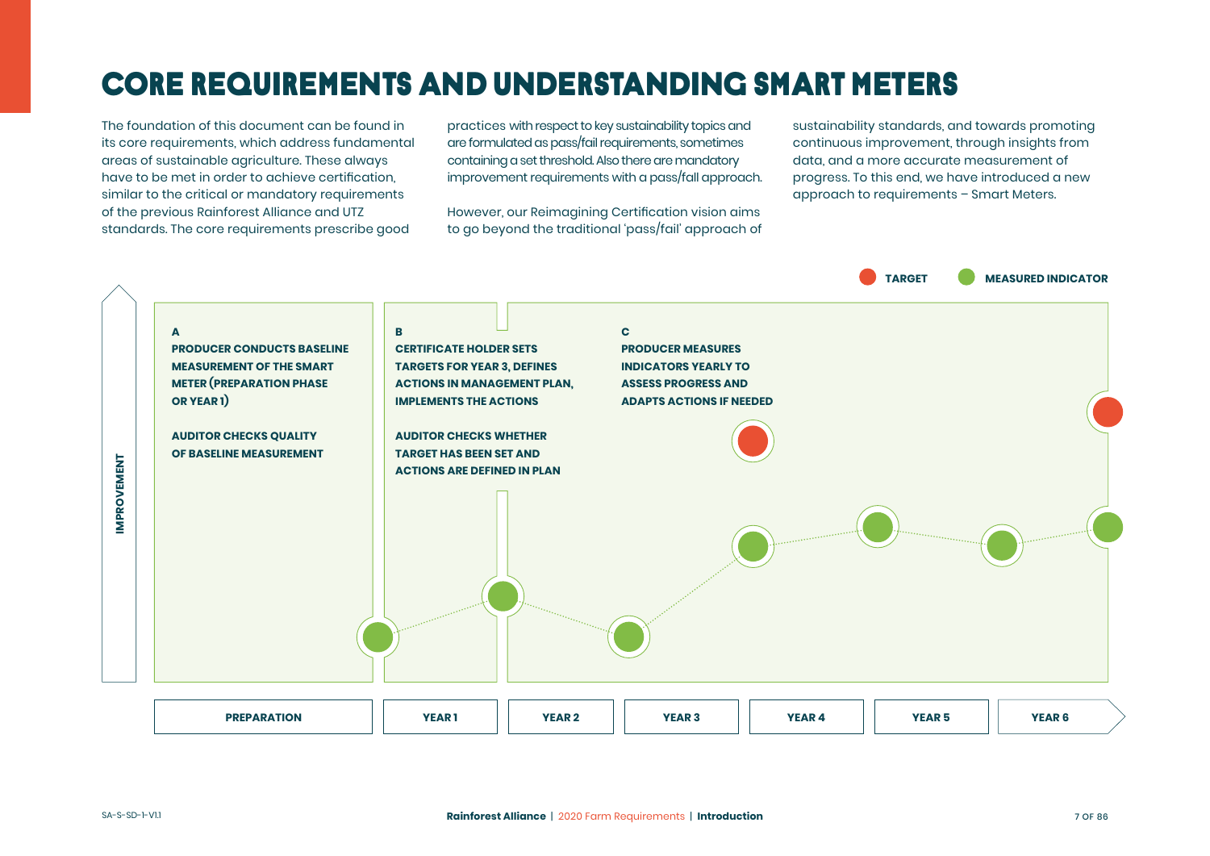# CORE REQUIREMENTS AND UNDERSTANDING SMART METERS

The foundation of this document can be found in its core requirements, which address fundamental areas of sustainable agriculture. These always have to be met in order to achieve certification, similar to the critical or mandatory requirements of the previous Rainforest Alliance and UTZ standards. The core requirements prescribe good practices with respect to key sustainability topics and are formulated as pass/fail requirements, sometimes containing a set threshold. Also there are mandatory improvement requirements with a pass/fail approach.

However, our Reimagining Certification vision aims to go beyond the traditional 'pass/fail' approach of sustainability standards, and towards promoting continuous improvement, through insights from data, and a more accurate measurement of progress. To this end, we have introduced a new approach to requirements – Smart Meters.

TARGET | MEASURED INDICATOR

**A**
**PRODUCER CONDUCTS BASELINE MEASUREMENT OF THE SMART METER (PREPARATION PHASE OR YEAR 1)**

**AUDITOR CHECKS QUALITY OF BASELINE MEASUREMENT**

**B**
**CERTIFICATE HOLDER SETS TARGETS FOR YEAR 3, DEFINES ACTIONS IN MANAGEMENT PLAN, IMPLEMENTS THE ACTIONS**

**AUDITOR CHECKS WHETHER TARGET HAS BEEN SET AND ACTIONS ARE DEFINED IN PLAN**

**C**
**PRODUCER MEASURES INDICATORS YEARLY TO ASSESS PROGRESS AND ADAPTS ACTIONS IF NEEDED**

IMPROVEMENT

PREPARATION | YEAR 1 | YEAR 2 | YEAR 3 | YEAR 4 | YEAR 5 | YEAR 6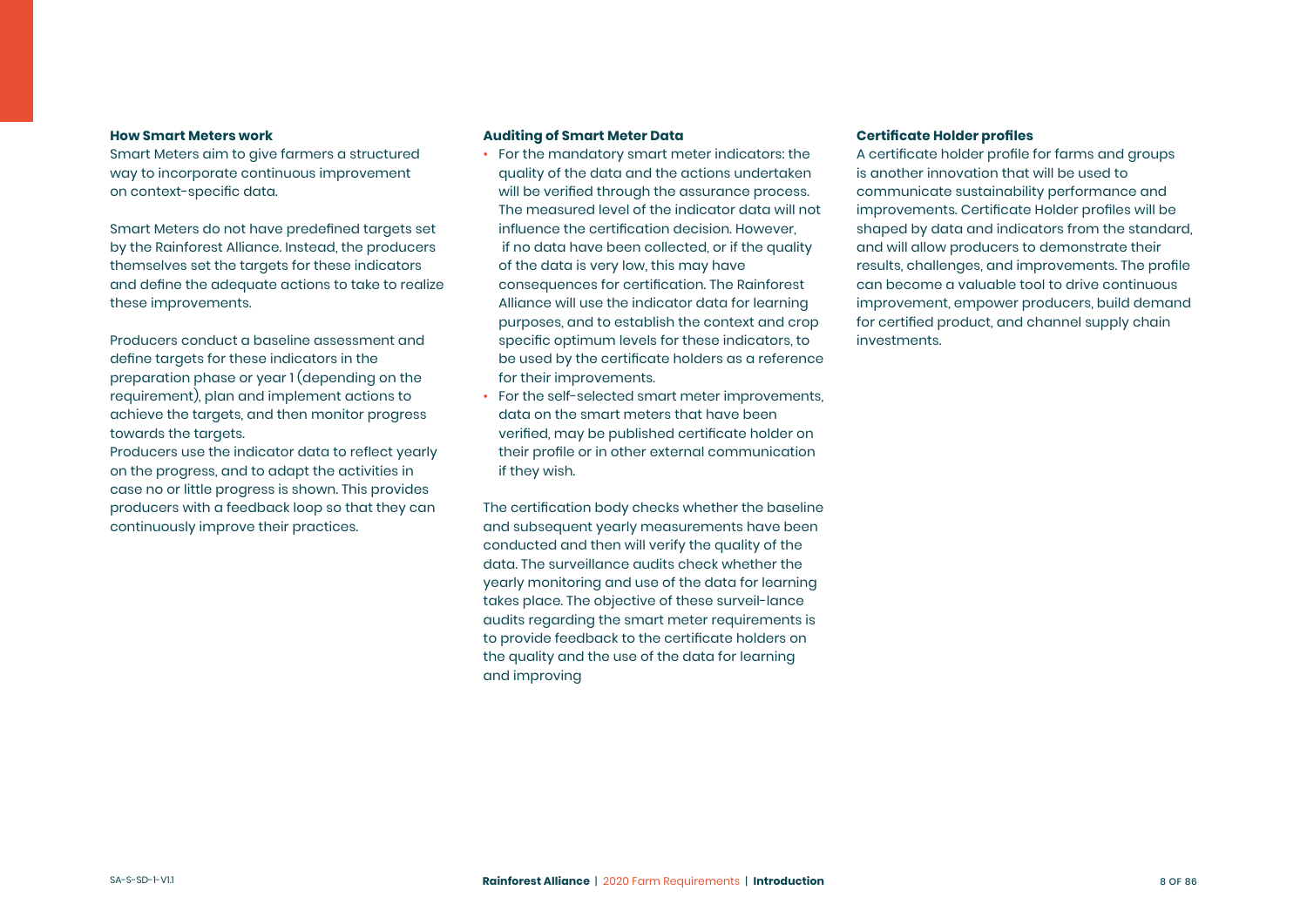**How Smart Meters work**

Smart Meters aim to give farmers a structured way to incorporate continuous improvement on context-specific data.

Smart Meters do not have predefined targets set by the Rainforest Alliance. Instead, the producers themselves set the targets for these indicators and define the adequate actions to take to realize these improvements.

Producers conduct a baseline assessment and define targets for these indicators in the preparation phase or year 1 (depending on the requirement), plan and implement actions to achieve the targets, and then monitor progress towards the targets.
Producers use the indicator data to reflect yearly on the progress, and to adapt the activities in case no or little progress is shown. This provides producers with a feedback loop so that they can continuously improve their practices.

**Auditing of Smart Meter Data**

- For the mandatory smart meter indicators: the quality of the data and the actions undertaken will be verified through the assurance process. The measured level of the indicator data will not influence the certification decision. However, if no data have been collected, or if the quality of the data is very low, this may have consequences for certification. The Rainforest Alliance will use the indicator data for learning purposes, and to establish the context and crop specific optimum levels for these indicators, to be used by the certificate holders as a reference for their improvements.
- For the self-selected smart meter improvements, data on the smart meters that have been verified, may be published certificate holder on their profile or in other external communication if they wish.

The certification body checks whether the baseline and subsequent yearly measurements have been conducted and then will verify the quality of the data. The surveillance audits check whether the yearly monitoring and use of the data for learning takes place. The objective of these surveil-lance audits regarding the smart meter requirements is to provide feedback to the certificate holders on the quality and the use of the data for learning and improving

**Certificate Holder profiles**

A certificate holder profile for farms and groups is another innovation that will be used to communicate sustainability performance and improvements. Certificate Holder profiles will be shaped by data and indicators from the standard, and will allow producers to demonstrate their results, challenges, and improvements. The profile can become a valuable tool to drive continuous improvement, empower producers, build demand for certified product, and channel supply chain investments.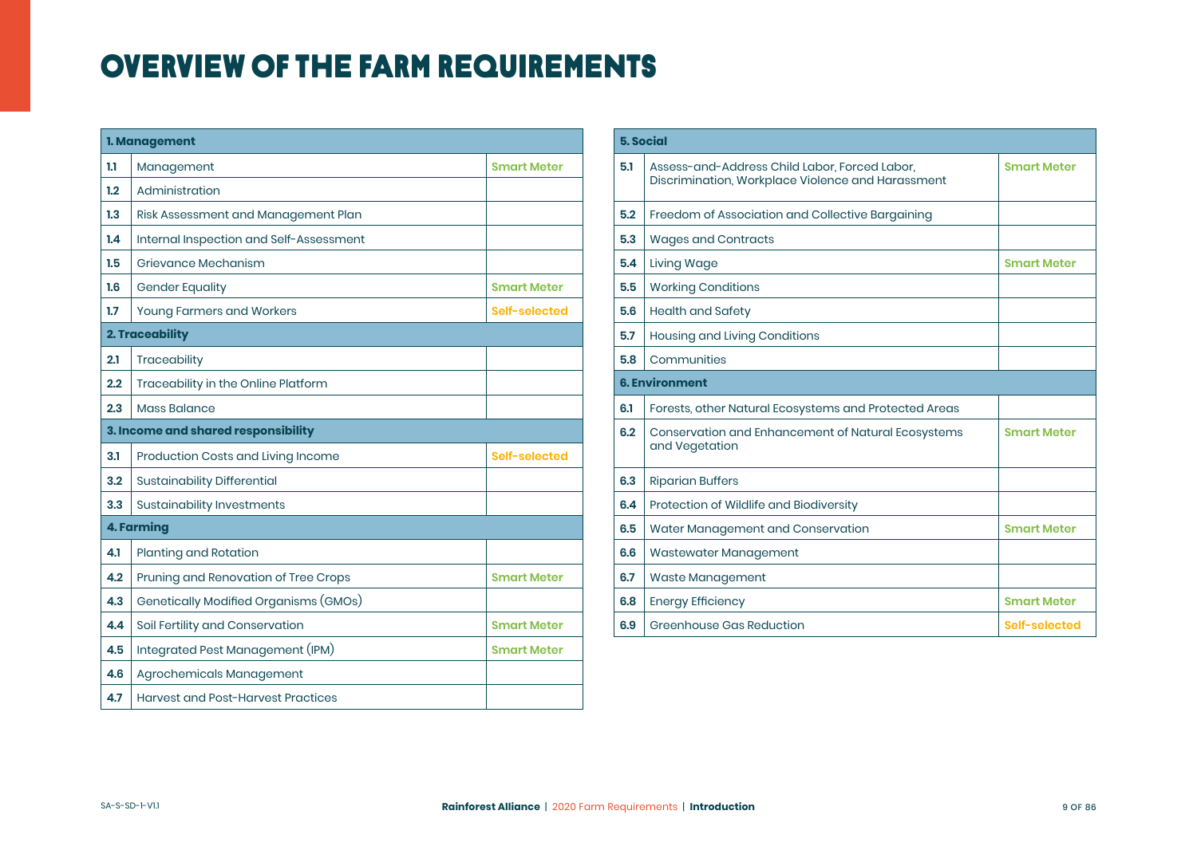# OVERVIEW OF THE FARM REQUIREMENTS

| **1. Management** | | |
|---|---|---|
| 1.1 | Management | Smart Meter |
| 1.2 | Administration | |
| 1.3 | Risk Assessment and Management Plan | |
| 1.4 | Internal Inspection and Self-Assessment | |
| 1.5 | Grievance Mechanism | |
| 1.6 | Gender Equality | Smart Meter |
| 1.7 | Young Farmers and Workers | Self-selected |
| **2. Traceability** | | |
| 2.1 | Traceability | |
| 2.2 | Traceability in the Online Platform | |
| 2.3 | Mass Balance | |
| **3. Income and shared responsibility** | | |
| 3.1 | Production Costs and Living Income | Self-selected |
| 3.2 | Sustainability Differential | |
| 3.3 | Sustainability Investments | |
| **4. Farming** | | |
| 4.1 | Planting and Rotation | |
| 4.2 | Pruning and Renovation of Tree Crops | Smart Meter |
| 4.3 | Genetically Modified Organisms (GMOs) | |
| 4.4 | Soil Fertility and Conservation | Smart Meter |
| 4.5 | Integrated Pest Management (IPM) | Smart Meter |
| 4.6 | Agrochemicals Management | |
| 4.7 | Harvest and Post-Harvest Practices | |

| **5. Social** | | |
|---|---|---|
| 5.1 | Assess-and-Address Child Labor, Forced Labor, Discrimination, Workplace Violence and Harassment | Smart Meter |
| 5.2 | Freedom of Association and Collective Bargaining | |
| 5.3 | Wages and Contracts | |
| 5.4 | Living Wage | Smart Meter |
| 5.5 | Working Conditions | |
| 5.6 | Health and Safety | |
| 5.7 | Housing and Living Conditions | |
| 5.8 | Communities | |
| **6. Environment** | | |
| 6.1 | Forests, other Natural Ecosystems and Protected Areas | |
| 6.2 | Conservation and Enhancement of Natural Ecosystems and Vegetation | Smart Meter |
| 6.3 | Riparian Buffers | |
| 6.4 | Protection of Wildlife and Biodiversity | |
| 6.5 | Water Management and Conservation | Smart Meter |
| 6.6 | Wastewater Management | |
| 6.7 | Waste Management | |
| 6.8 | Energy Efficiency | Smart Meter |
| 6.9 | Greenhouse Gas Reduction | Self-selected |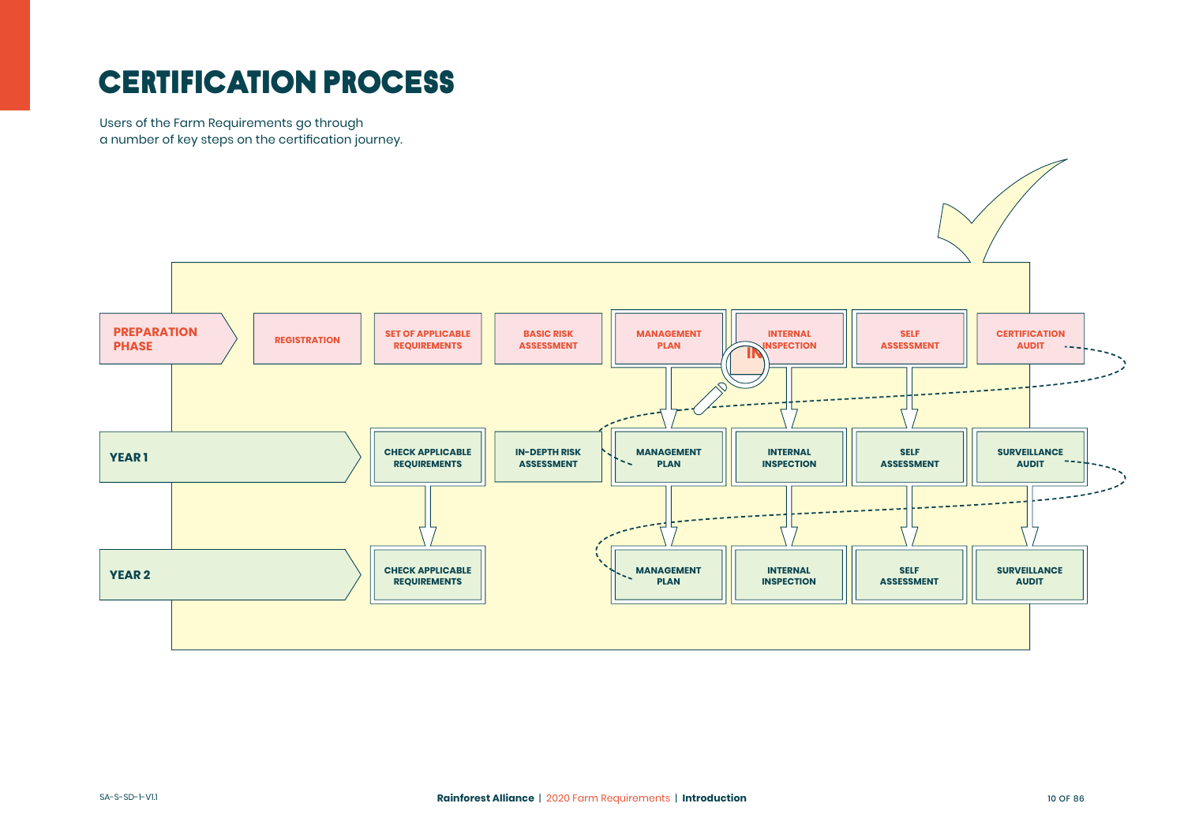# CERTIFICATION PROCESS

Users of the Farm Requirements go through a number of key steps on the certification journey.

| | | | | | | | |
|---|---|---|---|---|---|---|---|
| **PREPARATION PHASE** | REGISTRATION | SET OF APPLICABLE REQUIREMENTS | BASIC RISK ASSESSMENT | MANAGEMENT PLAN | INTERNAL INSPECTION | SELF ASSESSMENT | CERTIFICATION AUDIT |
| **YEAR 1** | | CHECK APPLICABLE REQUIREMENTS | IN-DEPTH RISK ASSESSMENT | MANAGEMENT PLAN | INTERNAL INSPECTION | SELF ASSESSMENT | SURVEILLANCE AUDIT |
| **YEAR 2** | | CHECK APPLICABLE REQUIREMENTS | | MANAGEMENT PLAN | INTERNAL INSPECTION | SELF ASSESSMENT | SURVEILLANCE AUDIT |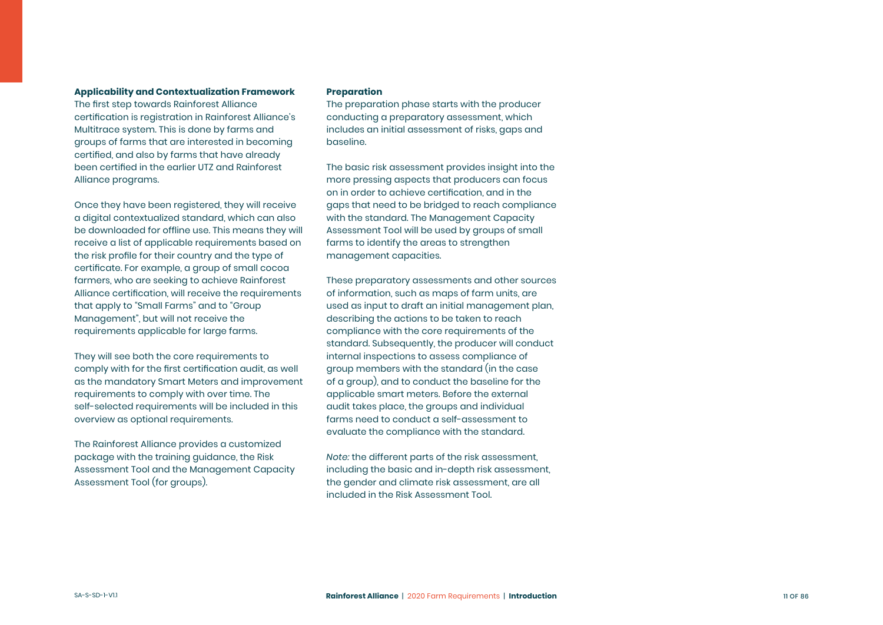**Applicability and Contextualization Framework**

The first step towards Rainforest Alliance certification is registration in Rainforest Alliance's Multitrace system. This is done by farms and groups of farms that are interested in becoming certified, and also by farms that have already been certified in the earlier UTZ and Rainforest Alliance programs.

Once they have been registered, they will receive a digital contextualized standard, which can also be downloaded for offline use. This means they will receive a list of applicable requirements based on the risk profile for their country and the type of certificate. For example, a group of small cocoa farmers, who are seeking to achieve Rainforest Alliance certification, will receive the requirements that apply to "Small Farms" and to "Group Management", but will not receive the requirements applicable for large farms.

They will see both the core requirements to comply with for the first certification audit, as well as the mandatory Smart Meters and improvement requirements to comply with over time. The self-selected requirements will be included in this overview as optional requirements.

The Rainforest Alliance provides a customized package with the training guidance, the Risk Assessment Tool and the Management Capacity Assessment Tool (for groups).

**Preparation**

The preparation phase starts with the producer conducting a preparatory assessment, which includes an initial assessment of risks, gaps and baseline.

The basic risk assessment provides insight into the more pressing aspects that producers can focus on in order to achieve certification, and in the gaps that need to be bridged to reach compliance with the standard. The Management Capacity Assessment Tool will be used by groups of small farms to identify the areas to strengthen management capacities.

These preparatory assessments and other sources of information, such as maps of farm units, are used as input to draft an initial management plan, describing the actions to be taken to reach compliance with the core requirements of the standard. Subsequently, the producer will conduct internal inspections to assess compliance of group members with the standard (in the case of a group), and to conduct the baseline for the applicable smart meters. Before the external audit takes place, the groups and individual farms need to conduct a self-assessment to evaluate the compliance with the standard.

*Note:* the different parts of the risk assessment, including the basic and in-depth risk assessment, the gender and climate risk assessment, are all included in the Risk Assessment Tool.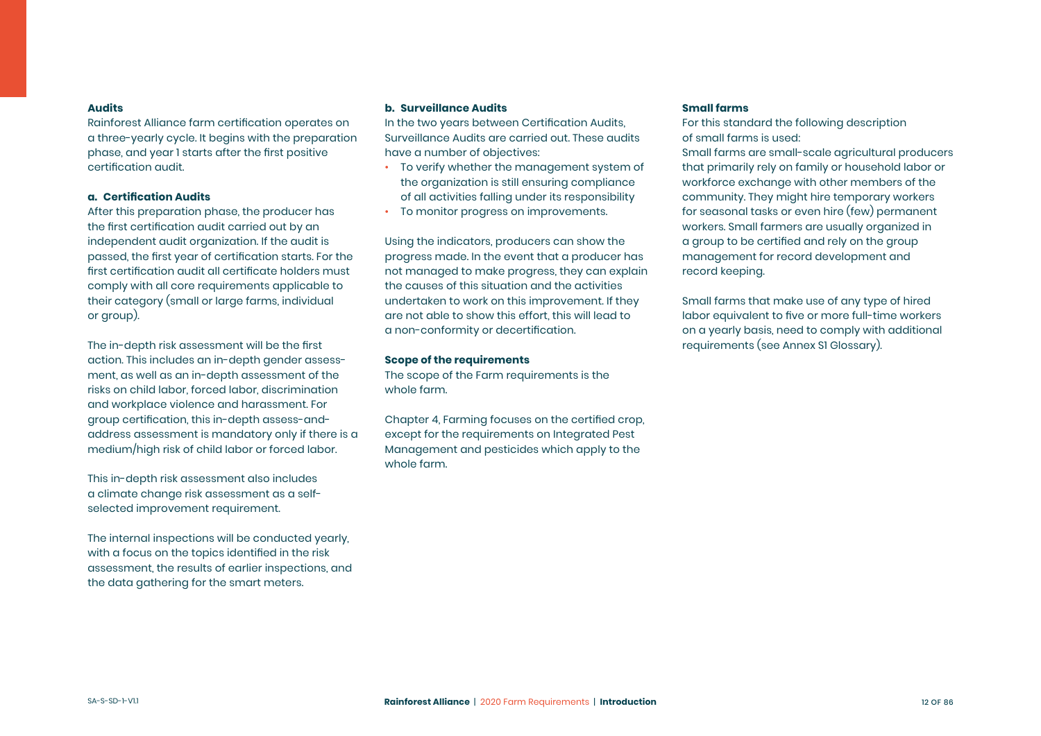**Audits**

Rainforest Alliance farm certification operates on a three-yearly cycle. It begins with the preparation phase, and year 1 starts after the first positive certification audit.

**a. Certification Audits**

After this preparation phase, the producer has the first certification audit carried out by an independent audit organization. If the audit is passed, the first year of certification starts. For the first certification audit all certificate holders must comply with all core requirements applicable to their category (small or large farms, individual or group).

The in-depth risk assessment will be the first action. This includes an in-depth gender assessment, as well as an in-depth assessment of the risks on child labor, forced labor, discrimination and workplace violence and harassment. For group certification, this in-depth assess-and-address assessment is mandatory only if there is a medium/high risk of child labor or forced labor.

This in-depth risk assessment also includes a climate change risk assessment as a self-selected improvement requirement.

The internal inspections will be conducted yearly, with a focus on the topics identified in the risk assessment, the results of earlier inspections, and the data gathering for the smart meters.

**b. Surveillance Audits**

In the two years between Certification Audits, Surveillance Audits are carried out. These audits have a number of objectives:

- To verify whether the management system of the organization is still ensuring compliance of all activities falling under its responsibility
- To monitor progress on improvements.

Using the indicators, producers can show the progress made. In the event that a producer has not managed to make progress, they can explain the causes of this situation and the activities undertaken to work on this improvement. If they are not able to show this effort, this will lead to a non-conformity or decertification.

**Scope of the requirements**

The scope of the Farm requirements is the whole farm.

Chapter 4, Farming focuses on the certified crop, except for the requirements on Integrated Pest Management and pesticides which apply to the whole farm.

**Small farms**

For this standard the following description of small farms is used:

Small farms are small-scale agricultural producers that primarily rely on family or household labor or workforce exchange with other members of the community. They might hire temporary workers for seasonal tasks or even hire (few) permanent workers. Small farmers are usually organized in a group to be certified and rely on the group management for record development and record keeping.

Small farms that make use of any type of hired labor equivalent to five or more full-time workers on a yearly basis, need to comply with additional requirements (see Annex S1 Glossary).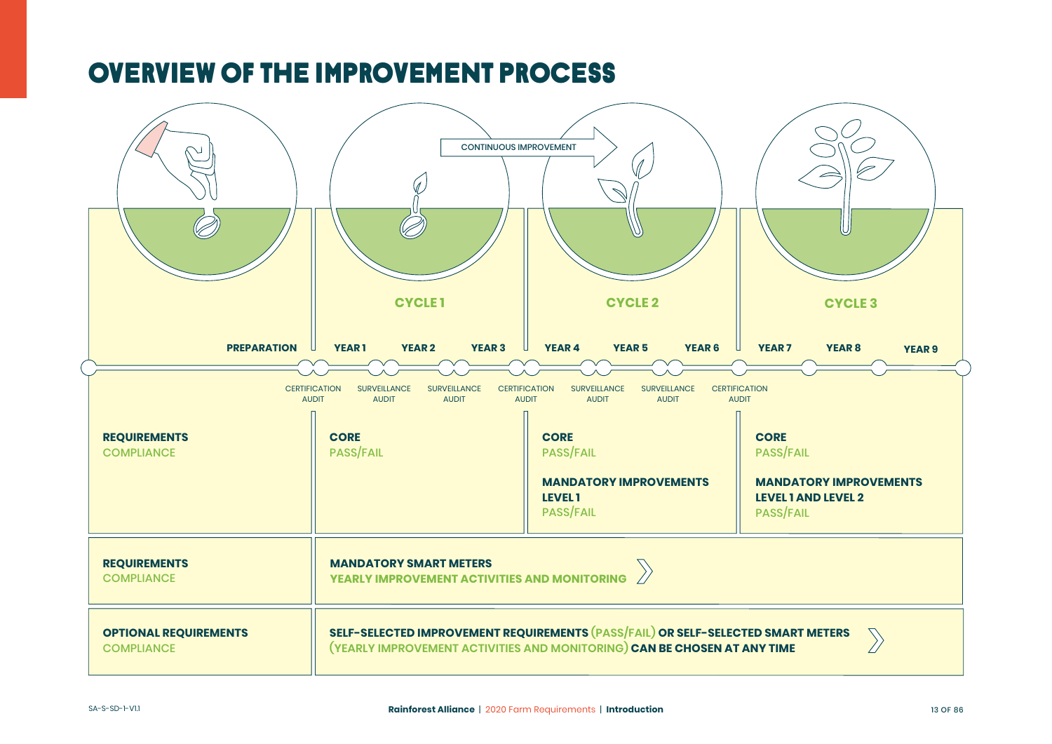# OVERVIEW OF THE IMPROVEMENT PROCESS

CONTINUOUS IMPROVEMENT

| | CYCLE 1 | | | CYCLE 2 | | | CYCLE 3 | | |
|---|---|---|---|---|---|---|---|---|---|
| PREPARATION | YEAR 1 | YEAR 2 | YEAR 3 | YEAR 4 | YEAR 5 | YEAR 6 | YEAR 7 | YEAR 8 | YEAR 9 |
| CERTIFICATION AUDIT | SURVEILLANCE AUDIT | SURVEILLANCE AUDIT | CERTIFICATION AUDIT | SURVEILLANCE AUDIT | SURVEILLANCE AUDIT | CERTIFICATION AUDIT | | | |

| | CYCLE 1 | CYCLE 2 | CYCLE 3 |
|---|---|---|---|
| **REQUIREMENTS** COMPLIANCE | **CORE** PASS/FAIL | **CORE** PASS/FAIL<br>**MANDATORY IMPROVEMENTS LEVEL 1** PASS/FAIL | **CORE** PASS/FAIL<br>**MANDATORY IMPROVEMENTS LEVEL 1 AND LEVEL 2** PASS/FAIL |
| **REQUIREMENTS** COMPLIANCE | **MANDATORY SMART METERS** YEARLY IMPROVEMENT ACTIVITIES AND MONITORING | | |
| **OPTIONAL REQUIREMENTS** COMPLIANCE | **SELF-SELECTED IMPROVEMENT REQUIREMENTS** (PASS/FAIL) **OR SELF-SELECTED SMART METERS** (YEARLY IMPROVEMENT ACTIVITIES AND MONITORING) **CAN BE CHOSEN AT ANY TIME** | | |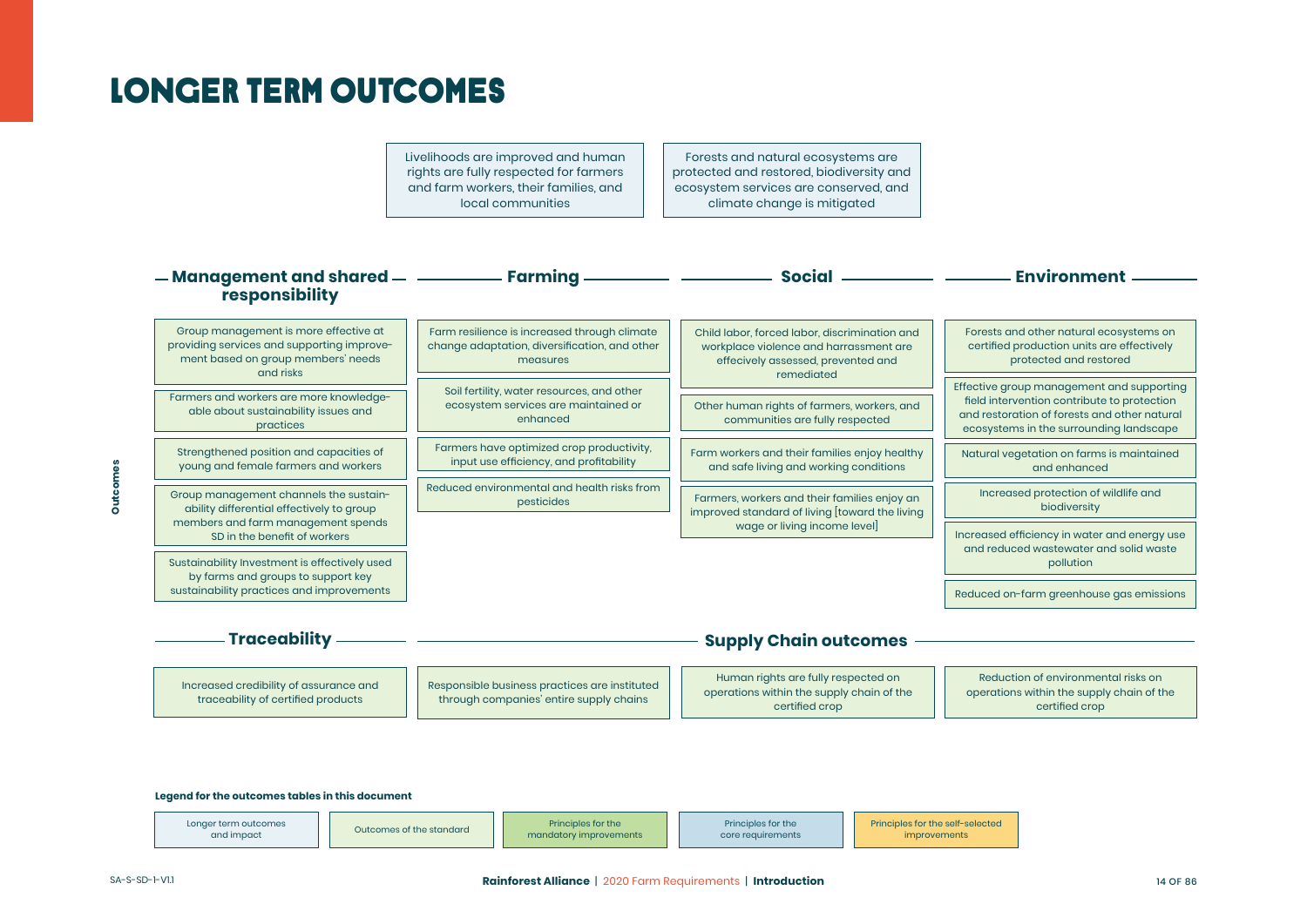# LONGER TERM OUTCOMES

Livelihoods are improved and human rights are fully respected for farmers and farm workers, their families, and local communities

Forests and natural ecosystems are protected and restored, biodiversity and ecosystem services are conserved, and climate change is mitigated

**Outcomes**

## Management and shared responsibility

- Group management is more effective at providing services and supporting improvement based on group members' needs and risks
- Farmers and workers are more knowledgeable about sustainability issues and practices
- Strengthened position and capacities of young and female farmers and workers
- Group management channels the sustainability differential effectively to group members and farm management spends SD in the benefit of workers
- Sustainability Investment is effectively used by farms and groups to support key sustainability practices and improvements

## Farming

- Farm resilience is increased through climate change adaptation, diversification, and other measures
- Soil fertility, water resources, and other ecosystem services are maintained or enhanced
- Farmers have optimized crop productivity, input use efficiency, and profitability
- Reduced environmental and health risks from pesticides

## Social

- Child labor, forced labor, discrimination and workplace violence and harrassment are effecively assessed, prevented and remediated
- Other human rights of farmers, workers, and communities are fully respected
- Farm workers and their families enjoy healthy and safe living and working conditions
- Farmers, workers and their families enjoy an improved standard of living [toward the living wage or living income level]

## Environment

- Forests and other natural ecosystems on certified production units are effectively protected and restored
- Effective group management and supporting field intervention contribute to protection and restoration of forests and other natural ecosystems in the surrounding landscape
- Natural vegetation on farms is maintained and enhanced
- Increased protection of wildlife and biodiversity
- Increased efficiency in water and energy use and reduced wastewater and solid waste pollution
- Reduced on-farm greenhouse gas emissions

## Traceability

- Increased credibility of assurance and traceability of certified products

## Supply Chain outcomes

- Responsible business practices are instituted through companies' entire supply chains
- Human rights are fully respected on operations within the supply chain of the certified crop
- Reduction of environmental risks on operations within the supply chain of the certified crop

**Legend for the outcomes tables in this document**

| Longer term outcomes and impact | Outcomes of the standard | Principles for the mandatory improvements | Principles for the core requirements | Principles for the self-selected improvements |
|---|---|---|---|---|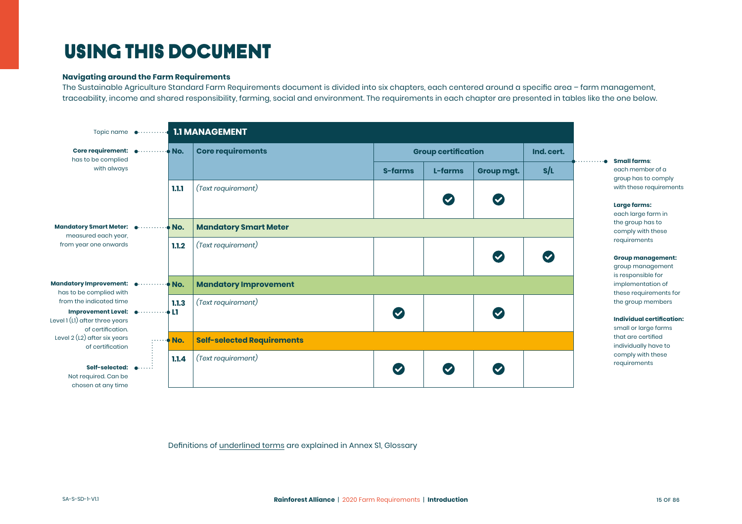# USING THIS DOCUMENT

**Navigating around the Farm Requirements**

The Sustainable Agriculture Standard Farm Requirements document is divided into six chapters, each centered around a specific area – farm management, traceability, income and shared responsibility, farming, social and environment. The requirements in each chapter are presented in tables like the one below.

Topic name

**Core requirement:** has to be complied with always

**Mandatory Smart Meter:** measured each year, from year one onwards

**Mandatory Improvement:** has to be complied with from the indicated time

**Improvement Level:** Level 1 (L1) after three years of certification. Level 2 (L2) after six years of certification

**Self-selected:** Not required. Can be chosen at any time

| **1.1 MANAGEMENT** | | | | | |
|---|---|---|---|---|---|
| **No.** | **Core requirements** | **Group certification** | | | **Ind. cert.** |
| | | **S-farms** | **L-farms** | **Group mgt.** | **S/L** |
| **1.1.1** | *(Text requirement)* | | ✔ | ✔ | |
| **No.** | **Mandatory Smart Meter** | | | | |
| **1.1.2** | *(Text requirement)* | | | ✔ | ✔ |
| **No.** | **Mandatory Improvement** | | | | |
| **1.1.3 L1** | *(Text requirement)* | ✔ | | ✔ | |
| **No.** | **Self-selected Requirements** | | | | |
| **1.1.4** | *(Text requirement)* | ✔ | ✔ | ✔ | |

**Small farms**: each member of a group has to comply with these requirements

**Large farms:** each large farm in the group has to comply with these requirements

**Group management:** group management is responsible for implementation of these requirements for the group members

**Individual certification:** small or large farms that are certified individually have to comply with these requirements

Definitions of underlined terms are explained in Annex S1, Glossary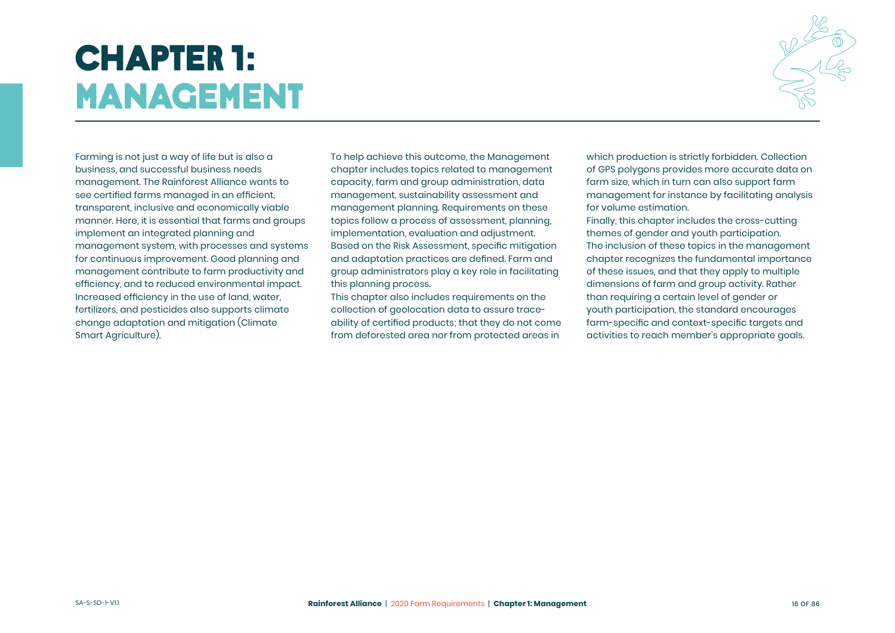# CHAPTER 1: MANAGEMENT

Farming is not just a way of life but is also a business, and successful business needs management. The Rainforest Alliance wants to see certified farms managed in an efficient, transparent, inclusive and economically viable manner. Here, it is essential that farms and groups implement an integrated planning and management system, with processes and systems for continuous improvement. Good planning and management contribute to farm productivity and efficiency, and to reduced environmental impact. Increased efficiency in the use of land, water, fertilizers, and pesticides also supports climate change adaptation and mitigation (Climate Smart Agriculture).

To help achieve this outcome, the Management chapter includes topics related to management capacity, farm and group administration, data management, sustainability assessment and management planning. Requirements on these topics follow a process of assessment, planning, implementation, evaluation and adjustment. Based on the Risk Assessment, specific mitigation and adaptation practices are defined. Farm and group administrators play a key role in facilitating this planning process.

This chapter also includes requirements on the collection of geolocation data to assure traceability of certified products; that they do not come from deforested area nor from protected areas in which production is strictly forbidden. Collection of GPS polygons provides more accurate data on farm size, which in turn can also support farm management for instance by facilitating analysis for volume estimation.

Finally, this chapter includes the cross-cutting themes of gender and youth participation. The inclusion of these topics in the management chapter recognizes the fundamental importance of these issues, and that they apply to multiple dimensions of farm and group activity. Rather than requiring a certain level of gender or youth participation, the standard encourages farm-specific and context-specific targets and activities to reach member's appropriate goals.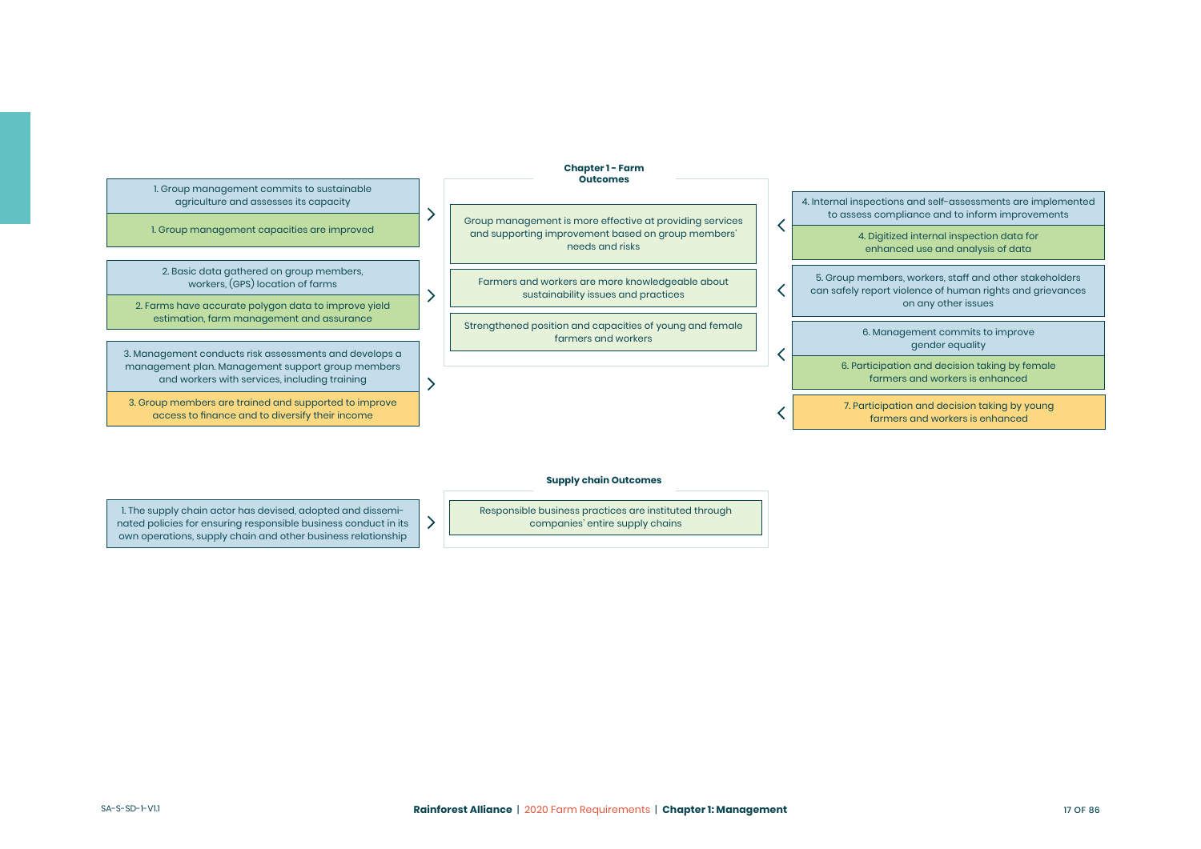### Chapter 1 - Farm Outcomes

- Group management is more effective at providing services and supporting improvement based on group members' needs and risks
- Farmers and workers are more knowledgeable about sustainability issues and practices
- Strengthened position and capacities of young and female farmers and workers

Contributing topics:

1. Group management commits to sustainable agriculture and assesses its capacity
1. Group management capacities are improved
2. Basic data gathered on group members, workers, (GPS) location of farms
2. Farms have accurate polygon data to improve yield estimation, farm management and assurance
3. Management conducts risk assessments and develops a management plan. Management support group members and workers with services, including training
3. Group members are trained and supported to improve access to finance and to diversify their income
4. Internal inspections and self-assessments are implemented to assess compliance and to inform improvements
4. Digitized internal inspection data for enhanced use and analysis of data
5. Group members, workers, staff and other stakeholders can safely report violence of human rights and grievances on any other issues
6. Management commits to improve gender equality
6. Participation and decision taking by female farmers and workers is enhanced
7. Participation and decision taking by young farmers and workers is enhanced

### Supply chain Outcomes

- Responsible business practices are instituted through companies' entire supply chains

Contributing topics:

1. The supply chain actor has devised, adopted and disseminated policies for ensuring responsible business conduct in its own operations, supply chain and other business relationship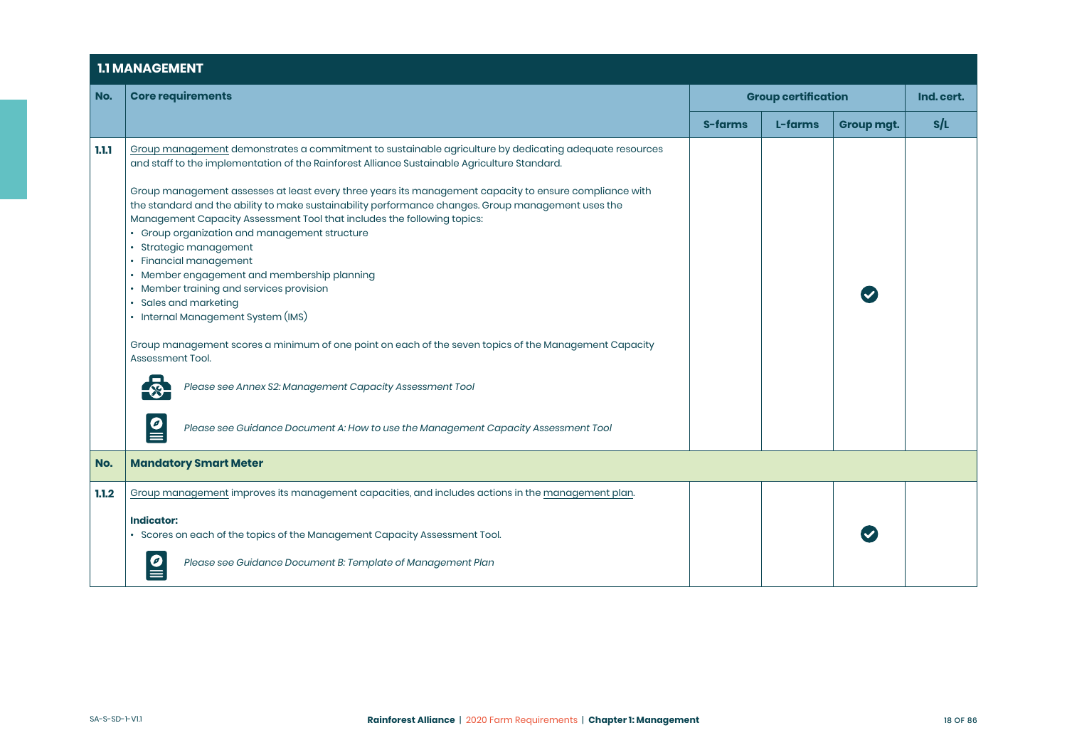## 1.1 MANAGEMENT

| No. | Core requirements | Group certification | | | Ind. cert. |
|---|---|---|---|---|---|
| | | S-farms | L-farms | Group mgt. | S/L |
| 1.1.1 | Group management demonstrates a commitment to sustainable agriculture by dedicating adequate resources and staff to the implementation of the Rainforest Alliance Sustainable Agriculture Standard.<br><br>Group management assesses at least every three years its management capacity to ensure compliance with the standard and the ability to make sustainability performance changes. Group management uses the Management Capacity Assessment Tool that includes the following topics:<br>• Group organization and management structure<br>• Strategic management<br>• Financial management<br>• Member engagement and membership planning<br>• Member training and services provision<br>• Sales and marketing<br>• Internal Management System (IMS)<br><br>Group management scores a minimum of one point on each of the seven topics of the Management Capacity Assessment Tool.<br><br>*Please see Annex S2: Management Capacity Assessment Tool*<br><br>*Please see Guidance Document A: How to use the Management Capacity Assessment Tool* | | | ✔ | |

| No. | Mandatory Smart Meter | S-farms | L-farms | Group mgt. | S/L |
|---|---|---|---|---|---|
| 1.1.2 | Group management improves its management capacities, and includes actions in the management plan.<br><br>**Indicator:**<br>• Scores on each of the topics of the Management Capacity Assessment Tool.<br><br>*Please see Guidance Document B: Template of Management Plan* | | | ✔ | |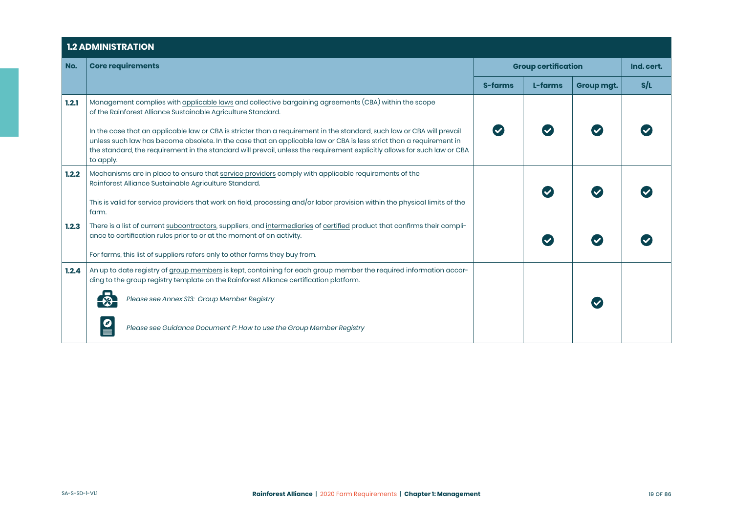## 1.2 ADMINISTRATION

| No. | Core requirements | Group certification | | | Ind. cert. |
|---|---|---|---|---|---|
| | | S-farms | L-farms | Group mgt. | S/L |
| 1.2.1 | Management complies with applicable laws and collective bargaining agreements (CBA) within the scope of the Rainforest Alliance Sustainable Agriculture Standard.<br><br>In the case that an applicable law or CBA is stricter than a requirement in the standard, such law or CBA will prevail unless such law has become obsolete. In the case that an applicable law or CBA is less strict than a requirement in the standard, the requirement in the standard will prevail, unless the requirement explicitly allows for such law or CBA to apply. | ✓ | ✓ | ✓ | ✓ |
| 1.2.2 | Mechanisms are in place to ensure that service providers comply with applicable requirements of the Rainforest Alliance Sustainable Agriculture Standard.<br><br>This is valid for service providers that work on field, processing and/or labor provision within the physical limits of the farm. | | ✓ | ✓ | ✓ |
| 1.2.3 | There is a list of current subcontractors, suppliers, and intermediaries of certified product that confirms their compliance to certification rules prior to or at the moment of an activity.<br><br>For farms, this list of suppliers refers only to other farms they buy from. | | ✓ | ✓ | ✓ |
| 1.2.4 | An up to date registry of group members is kept, containing for each group member the required information according to the group registry template on the Rainforest Alliance certification platform.<br><br>*Please see Annex S13: Group Member Registry*<br><br>*Please see Guidance Document P: How to use the Group Member Registry* | | | ✓ | |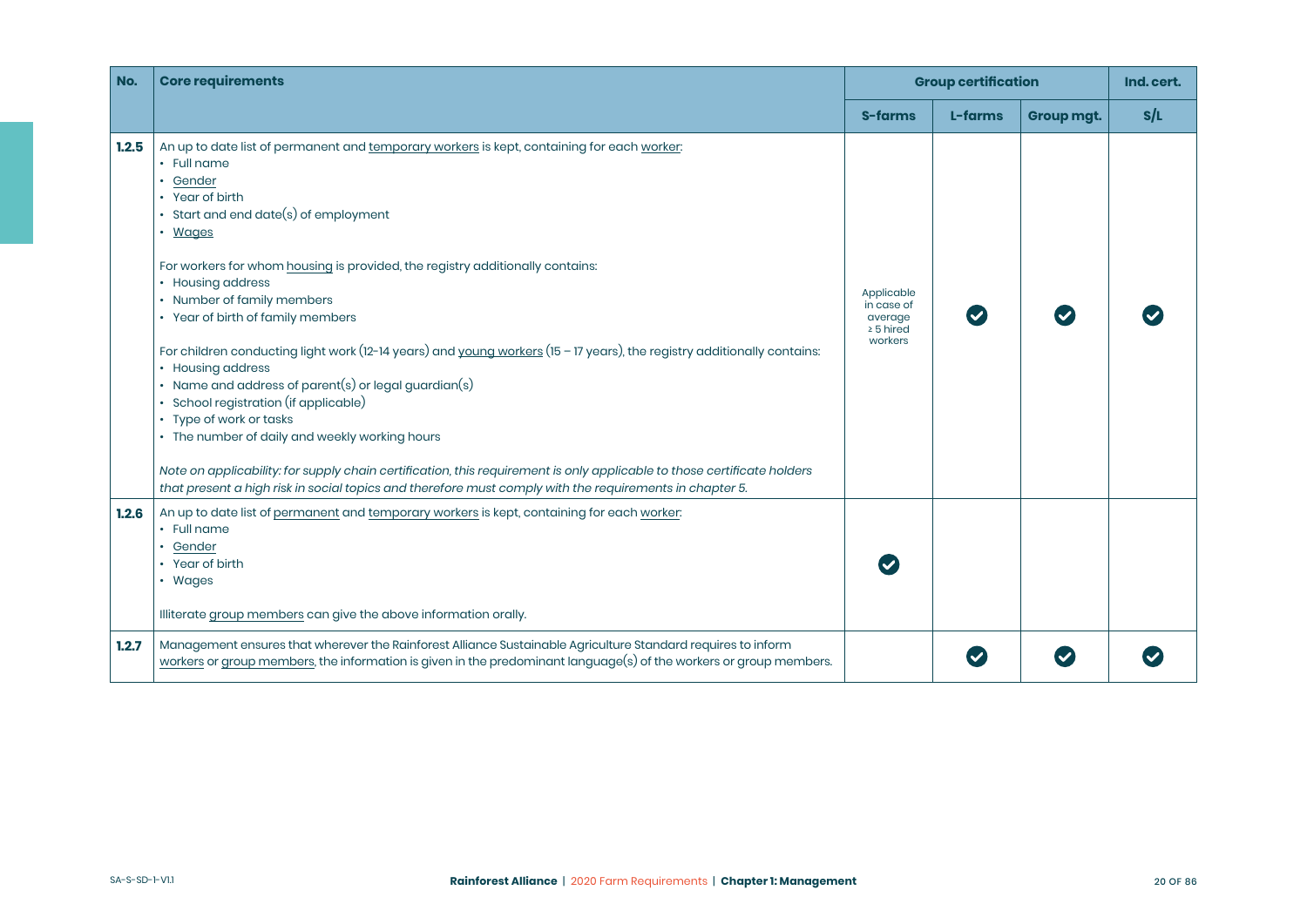| No. | Core requirements | Group certification | | | Ind. cert. |
|---|---|---|---|---|---|
| | | S-farms | L-farms | Group mgt. | S/L |
| 1.2.5 | An up to date list of permanent and temporary workers is kept, containing for each worker:<br>• Full name<br>• Gender<br>• Year of birth<br>• Start and end date(s) of employment<br>• Wages<br><br>For workers for whom housing is provided, the registry additionally contains:<br>• Housing address<br>• Number of family members<br>• Year of birth of family members<br><br>For children conducting light work (12-14 years) and young workers (15 – 17 years), the registry additionally contains:<br>• Housing address<br>• Name and address of parent(s) or legal guardian(s)<br>• School registration (if applicable)<br>• Type of work or tasks<br>• The number of daily and weekly working hours<br><br>*Note on applicability: for supply chain certification, this requirement is only applicable to those certificate holders that present a high risk in social topics and therefore must comply with the requirements in chapter 5.* | Applicable in case of average ≥ 5 hired workers | ✔ | ✔ | ✔ |
| 1.2.6 | An up to date list of permanent and temporary workers is kept, containing for each worker:<br>• Full name<br>• Gender<br>• Year of birth<br>• Wages<br><br>Illiterate group members can give the above information orally. | ✔ | | | |
| 1.2.7 | Management ensures that wherever the Rainforest Alliance Sustainable Agriculture Standard requires to inform workers or group members, the information is given in the predominant language(s) of the workers or group members. | | ✔ | ✔ | ✔ |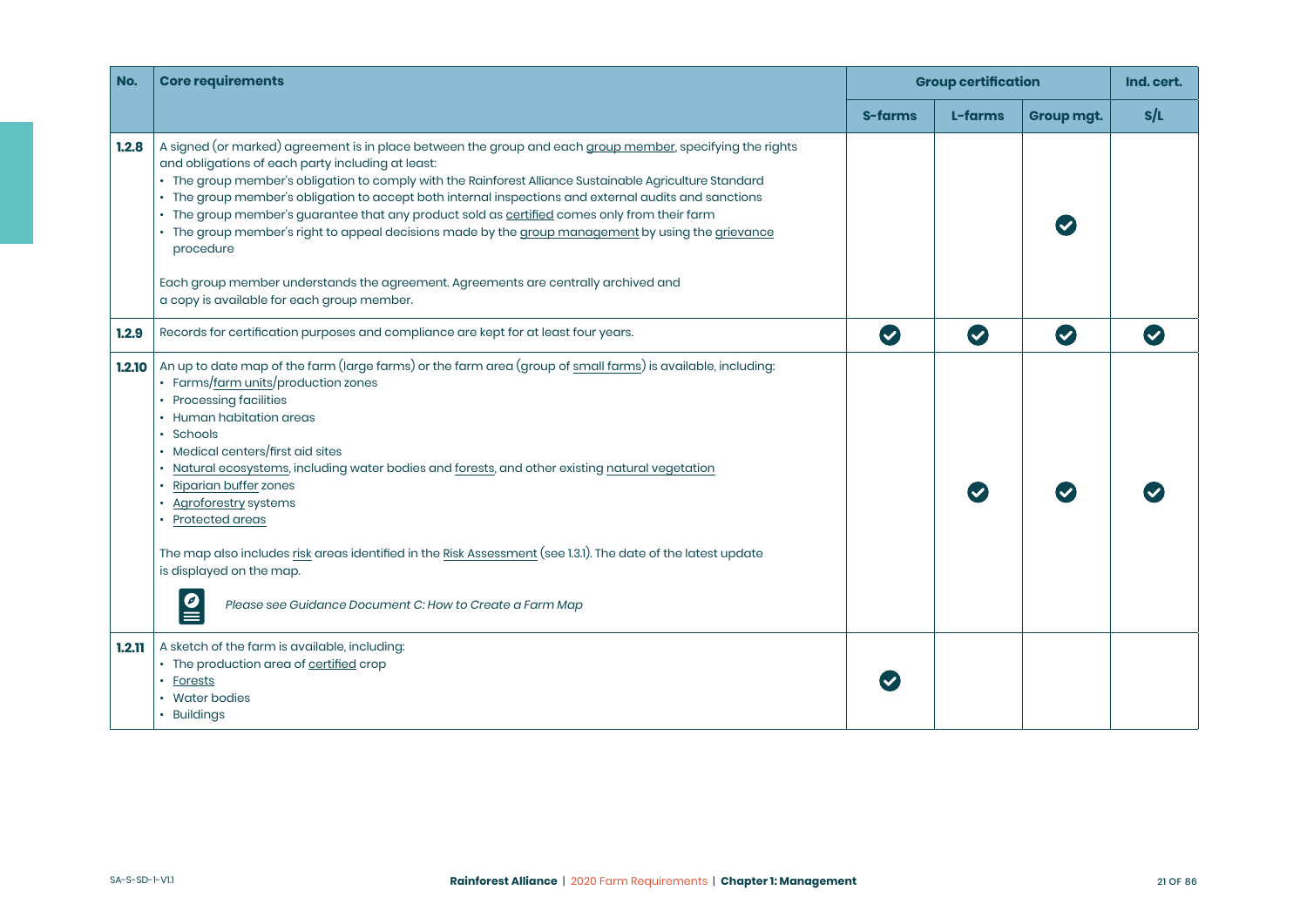| No. | Core requirements | Group certification | | | Ind. cert. |
|---|---|---|---|---|---|
| | | S-farms | L-farms | Group mgt. | S/L |
| **1.2.8** | A signed (or marked) agreement is in place between the group and each group member, specifying the rights and obligations of each party including at least:<br>• The group member's obligation to comply with the Rainforest Alliance Sustainable Agriculture Standard<br>• The group member's obligation to accept both internal inspections and external audits and sanctions<br>• The group member's guarantee that any product sold as certified comes only from their farm<br>• The group member's right to appeal decisions made by the group management by using the grievance procedure<br><br>Each group member understands the agreement. Agreements are centrally archived and a copy is available for each group member. | | | ✔ | |
| **1.2.9** | Records for certification purposes and compliance are kept for at least four years. | ✔ | ✔ | ✔ | ✔ |
| **1.2.10** | An up to date map of the farm (large farms) or the farm area (group of small farms) is available, including:<br>• Farms/farm units/production zones<br>• Processing facilities<br>• Human habitation areas<br>• Schools<br>• Medical centers/first aid sites<br>• Natural ecosystems, including water bodies and forests, and other existing natural vegetation<br>• Riparian buffer zones<br>• Agroforestry systems<br>• Protected areas<br><br>The map also includes risk areas identified in the Risk Assessment (see 1.3.1). The date of the latest update is displayed on the map.<br><br>*Please see Guidance Document C: How to Create a Farm Map* | | ✔ | ✔ | ✔ |
| **1.2.11** | A sketch of the farm is available, including:<br>• The production area of certified crop<br>• Forests<br>• Water bodies<br>• Buildings | ✔ | | | |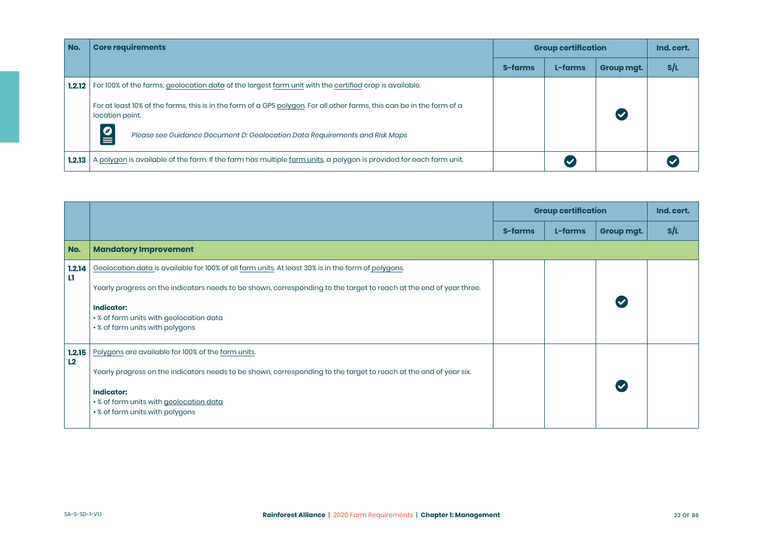| No. | Core requirements | Group certification | | | Ind. cert. |
|---|---|---|---|---|---|
| | | S-farms | L-farms | Group mgt. | S/L |
| 1.2.12 | For 100% of the farms, geolocation data of the largest farm unit with the certified crop is available.<br><br>For at least 10% of the farms, this is in the form of a GPS polygon. For all other farms, this can be in the form of a location point.<br><br>*Please see Guidance Document D: Geolocation Data Requirements and Risk Maps* | | | ✔ | |
| 1.2.13 | A polygon is available of the farm. If the farm has multiple farm units, a polygon is provided for each farm unit. | | ✔ | | ✔ |

| | | Group certification | | | Ind. cert. |
|---|---|---|---|---|---|
| | | S-farms | L-farms | Group mgt. | S/L |
| **No.** | **Mandatory Improvement** | | | | |
| 1.2.14 L1 | Geolocation data is available for 100% of all farm units. At least 30% is in the form of polygons.<br><br>Yearly progress on the indicators needs to be shown, corresponding to the target to reach at the end of year three.<br><br>**Indicator:**<br>• % of farm units with geolocation data<br>• % of farm units with polygons | | | ✔ | |
| 1.2.15 L2 | Polygons are available for 100% of the farm units.<br><br>Yearly progress on the indicators needs to be shown, corresponding to the target to reach at the end of year six.<br><br>**Indicator:**<br>• % of farm units with geolocation data<br>• % of farm units with polygons | | | ✔ | |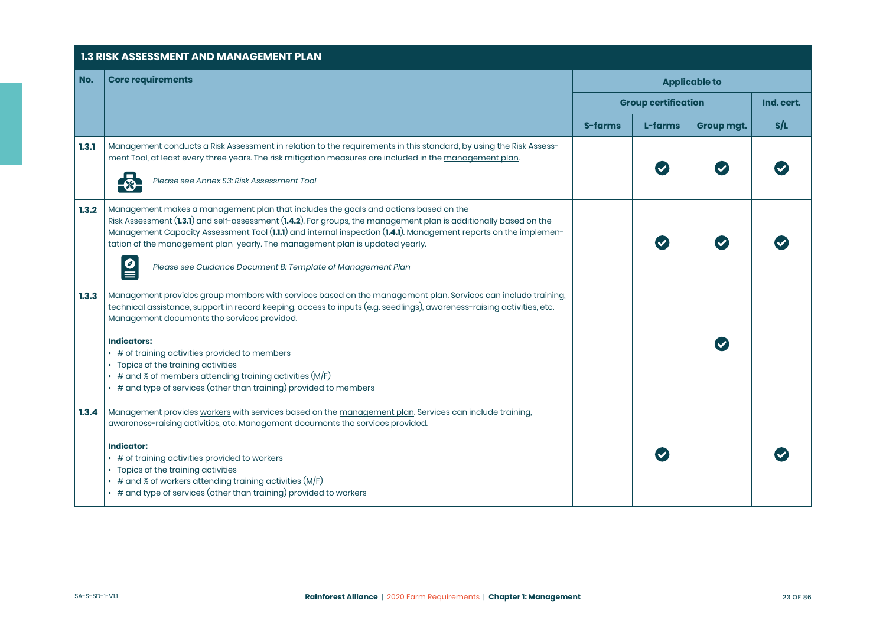## 1.3 RISK ASSESSMENT AND MANAGEMENT PLAN

| No. | Core requirements | Applicable to | | | |
|---|---|---|---|---|---|
| | | Group certification | | | Ind. cert. |
| | | S-farms | L-farms | Group mgt. | S/L |
| **1.3.1** | Management conducts a Risk Assessment in relation to the requirements in this standard, by using the Risk Assessment Tool, at least every three years. The risk mitigation measures are included in the management plan.<br><br>*Please see Annex S3: Risk Assessment Tool* | | ✔ | ✔ | ✔ |
| **1.3.2** | Management makes a management plan that includes the goals and actions based on the Risk Assessment (**1.3.1**) and self-assessment (**1.4.2**). For groups, the management plan is additionally based on the Management Capacity Assessment Tool (**1.1.1**) and internal inspection (**1.4.1**). Management reports on the implementation of the management plan yearly. The management plan is updated yearly.<br><br>*Please see Guidance Document B: Template of Management Plan* | | ✔ | ✔ | ✔ |
| **1.3.3** | Management provides group members with services based on the management plan. Services can include training, technical assistance, support in record keeping, access to inputs (e.g. seedlings), awareness-raising activities, etc. Management documents the services provided.<br><br>**Indicators:**<br>• # of training activities provided to members<br>• Topics of the training activities<br>• # and % of members attending training activities (M/F)<br>• # and type of services (other than training) provided to members | | | ✔ | |
| **1.3.4** | Management provides workers with services based on the management plan. Services can include training, awareness-raising activities, etc. Management documents the services provided.<br><br>**Indicator:**<br>• # of training activities provided to workers<br>• Topics of the training activities<br>• # and % of workers attending training activities (M/F)<br>• # and type of services (other than training) provided to workers | | ✔ | | ✔ |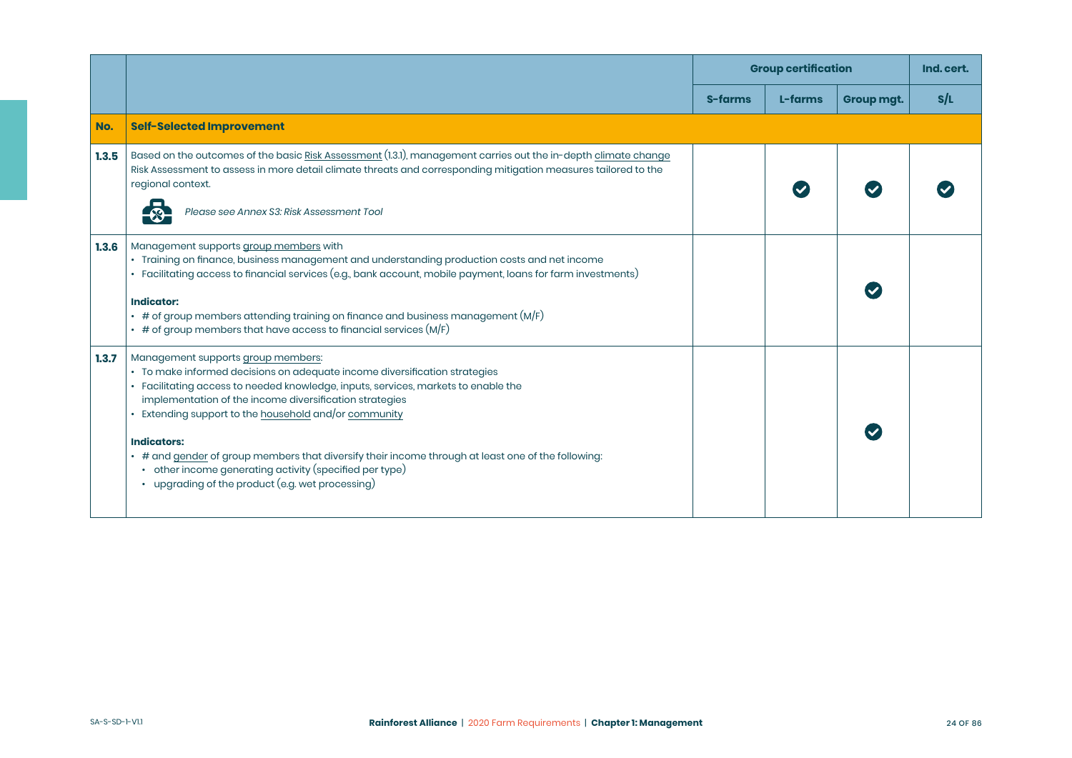| No. | | Group certification | | | Ind. cert. |
|---|---|---|---|---|---|
| | | S-farms | L-farms | Group mgt. | S/L |
| **No.** | **Self-Selected Improvement** | | | | |
| **1.3.5** | Based on the outcomes of the basic Risk Assessment (1.3.1), management carries out the in-depth climate change Risk Assessment to assess in more detail climate threats and corresponding mitigation measures tailored to the regional context.<br><br>*Please see Annex S3: Risk Assessment Tool* | | ✔ | ✔ | ✔ |
| **1.3.6** | Management supports group members with<br>• Training on finance, business management and understanding production costs and net income<br>• Facilitating access to financial services (e.g., bank account, mobile payment, loans for farm investments)<br><br>**Indicator:**<br>• # of group members attending training on finance and business management (M/F)<br>• # of group members that have access to financial services (M/F) | | | ✔ | |
| **1.3.7** | Management supports group members:<br>• To make informed decisions on adequate income diversification strategies<br>• Facilitating access to needed knowledge, inputs, services, markets to enable the implementation of the income diversification strategies<br>• Extending support to the household and/or community<br><br>**Indicators:**<br>• # and gender of group members that diversify their income through at least one of the following:<br>&nbsp;&nbsp;• other income generating activity (specified per type)<br>&nbsp;&nbsp;• upgrading of the product (e.g. wet processing) | | | ✔ | |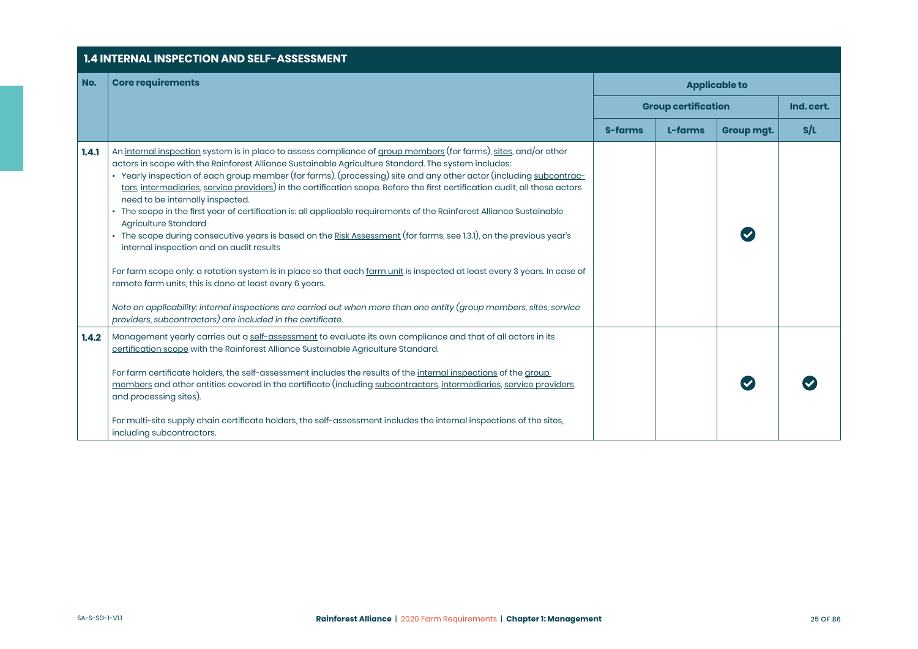## 1.4 INTERNAL INSPECTION AND SELF-ASSESSMENT

| No. | Core requirements | Applicable to | | | |
|---|---|---|---|---|---|
| | | Group certification | | | Ind. cert. |
| | | S-farms | L-farms | Group mgt. | S/L |
| **1.4.1** | An internal inspection system is in place to assess compliance of group members (for farms), sites, and/or other actors in scope with the Rainforest Alliance Sustainable Agriculture Standard. The system includes:<br>• Yearly inspection of each group member (for farms), (processing) site and any other actor (including subcontractors, intermediaries, service providers) in the certification scope. Before the first certification audit, all these actors need to be internally inspected.<br>• The scope in the first year of certification is: all applicable requirements of the Rainforest Alliance Sustainable Agriculture Standard<br>• The scope during consecutive years is based on the Risk Assessment (for farms, see 1.3.1), on the previous year's internal inspection and on audit results<br><br>For farm scope only: a rotation system is in place so that each farm unit is inspected at least every 3 years. In case of remote farm units, this is done at least every 6 years.<br><br>*Note on applicability: internal inspections are carried out when more than one entity (group members, sites, service providers, subcontractors) are included in the certificate.* | | | ✔ | |
| **1.4.2** | Management yearly carries out a self-assessment to evaluate its own compliance and that of all actors in its certification scope with the Rainforest Alliance Sustainable Agriculture Standard.<br><br>For farm certificate holders, the self-assessment includes the results of the internal inspections of the group members and other entities covered in the certificate (including subcontractors, intermediaries, service providers, and processing sites).<br><br>For multi-site supply chain certificate holders, the self-assessment includes the internal inspections of the sites, including subcontractors. | | | ✔ | ✔ |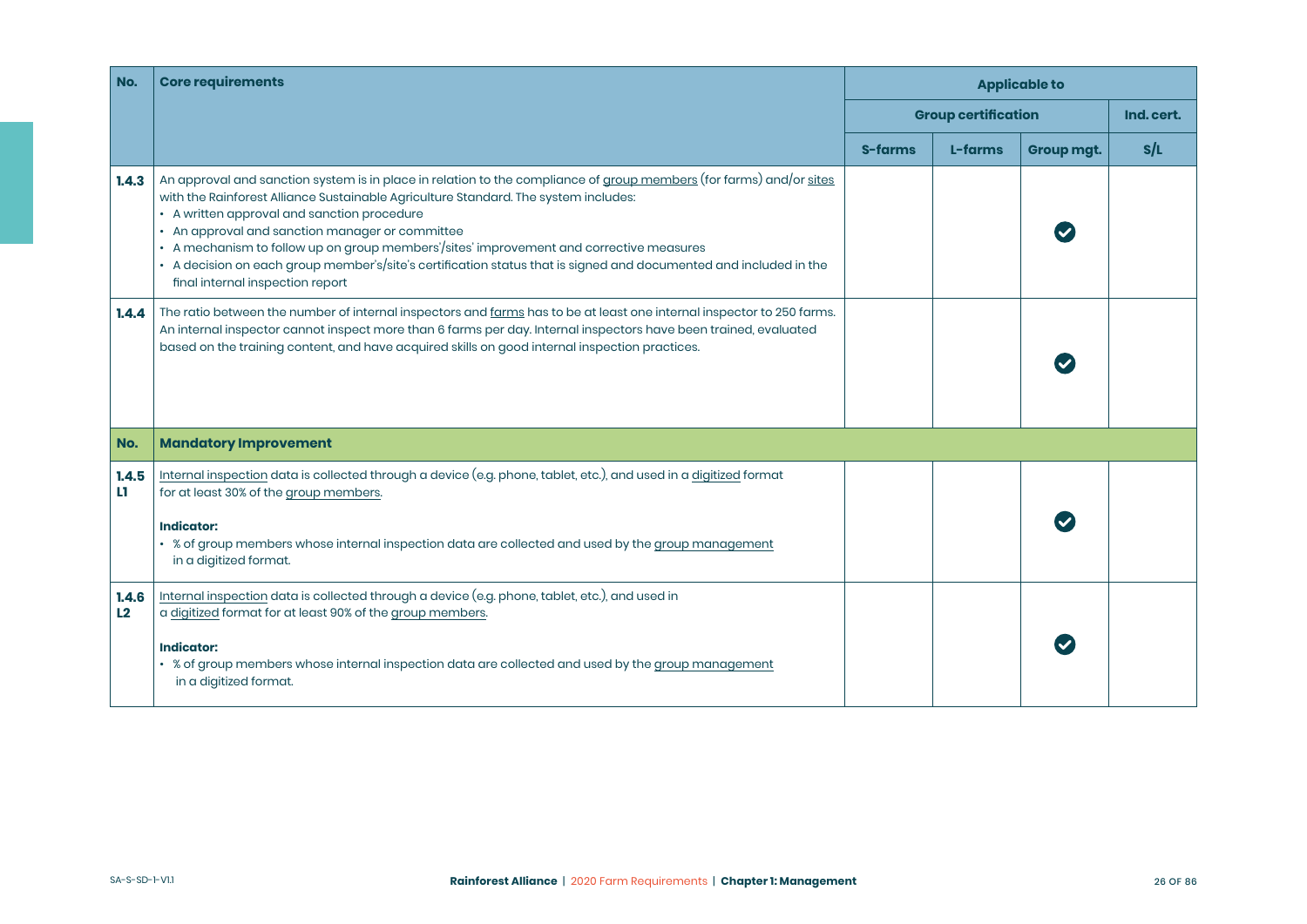| No. | Core requirements | Applicable to | | | |
|---|---|---|---|---|---|
| | | Group certification | | | Ind. cert. |
| | | S-farms | L-farms | Group mgt. | S/L |
| **1.4.3** | An approval and sanction system is in place in relation to the compliance of group members (for farms) and/or sites with the Rainforest Alliance Sustainable Agriculture Standard. The system includes:<br>• A written approval and sanction procedure<br>• An approval and sanction manager or committee<br>• A mechanism to follow up on group members'/sites' improvement and corrective measures<br>• A decision on each group member's/site's certification status that is signed and documented and included in the final internal inspection report | | | ✔ | |
| **1.4.4** | The ratio between the number of internal inspectors and farms has to be at least one internal inspector to 250 farms. An internal inspector cannot inspect more than 6 farms per day. Internal inspectors have been trained, evaluated based on the training content, and have acquired skills on good internal inspection practices. | | | ✔ | |
| **No.** | **Mandatory Improvement** | | | | |
| **1.4.5 L1** | Internal inspection data is collected through a device (e.g. phone, tablet, etc.), and used in a digitized format for at least 30% of the group members.<br><br>**Indicator:**<br>• % of group members whose internal inspection data are collected and used by the group management in a digitized format. | | | ✔ | |
| **1.4.6 L2** | Internal inspection data is collected through a device (e.g. phone, tablet, etc.), and used in a digitized format for at least 90% of the group members.<br><br>**Indicator:**<br>• % of group members whose internal inspection data are collected and used by the group management in a digitized format. | | | ✔ | |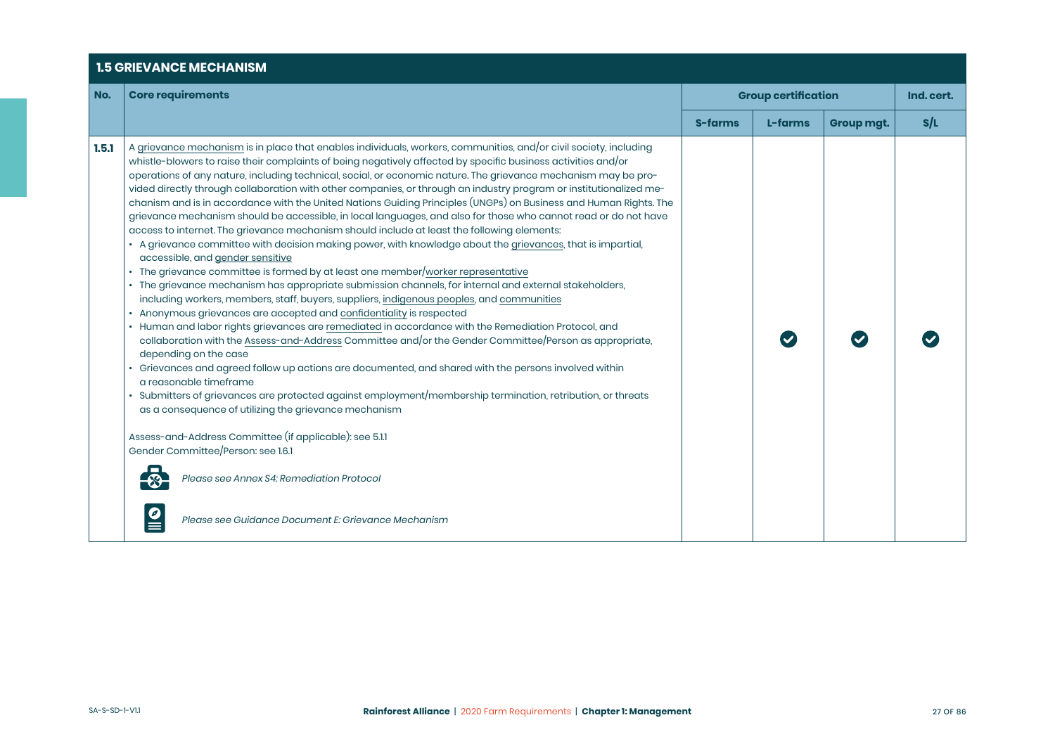| 1.5 GRIEVANCE MECHANISM | | | | | |
|---|---|---|---|---|---|
| **No.** | **Core requirements** | **Group certification** | | | **Ind. cert.** |
| | | **S-farms** | **L-farms** | **Group mgt.** | **S/L** |
| **1.5.1** | A grievance mechanism is in place that enables individuals, workers, communities, and/or civil society, including whistle-blowers to raise their complaints of being negatively affected by specific business activities and/or operations of any nature, including technical, social, or economic nature. The grievance mechanism may be provided directly through collaboration with other companies, or through an industry program or institutionalized mechanism and is in accordance with the United Nations Guiding Principles (UNGPs) on Business and Human Rights. The grievance mechanism should be accessible, in local languages, and also for those who cannot read or do not have access to internet. The grievance mechanism should include at least the following elements:<br>• A grievance committee with decision making power, with knowledge about the grievances, that is impartial, accessible, and gender sensitive<br>• The grievance committee is formed by at least one member/worker representative<br>• The grievance mechanism has appropriate submission channels, for internal and external stakeholders, including workers, members, staff, buyers, suppliers, indigenous peoples, and communities<br>• Anonymous grievances are accepted and confidentiality is respected<br>• Human and labor rights grievances are remediated in accordance with the Remediation Protocol, and collaboration with the Assess-and-Address Committee and/or the Gender Committee/Person as appropriate, depending on the case<br>• Grievances and agreed follow up actions are documented, and shared with the persons involved within a reasonable timeframe<br>• Submitters of grievances are protected against employment/membership termination, retribution, or threats as a consequence of utilizing the grievance mechanism<br><br>Assess-and-Address Committee (if applicable): see 5.1.1<br>Gender Committee/Person: see 1.6.1<br><br>*Please see Annex S4: Remediation Protocol*<br><br>*Please see Guidance Document E: Grievance Mechanism* | | ✔ | ✔ | ✔ |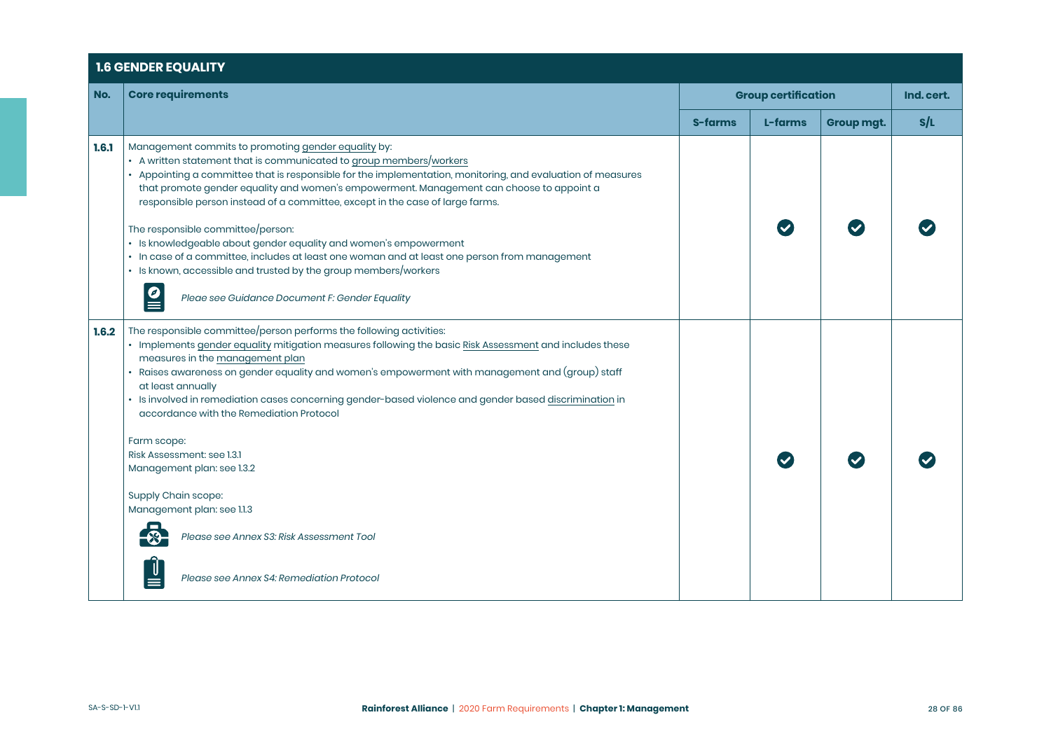## 1.6 GENDER EQUALITY

| No. | Core requirements | Group certification | | | Ind. cert. |
|---|---|---|---|---|---|
| | | S-farms | L-farms | Group mgt. | S/L |
| 1.6.1 | Management commits to promoting gender equality by:<br>• A written statement that is communicated to group members/workers<br>• Appointing a committee that is responsible for the implementation, monitoring, and evaluation of measures that promote gender equality and women's empowerment. Management can choose to appoint a responsible person instead of a committee, except in the case of large farms.<br><br>The responsible committee/person:<br>• Is knowledgeable about gender equality and women's empowerment<br>• In case of a committee, includes at least one woman and at least one person from management<br>• Is known, accessible and trusted by the group members/workers<br><br>*Pleae see Guidance Document F: Gender Equality* | | ✔ | ✔ | ✔ |
| 1.6.2 | The responsible committee/person performs the following activities:<br>• Implements gender equality mitigation measures following the basic Risk Assessment and includes these measures in the management plan<br>• Raises awareness on gender equality and women's empowerment with management and (group) staff at least annually<br>• Is involved in remediation cases concerning gender-based violence and gender based discrimination in accordance with the Remediation Protocol<br><br>Farm scope:<br>Risk Assessment: see 1.3.1<br>Management plan: see 1.3.2<br><br>Supply Chain scope:<br>Management plan: see 1.1.3<br><br>*Please see Annex S3: Risk Assessment Tool*<br><br>*Please see Annex S4: Remediation Protocol* | | ✔ | ✔ | ✔ |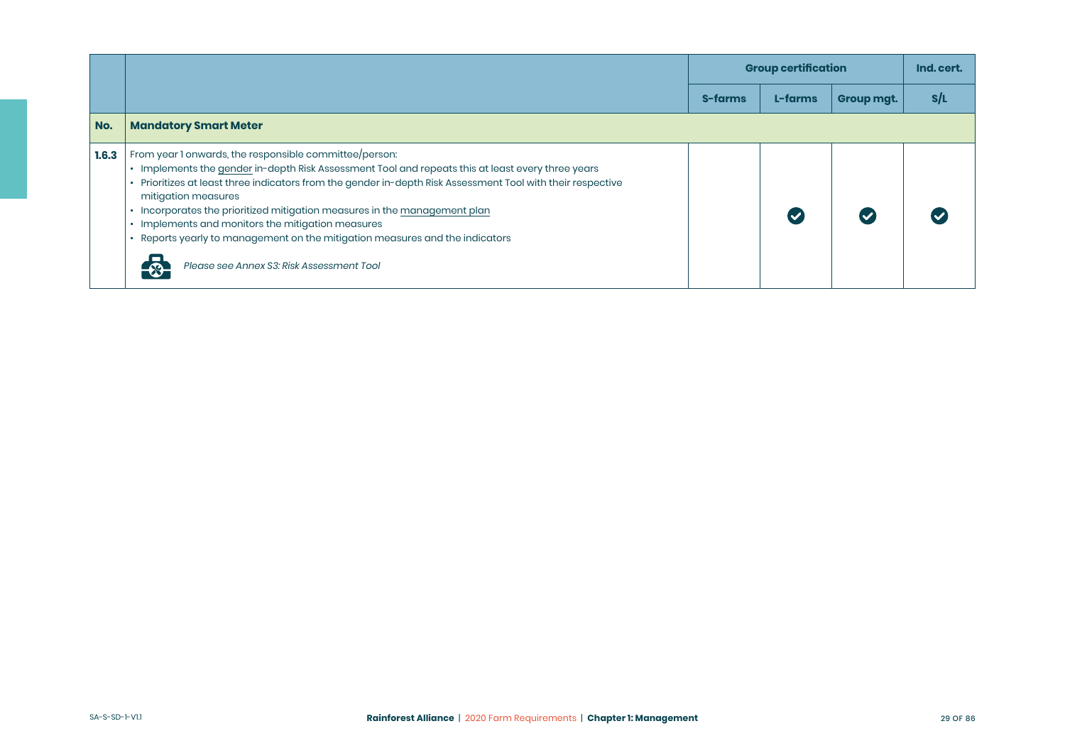| | | Group certification | | | Ind. cert. |
|---|---|---|---|---|---|
| | | S-farms | L-farms | Group mgt. | S/L |
| **No.** | **Mandatory Smart Meter** | | | | |
| **1.6.3** | From year 1 onwards, the responsible committee/person:<br>• Implements the gender in-depth Risk Assessment Tool and repeats this at least every three years<br>• Prioritizes at least three indicators from the gender in-depth Risk Assessment Tool with their respective mitigation measures<br>• Incorporates the prioritized mitigation measures in the management plan<br>• Implements and monitors the mitigation measures<br>• Reports yearly to management on the mitigation measures and the indicators<br>*Please see Annex S3: Risk Assessment Tool* | | ✓ | ✓ | ✓ |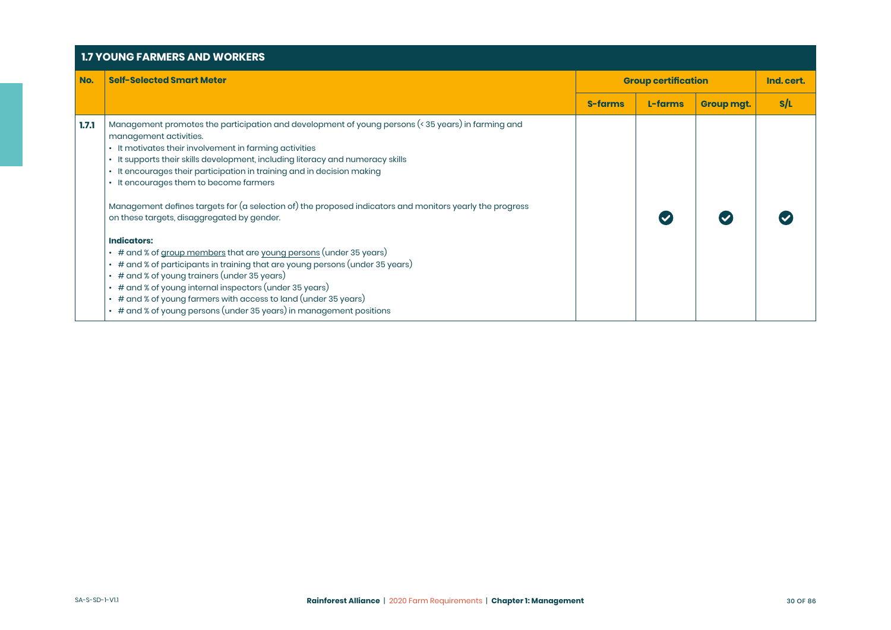## 1.7 YOUNG FARMERS AND WORKERS

| No. | Self-Selected Smart Meter | Group certification | | | Ind. cert. |
|---|---|---|---|---|---|
| | | S-farms | L-farms | Group mgt. | S/L |
| 1.7.1 | Management promotes the participation and development of young persons (< 35 years) in farming and management activities.<br>• It motivates their involvement in farming activities<br>• It supports their skills development, including literacy and numeracy skills<br>• It encourages their participation in training and in decision making<br>• It encourages them to become farmers<br><br>Management defines targets for (a selection of) the proposed indicators and monitors yearly the progress on these targets, disaggregated by gender.<br><br>**Indicators:**<br>• # and % of group members that are young persons (under 35 years)<br>• # and % of participants in training that are young persons (under 35 years)<br>• # and % of young trainers (under 35 years)<br>• # and % of young internal inspectors (under 35 years)<br>• # and % of young farmers with access to land (under 35 years)<br>• # and % of young persons (under 35 years) in management positions | | ✔ | ✔ | ✔ |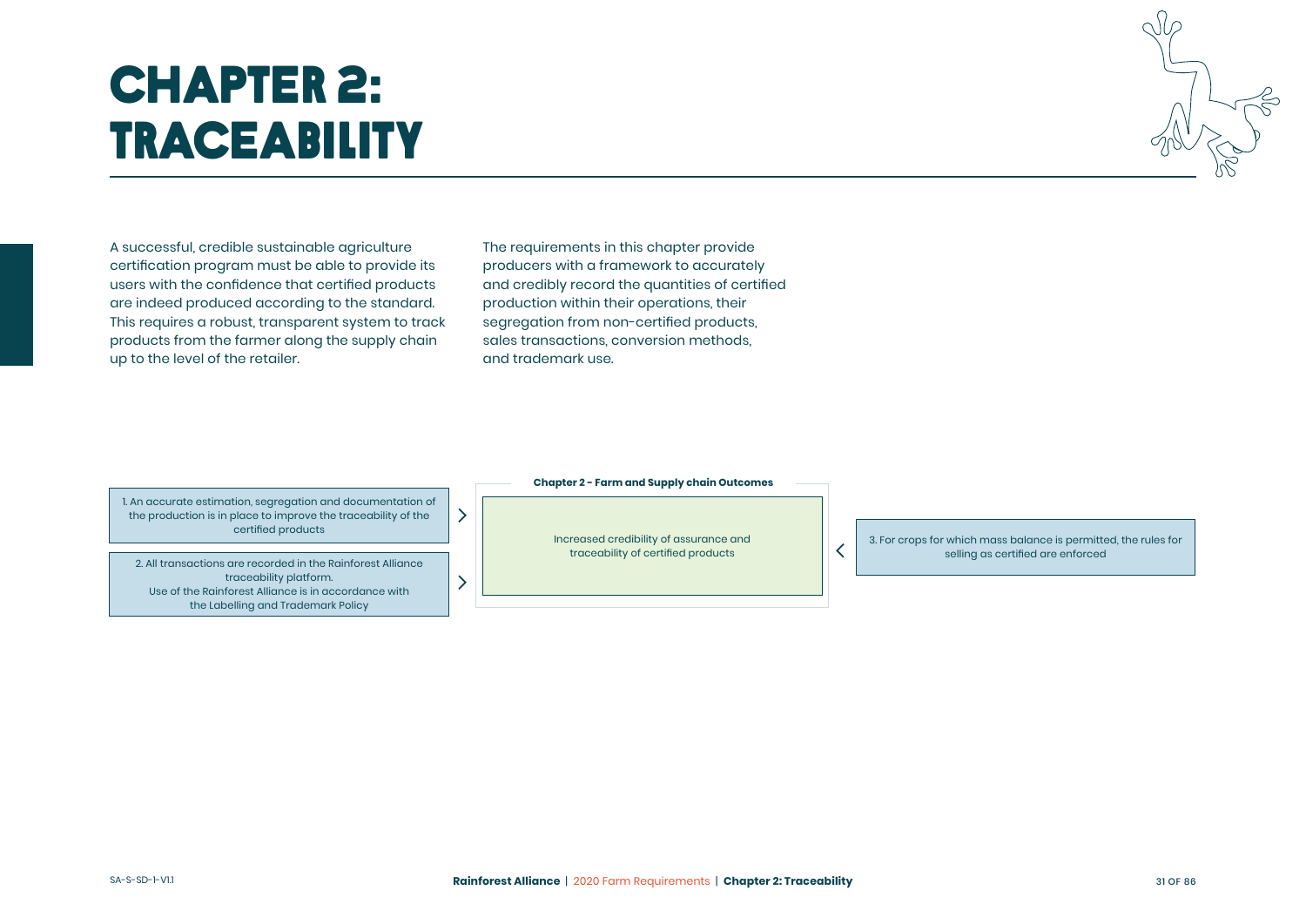# CHAPTER 2: TRACEABILITY

A successful, credible sustainable agriculture certification program must be able to provide its users with the confidence that certified products are indeed produced according to the standard. This requires a robust, transparent system to track products from the farmer along the supply chain up to the level of the retailer.

The requirements in this chapter provide producers with a framework to accurately and credibly record the quantities of certified production within their operations, their segregation from non-certified products, sales transactions, conversion methods, and trademark use.

1. An accurate estimation, segregation and documentation of the production is in place to improve the traceability of the certified products

2. All transactions are recorded in the Rainforest Alliance traceability platform. Use of the Rainforest Alliance is in accordance with the Labelling and Trademark Policy

**Chapter 2 - Farm and Supply chain Outcomes**

Increased credibility of assurance and traceability of certified products

3. For crops for which mass balance is permitted, the rules for selling as certified are enforced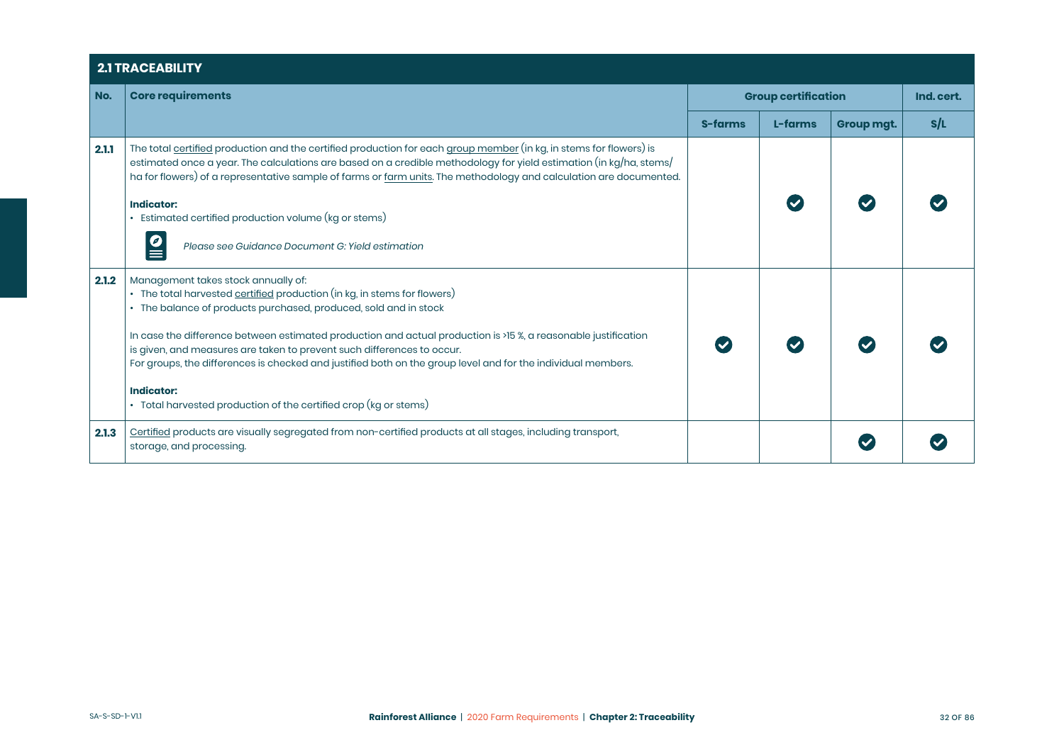## 2.1 TRACEABILITY

| No. | Core requirements | Group certification | | | Ind. cert. |
|---|---|---|---|---|---|
| | | S-farms | L-farms | Group mgt. | S/L |
| 2.1.1 | The total certified production and the certified production for each group member (in kg, in stems for flowers) is estimated once a year. The calculations are based on a credible methodology for yield estimation (in kg/ha, stems/ha for flowers) of a representative sample of farms or farm units. The methodology and calculation are documented.<br><br>**Indicator:**<br>• Estimated certified production volume (kg or stems)<br><br>*Please see Guidance Document G: Yield estimation* | | ✓ | ✓ | ✓ |
| 2.1.2 | Management takes stock annually of:<br>• The total harvested certified production (in kg, in stems for flowers)<br>• The balance of products purchased, produced, sold and in stock<br><br>In case the difference between estimated production and actual production is >15 %, a reasonable justification is given, and measures are taken to prevent such differences to occur.<br>For groups, the differences is checked and justified both on the group level and for the individual members.<br><br>**Indicator:**<br>• Total harvested production of the certified crop (kg or stems) | ✓ | ✓ | ✓ | ✓ |
| 2.1.3 | Certified products are visually segregated from non-certified products at all stages, including transport, storage, and processing. | | | ✓ | ✓ |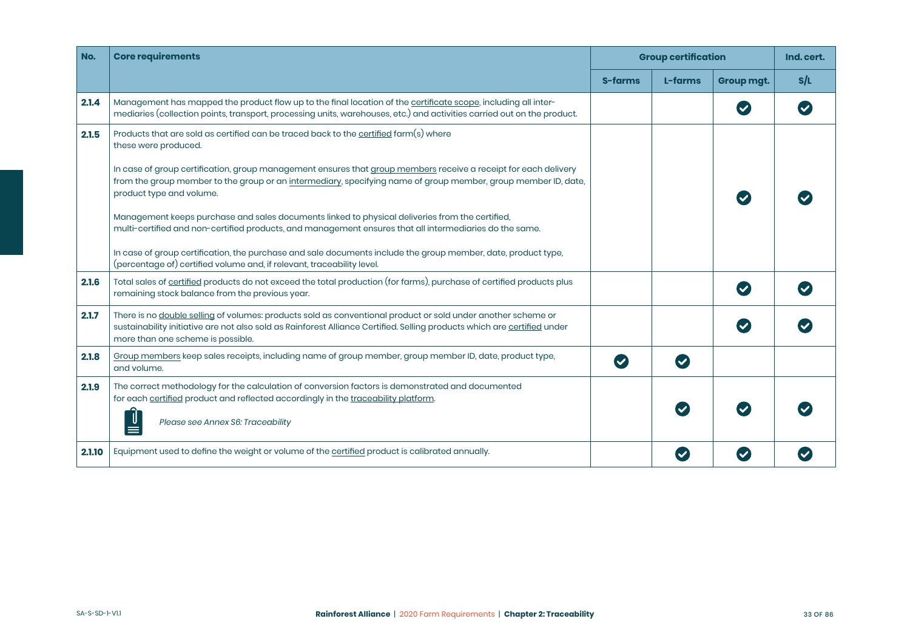| No. | Core requirements | Group certification | | | Ind. cert. |
|---|---|---|---|---|---|
| | | S-farms | L-farms | Group mgt. | S/L |
| 2.1.4 | Management has mapped the product flow up to the final location of the certificate scope, including all intermediaries (collection points, transport, processing units, warehouses, etc.) and activities carried out on the product. | | | ✔ | ✔ |
| 2.1.5 | Products that are sold as certified can be traced back to the certified farm(s) where these were produced.<br><br>In case of group certification, group management ensures that group members receive a receipt for each delivery from the group member to the group or an intermediary, specifying name of group member, group member ID, date, product type and volume.<br><br>Management keeps purchase and sales documents linked to physical deliveries from the certified, multi-certified and non-certified products, and management ensures that all intermediaries do the same.<br><br>In case of group certification, the purchase and sale documents include the group member, date, product type, (percentage of) certified volume and, if relevant, traceability level. | | | ✔ | ✔ |
| 2.1.6 | Total sales of certified products do not exceed the total production (for farms), purchase of certified products plus remaining stock balance from the previous year. | | | ✔ | ✔ |
| 2.1.7 | There is no double selling of volumes: products sold as conventional product or sold under another scheme or sustainability initiative are not also sold as Rainforest Alliance Certified. Selling products which are certified under more than one scheme is possible. | | | ✔ | ✔ |
| 2.1.8 | Group members keep sales receipts, including name of group member, group member ID, date, product type, and volume. | ✔ | ✔ | | |
| 2.1.9 | The correct methodology for the calculation of conversion factors is demonstrated and documented for each certified product and reflected accordingly in the traceability platform.<br><br>*Please see Annex S6: Traceability* | | ✔ | ✔ | ✔ |
| 2.1.10 | Equipment used to define the weight or volume of the certified product is calibrated annually. | | ✔ | ✔ | ✔ |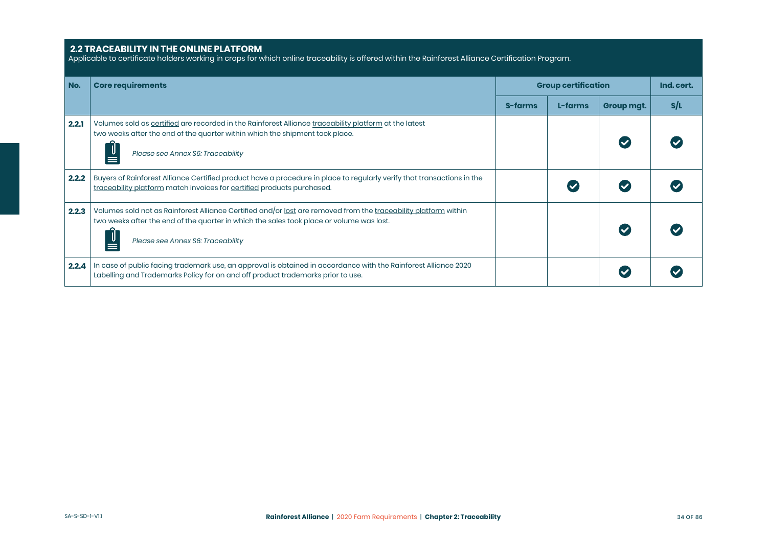## 2.2 TRACEABILITY IN THE ONLINE PLATFORM

Applicable to certificate holders working in crops for which online traceability is offered within the Rainforest Alliance Certification Program.

| No. | Core requirements | Group certification | | | Ind. cert. |
|---|---|---|---|---|---|
| | | S-farms | L-farms | Group mgt. | S/L |
| 2.2.1 | Volumes sold as certified are recorded in the Rainforest Alliance traceability platform at the latest two weeks after the end of the quarter within which the shipment took place. *Please see Annex S6: Traceability* | | | ✔ | ✔ |
| 2.2.2 | Buyers of Rainforest Alliance Certified product have a procedure in place to regularly verify that transactions in the traceability platform match invoices for certified products purchased. | | ✔ | ✔ | ✔ |
| 2.2.3 | Volumes sold not as Rainforest Alliance Certified and/or lost are removed from the traceability platform within two weeks after the end of the quarter in which the sales took place or volume was lost. *Please see Annex S6: Traceability* | | | ✔ | ✔ |
| 2.2.4 | In case of public facing trademark use, an approval is obtained in accordance with the Rainforest Alliance 2020 Labelling and Trademarks Policy for on and off product trademarks prior to use. | | | ✔ | ✔ |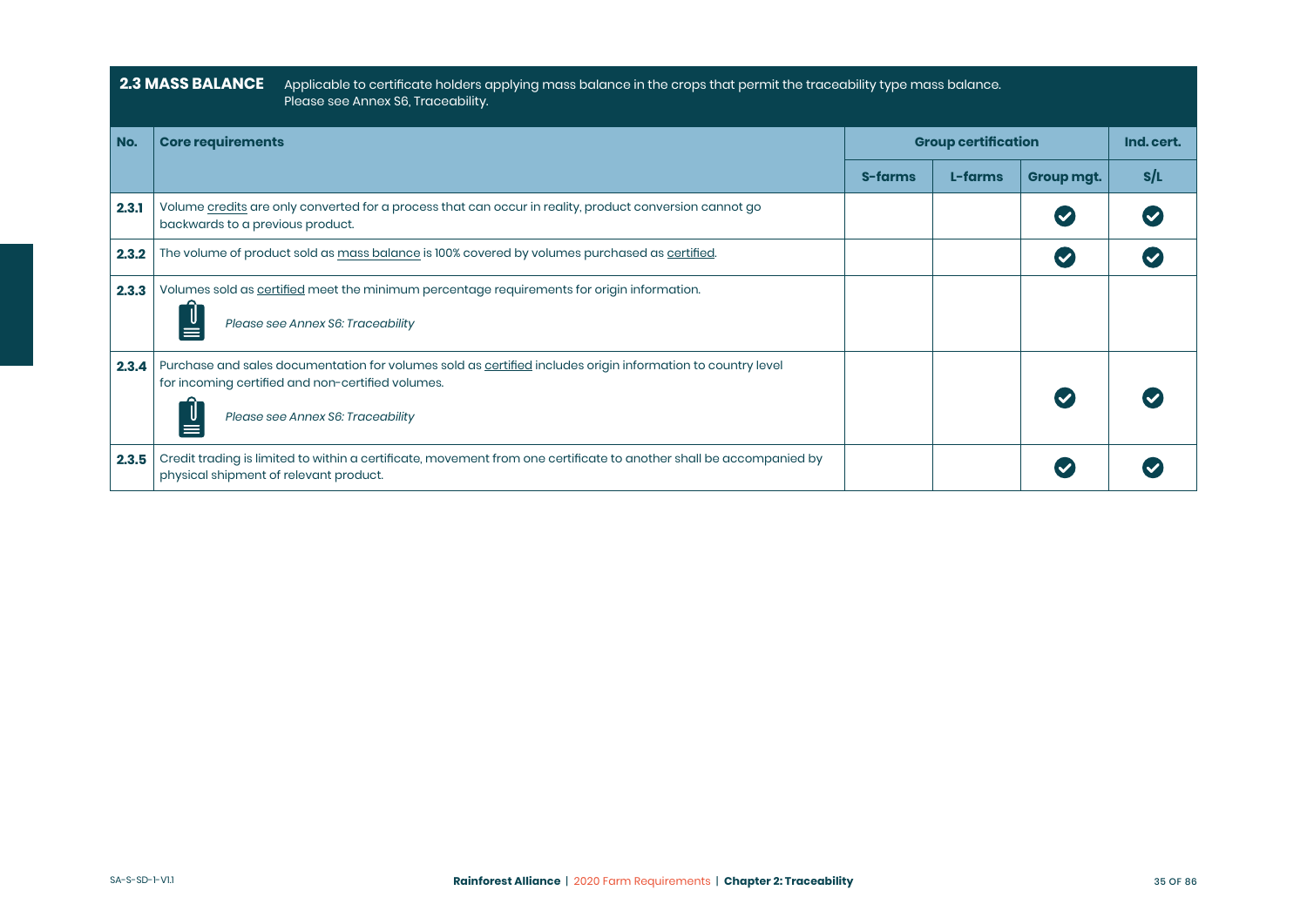## 2.3 MASS BALANCE

Applicable to certificate holders applying mass balance in the crops that permit the traceability type mass balance. Please see Annex S6, Traceability.

| No. | Core requirements | Group certification | | | Ind. cert. |
|---|---|---|---|---|---|
| | | S-farms | L-farms | Group mgt. | S/L |
| 2.3.1 | Volume credits are only converted for a process that can occur in reality, product conversion cannot go backwards to a previous product. | | | ✔ | ✔ |
| 2.3.2 | The volume of product sold as mass balance is 100% covered by volumes purchased as certified. | | | ✔ | ✔ |
| 2.3.3 | Volumes sold as certified meet the minimum percentage requirements for origin information. *Please see Annex S6: Traceability* | | | | |
| 2.3.4 | Purchase and sales documentation for volumes sold as certified includes origin information to country level for incoming certified and non-certified volumes. *Please see Annex S6: Traceability* | | | ✔ | ✔ |
| 2.3.5 | Credit trading is limited to within a certificate, movement from one certificate to another shall be accompanied by physical shipment of relevant product. | | | ✔ | ✔ |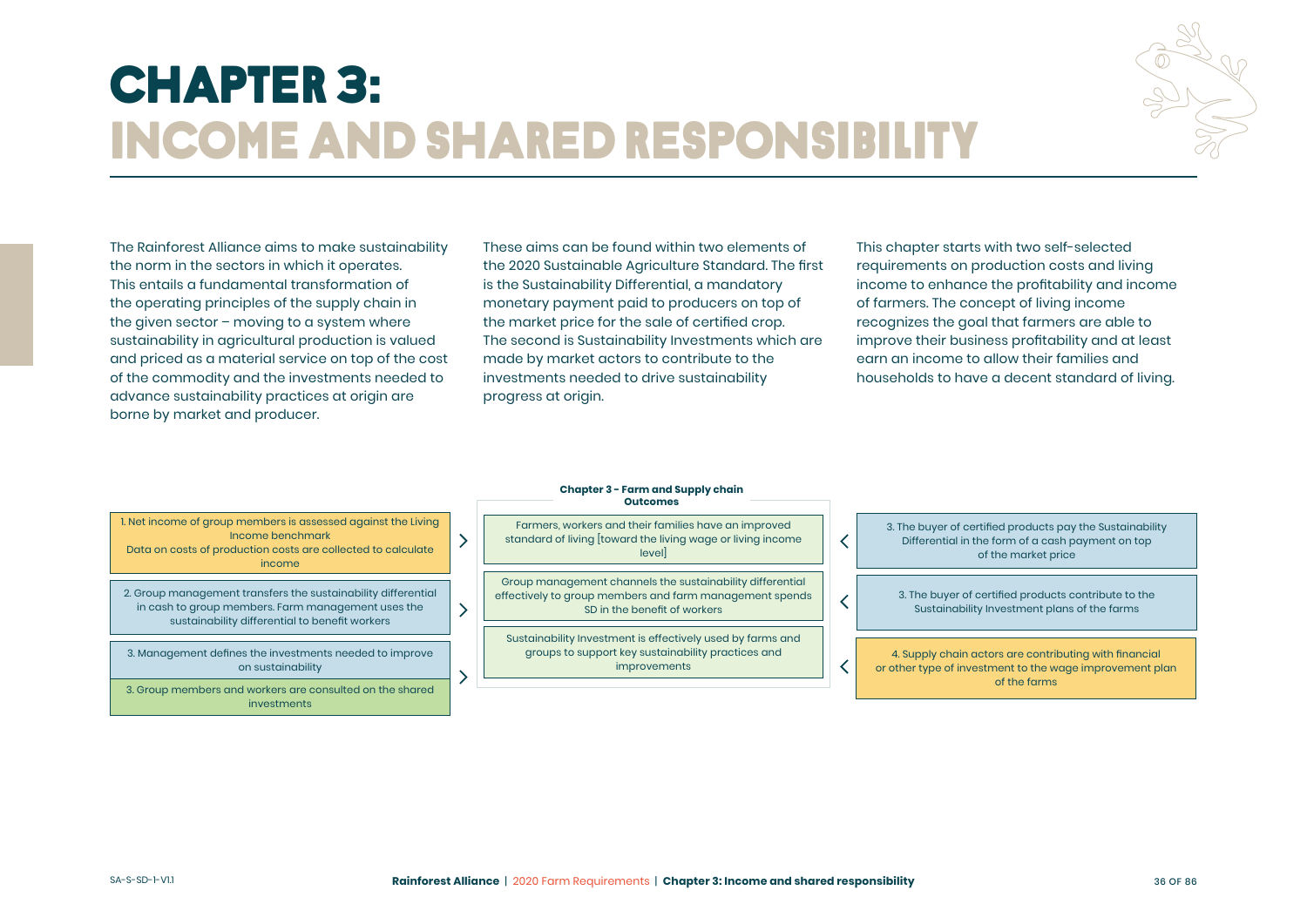# CHAPTER 3:
# INCOME AND SHARED RESPONSIBILITY

The Rainforest Alliance aims to make sustainability the norm in the sectors in which it operates. This entails a fundamental transformation of the operating principles of the supply chain in the given sector – moving to a system where sustainability in agricultural production is valued and priced as a material service on top of the cost of the commodity and the investments needed to advance sustainability practices at origin are borne by market and producer.

These aims can be found within two elements of the 2020 Sustainable Agriculture Standard. The first is the Sustainability Differential, a mandatory monetary payment paid to producers on top of the market price for the sale of certified crop. The second is Sustainability Investments which are made by market actors to contribute to the investments needed to drive sustainability progress at origin.

This chapter starts with two self-selected requirements on production costs and living income to enhance the profitability and income of farmers. The concept of living income recognizes the goal that farmers are able to improve their business profitability and at least earn an income to allow their families and households to have a decent standard of living.

**Chapter 3 - Farm and Supply chain Outcomes**

| Farm requirements | | Outcomes | | Supply chain requirements |
|---|---|---|---|---|
| 1. Net income of group members is assessed against the Living Income benchmark<br>Data on costs of production costs are collected to calculate income | > | Farmers, workers and their families have an improved standard of living [toward the living wage or living income level] | < | 3. The buyer of certified products pay the Sustainability Differential in the form of a cash payment on top of the market price |
| 2. Group management transfers the sustainability differential in cash to group members. Farm management uses the sustainability differential to benefit workers | > | Group management channels the sustainability differential effectively to group members and farm management spends SD in the benefit of workers | < | 3. The buyer of certified products contribute to the Sustainability Investment plans of the farms |
| 3. Management defines the investments needed to improve on sustainability<br>3. Group members and workers are consulted on the shared investments | > | Sustainability Investment is effectively used by farms and groups to support key sustainability practices and improvements | < | 4. Supply chain actors are contributing with financial or other type of investment to the wage improvement plan of the farms |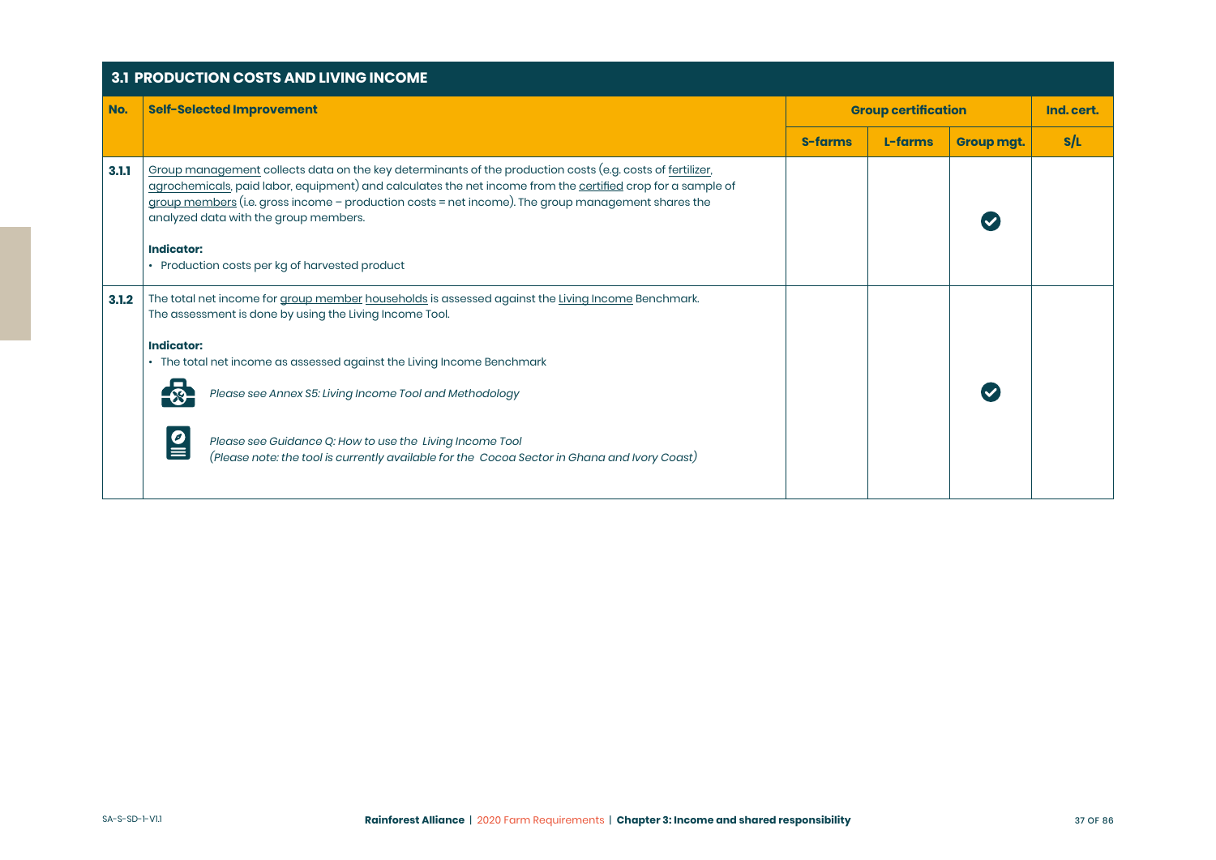## 3.1 PRODUCTION COSTS AND LIVING INCOME

| No. | Self-Selected Improvement | Group certification | | | Ind. cert. |
|---|---|---|---|---|---|
| | | S-farms | L-farms | Group mgt. | S/L |
| 3.1.1 | Group management collects data on the key determinants of the production costs (e.g. costs of fertilizer, agrochemicals, paid labor, equipment) and calculates the net income from the certified crop for a sample of group members (i.e. gross income – production costs = net income). The group management shares the analyzed data with the group members.<br><br>**Indicator:**<br>• Production costs per kg of harvested product | | | ✔ | |
| 3.1.2 | The total net income for group member households is assessed against the Living Income Benchmark. The assessment is done by using the Living Income Tool.<br><br>**Indicator:**<br>• The total net income as assessed against the Living Income Benchmark<br><br>*Please see Annex S5: Living Income Tool and Methodology*<br><br>*Please see Guidance Q: How to use the Living Income Tool*<br>*(Please note: the tool is currently available for the Cocoa Sector in Ghana and Ivory Coast)* | | | ✔ | |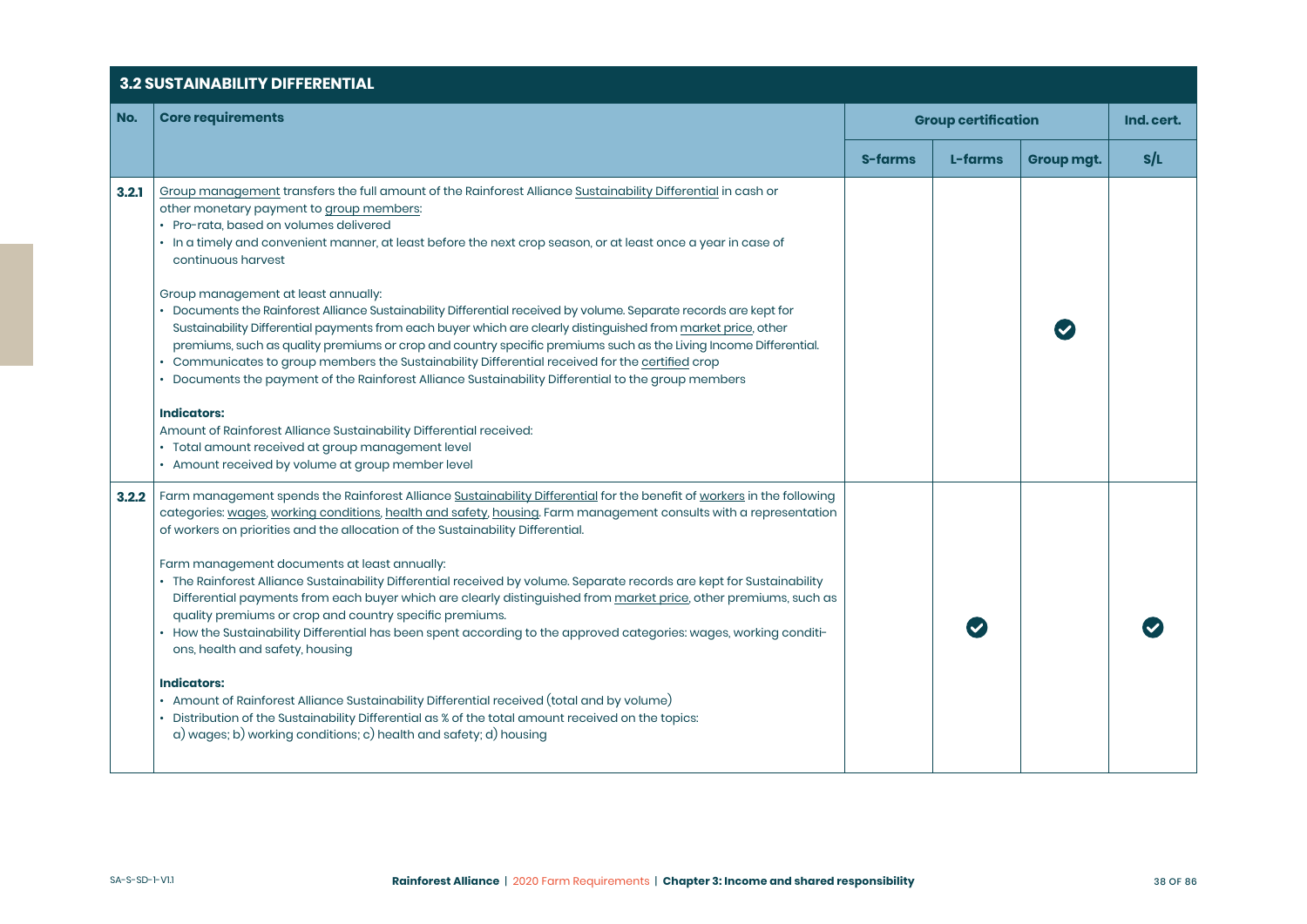## 3.2 SUSTAINABILITY DIFFERENTIAL

| No. | Core requirements | Group certification | | | Ind. cert. |
|---|---|---|---|---|---|
| | | S-farms | L-farms | Group mgt. | S/L |
| 3.2.1 | Group management transfers the full amount of the Rainforest Alliance Sustainability Differential in cash or other monetary payment to group members:<br>• Pro-rata, based on volumes delivered<br>• In a timely and convenient manner, at least before the next crop season, or at least once a year in case of continuous harvest<br><br>Group management at least annually:<br>• Documents the Rainforest Alliance Sustainability Differential received by volume. Separate records are kept for Sustainability Differential payments from each buyer which are clearly distinguished from market price, other premiums, such as quality premiums or crop and country specific premiums such as the Living Income Differential.<br>• Communicates to group members the Sustainability Differential received for the certified crop<br>• Documents the payment of the Rainforest Alliance Sustainability Differential to the group members<br><br>**Indicators:**<br>Amount of Rainforest Alliance Sustainability Differential received:<br>• Total amount received at group management level<br>• Amount received by volume at group member level | | | ✔ | |
| 3.2.2 | Farm management spends the Rainforest Alliance Sustainability Differential for the benefit of workers in the following categories: wages, working conditions, health and safety, housing. Farm management consults with a representation of workers on priorities and the allocation of the Sustainability Differential.<br><br>Farm management documents at least annually:<br>• The Rainforest Alliance Sustainability Differential received by volume. Separate records are kept for Sustainability Differential payments from each buyer which are clearly distinguished from market price, other premiums, such as quality premiums or crop and country specific premiums.<br>• How the Sustainability Differential has been spent according to the approved categories: wages, working conditions, health and safety, housing<br><br>**Indicators:**<br>• Amount of Rainforest Alliance Sustainability Differential received (total and by volume)<br>• Distribution of the Sustainability Differential as % of the total amount received on the topics: a) wages; b) working conditions; c) health and safety; d) housing | | ✔ | | ✔ |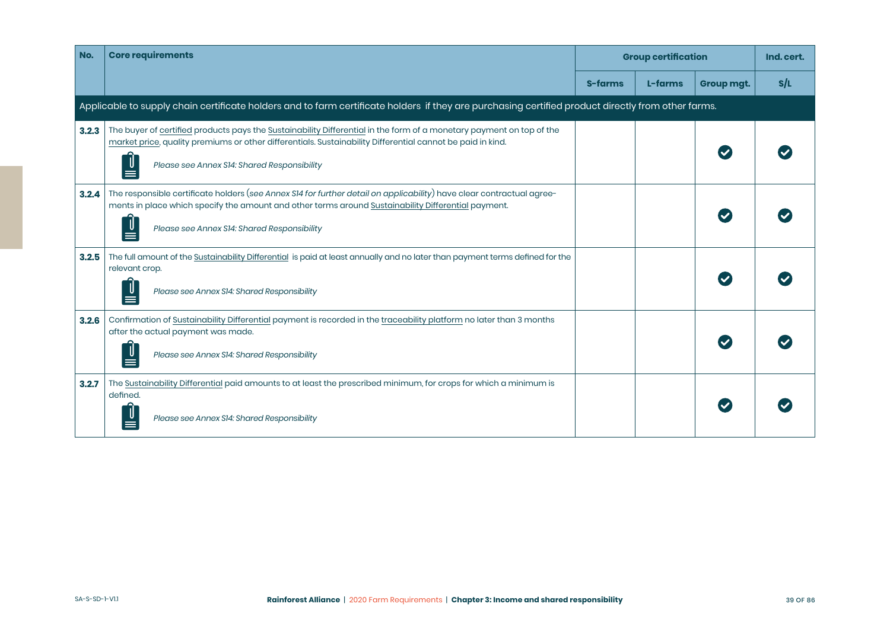| No. | Core requirements | Group certification | | | Ind. cert. |
|---|---|---|---|---|---|
| | | S-farms | L-farms | Group mgt. | S/L |
| Applicable to supply chain certificate holders and to farm certificate holders if they are purchasing certified product directly from other farms. | | | | | |
| **3.2.3** | The buyer of certified products pays the Sustainability Differential in the form of a monetary payment on top of the market price, quality premiums or other differentials. Sustainability Differential cannot be paid in kind. *Please see Annex S14: Shared Responsibility* | | | ✔ | ✔ |
| **3.2.4** | The responsible certificate holders (*see Annex S14 for further detail on applicability*) have clear contractual agreements in place which specify the amount and other terms around Sustainability Differential payment. *Please see Annex S14: Shared Responsibility* | | | ✔ | ✔ |
| **3.2.5** | The full amount of the Sustainability Differential is paid at least annually and no later than payment terms defined for the relevant crop. *Please see Annex S14: Shared Responsibility* | | | ✔ | ✔ |
| **3.2.6** | Confirmation of Sustainability Differential payment is recorded in the traceability platform no later than 3 months after the actual payment was made. *Please see Annex S14: Shared Responsibility* | | | ✔ | ✔ |
| **3.2.7** | The Sustainability Differential paid amounts to at least the prescribed minimum, for crops for which a minimum is defined. *Please see Annex S14: Shared Responsibility* | | | ✔ | ✔ |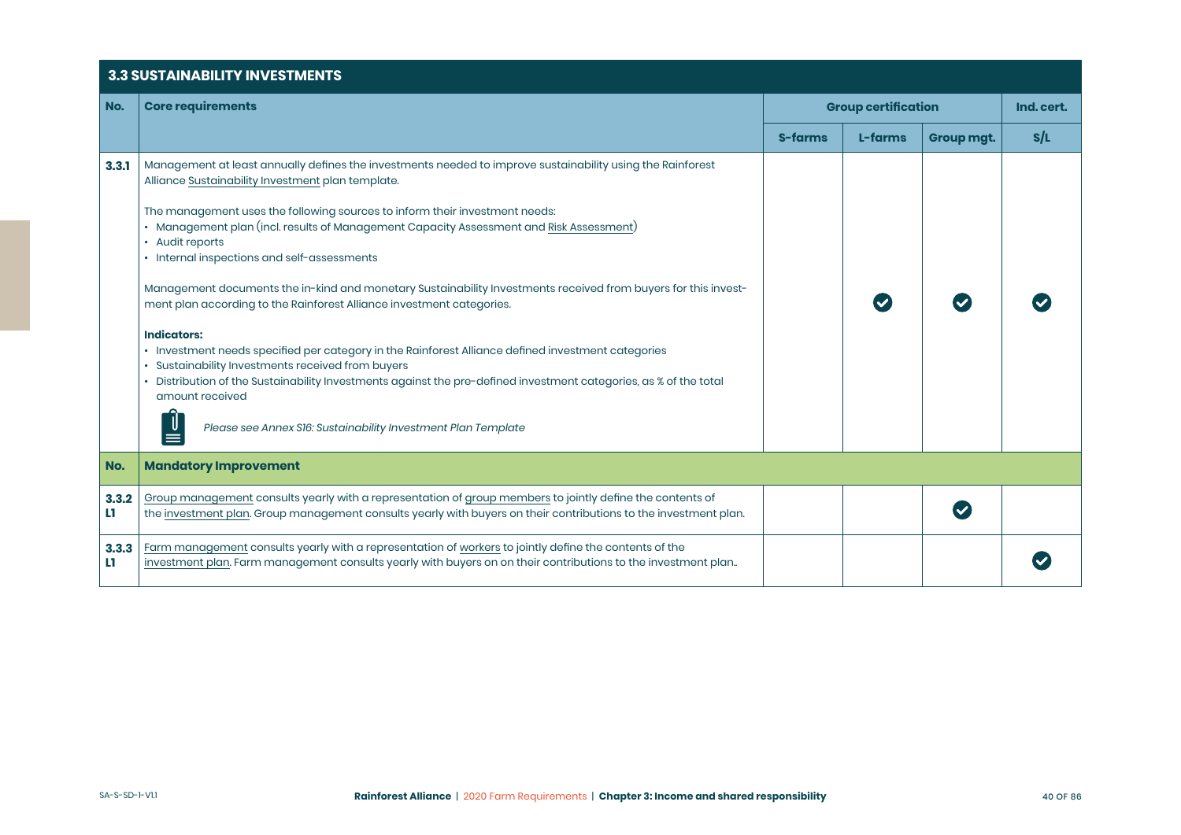## 3.3 SUSTAINABILITY INVESTMENTS

| No. | Core requirements | Group certification | | | Ind. cert. |
|---|---|---|---|---|---|
| | | S-farms | L-farms | Group mgt. | S/L |
| 3.3.1 | Management at least annually defines the investments needed to improve sustainability using the Rainforest Alliance Sustainability Investment plan template.<br><br>The management uses the following sources to inform their investment needs:<br>• Management plan (incl. results of Management Capacity Assessment and Risk Assessment)<br>• Audit reports<br>• Internal inspections and self-assessments<br><br>Management documents the in-kind and monetary Sustainability Investments received from buyers for this investment plan according to the Rainforest Alliance investment categories.<br><br>**Indicators:**<br>• Investment needs specified per category in the Rainforest Alliance defined investment categories<br>• Sustainability Investments received from buyers<br>• Distribution of the Sustainability Investments against the pre-defined investment categories, as % of the total amount received<br><br>*Please see Annex S16: Sustainability Investment Plan Template* | | ✔ | ✔ | ✔ |
| **No.** | **Mandatory Improvement** | | | | |
| 3.3.2 L1 | Group management consults yearly with a representation of group members to jointly define the contents of the investment plan. Group management consults yearly with buyers on their contributions to the investment plan. | | | ✔ | |
| 3.3.3 L1 | Farm management consults yearly with a representation of workers to jointly define the contents of the investment plan. Farm management consults yearly with buyers on on their contributions to the investment plan.. | | | | ✔ |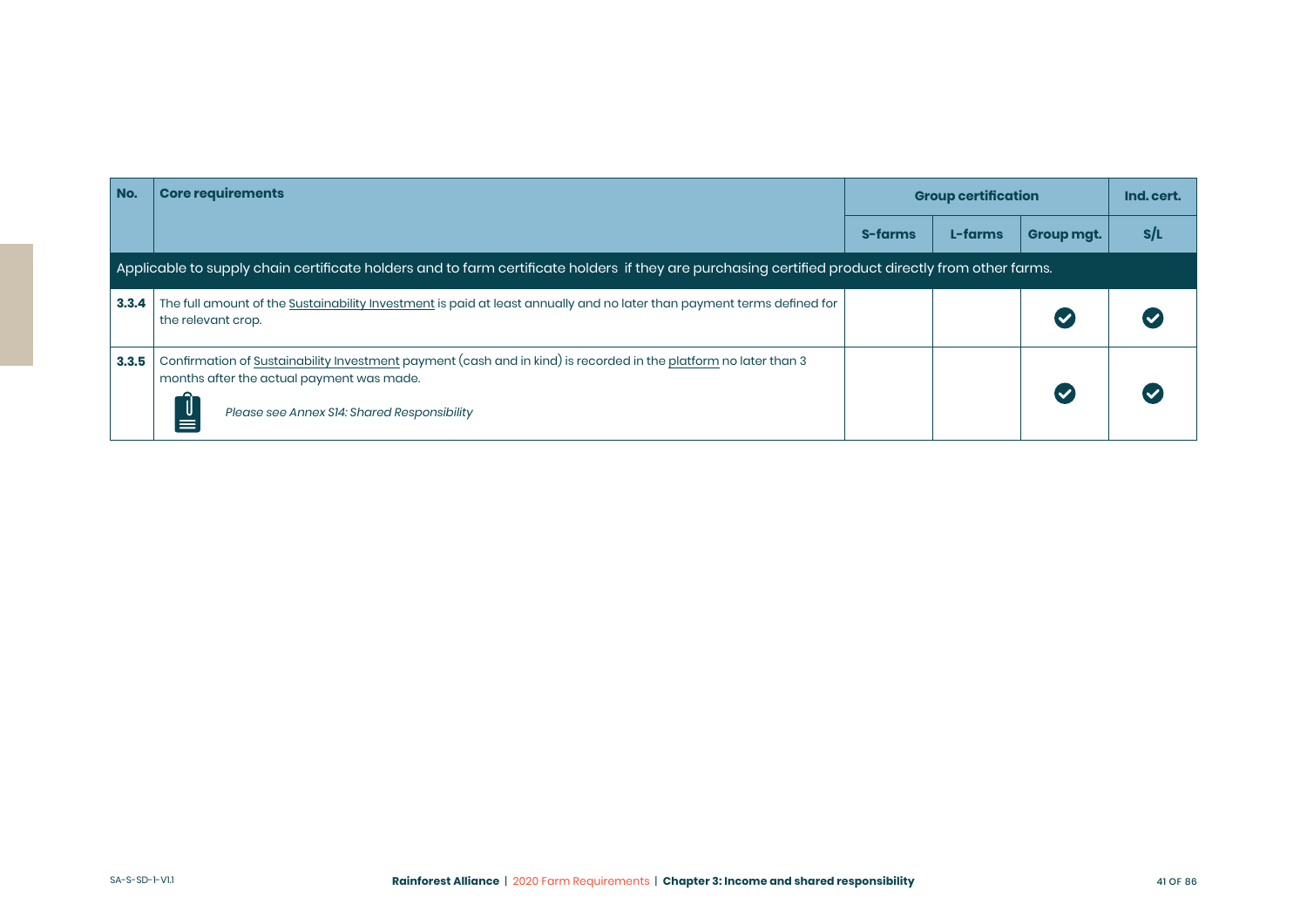| No. | Core requirements | Group certification | | | Ind. cert. |
|---|---|---|---|---|---|
| | | S-farms | L-farms | Group mgt. | S/L |
| Applicable to supply chain certificate holders and to farm certificate holders if they are purchasing certified product directly from other farms. | | | | | |
| **3.3.4** | The full amount of the Sustainability Investment is paid at least annually and no later than payment terms defined for the relevant crop. | | | ✔ | ✔ |
| **3.3.5** | Confirmation of Sustainability Investment payment (cash and in kind) is recorded in the platform no later than 3 months after the actual payment was made. *Please see Annex S14: Shared Responsibility* | | | ✔ | ✔ |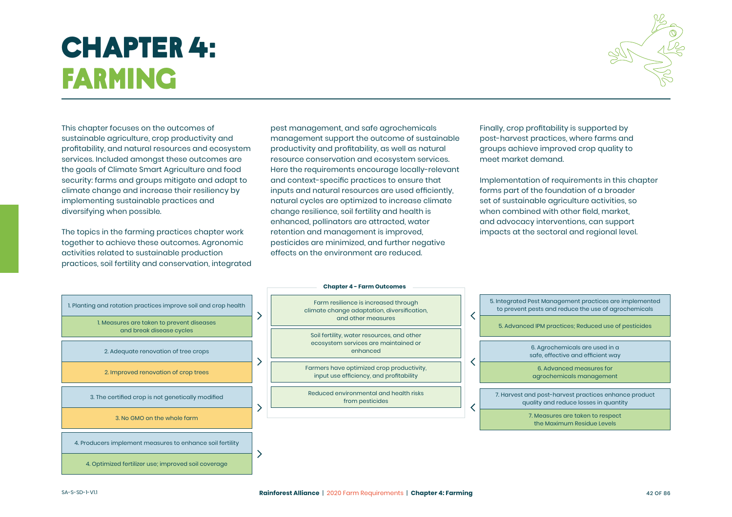# CHAPTER 4: FARMING

This chapter focuses on the outcomes of sustainable agriculture, crop productivity and profitability, and natural resources and ecosystem services. Included amongst these outcomes are the goals of Climate Smart Agriculture and food security: farms and groups mitigate and adapt to climate change and increase their resiliency by implementing sustainable practices and diversifying when possible.

The topics in the farming practices chapter work together to achieve these outcomes. Agronomic activities related to sustainable production practices, soil fertility and conservation, integrated pest management, and safe agrochemicals management support the outcome of sustainable productivity and profitability, as well as natural resource conservation and ecosystem services. Here the requirements encourage locally-relevant and context-specific practices to ensure that inputs and natural resources are used efficiently, natural cycles are optimized to increase climate change resilience, soil fertility and health is enhanced, pollinators are attracted, water retention and management is improved, pesticides are minimized, and further negative effects on the environment are reduced.

Finally, crop profitability is supported by post-harvest practices, where farms and groups achieve improved crop quality to meet market demand.

Implementation of requirements in this chapter forms part of the foundation of a broader set of sustainable agriculture activities, so when combined with other field, market, and advocacy interventions, can support impacts at the sectoral and regional level.

**Chapter 4 - Farm Outcomes**

- Farm resilience is increased through climate change adaptation, diversification, and other measures
- Soil fertility, water resources, and other ecosystem services are maintained or enhanced
- Farmers have optimized crop productivity, input use efficiency, and profitability
- Reduced environmental and health risks from pesticides

| Topic | Level |
| --- | --- |
| 1. Planting and rotation practices improve soil and crop health | 1. Measures are taken to prevent diseases and break disease cycles |
| 2. Adequate renovation of tree crops | 2. Improved renovation of crop trees |
| 3. The certified crop is not genetically modified | 3. No GMO on the whole farm |
| 4. Producers implement measures to enhance soil fertility | 4. Optimized fertilizer use; improved soil coverage |
| 5. Integrated Pest Management practices are implemented to prevent pests and reduce the use of agrochemicals | 5. Advanced IPM practices; Reduced use of pesticides |
| 6. Agrochemicals are used in a safe, effective and efficient way | 6. Advanced measures for agrochemicals management |
| 7. Harvest and post-harvest practices enhance product quality and reduce losses in quantity | 7. Measures are taken to respect the Maximum Residue Levels |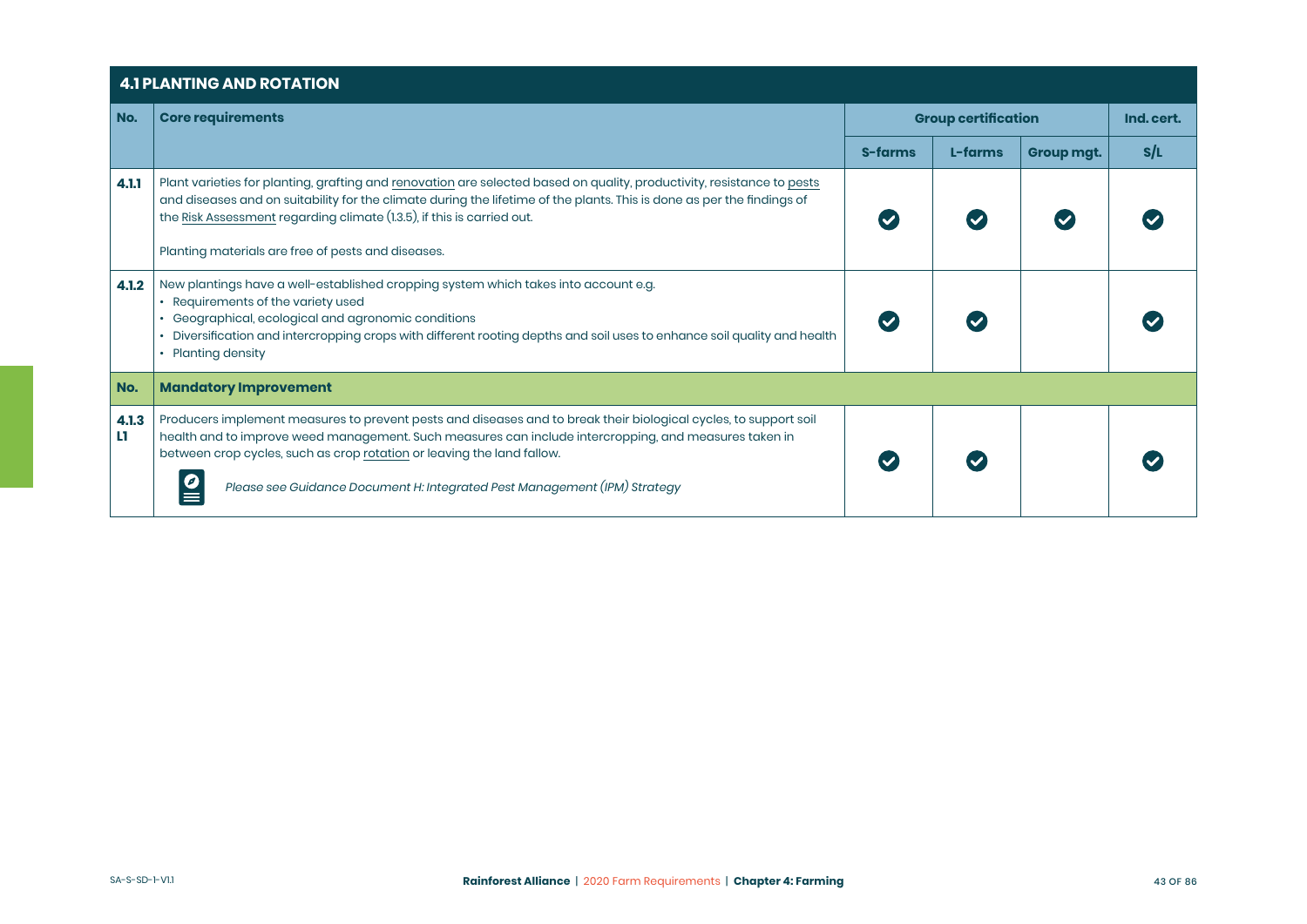## 4.1 PLANTING AND ROTATION

| No. | Core requirements | Group certification | | | Ind. cert. |
|---|---|---|---|---|---|
| | | S-farms | L-farms | Group mgt. | S/L |
| 4.1.1 | Plant varieties for planting, grafting and renovation are selected based on quality, productivity, resistance to pests and diseases and on suitability for the climate during the lifetime of the plants. This is done as per the findings of the Risk Assessment regarding climate (1.3.5), if this is carried out.<br><br>Planting materials are free of pests and diseases. | ✔ | ✔ | ✔ | ✔ |
| 4.1.2 | New plantings have a well-established cropping system which takes into account e.g.<br>• Requirements of the variety used<br>• Geographical, ecological and agronomic conditions<br>• Diversification and intercropping crops with different rooting depths and soil uses to enhance soil quality and health<br>• Planting density | ✔ | ✔ | | ✔ |
| **No.** | **Mandatory Improvement** | | | | |
| 4.1.3 L1 | Producers implement measures to prevent pests and diseases and to break their biological cycles, to support soil health and to improve weed management. Such measures can include intercropping, and measures taken in between crop cycles, such as crop rotation or leaving the land fallow.<br><br>*Please see Guidance Document H: Integrated Pest Management (IPM) Strategy* | ✔ | ✔ | | ✔ |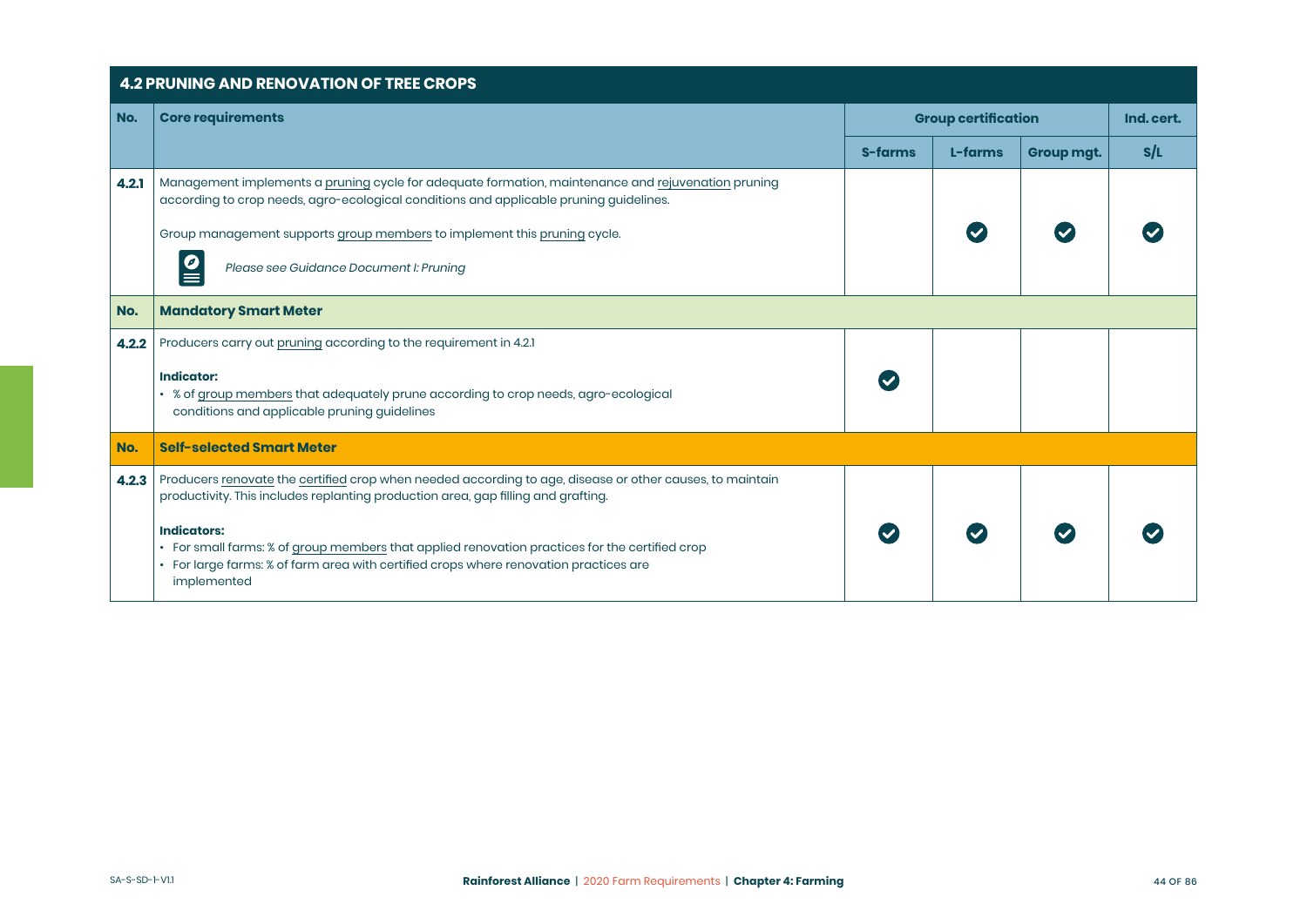## 4.2 PRUNING AND RENOVATION OF TREE CROPS

| No. | Core requirements | Group certification | | | Ind. cert. |
|---|---|---|---|---|---|
| | | S-farms | L-farms | Group mgt. | S/L |
| 4.2.1 | Management implements a pruning cycle for adequate formation, maintenance and rejuvenation pruning according to crop needs, agro-ecological conditions and applicable pruning guidelines.<br><br>Group management supports group members to implement this pruning cycle.<br><br>*Please see Guidance Document I: Pruning* | | ✔ | ✔ | ✔ |
| **No.** | **Mandatory Smart Meter** | | | | |
| 4.2.2 | Producers carry out pruning according to the requirement in 4.2.1<br><br>**Indicator:**<br>• % of group members that adequately prune according to crop needs, agro-ecological conditions and applicable pruning guidelines | ✔ | | | |
| **No.** | **Self-selected Smart Meter** | | | | |
| 4.2.3 | Producers renovate the certified crop when needed according to age, disease or other causes, to maintain productivity. This includes replanting production area, gap filling and grafting.<br><br>**Indicators:**<br>• For small farms: % of group members that applied renovation practices for the certified crop<br>• For large farms: % of farm area with certified crops where renovation practices are implemented | ✔ | ✔ | ✔ | ✔ |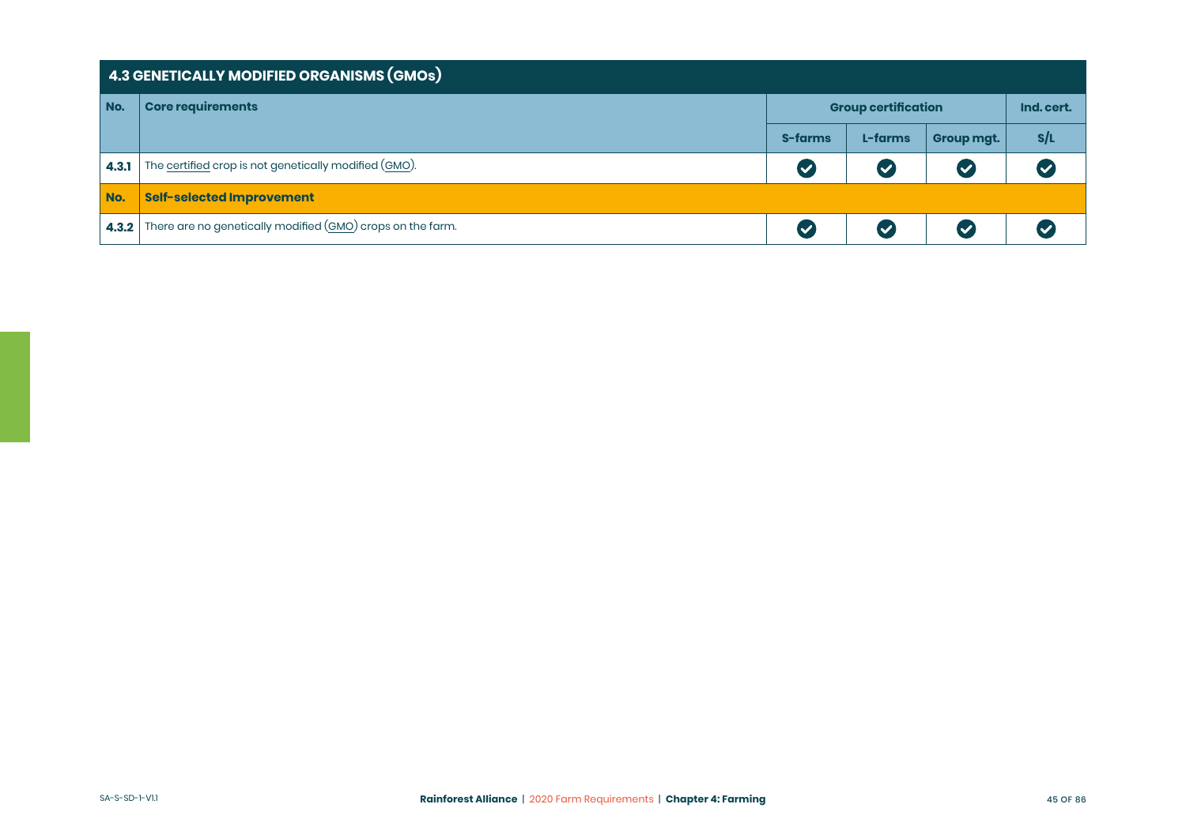## 4.3 GENETICALLY MODIFIED ORGANISMS (GMOs)

| No. | Core requirements | Group certification | | | Ind. cert. |
|---|---|---|---|---|---|
| | | S-farms | L-farms | Group mgt. | S/L |
| 4.3.1 | The certified crop is not genetically modified (GMO). | ✔ | ✔ | ✔ | ✔ |
| **No.** | **Self-selected Improvement** | | | | |
| 4.3.2 | There are no genetically modified (GMO) crops on the farm. | ✔ | ✔ | ✔ | ✔ |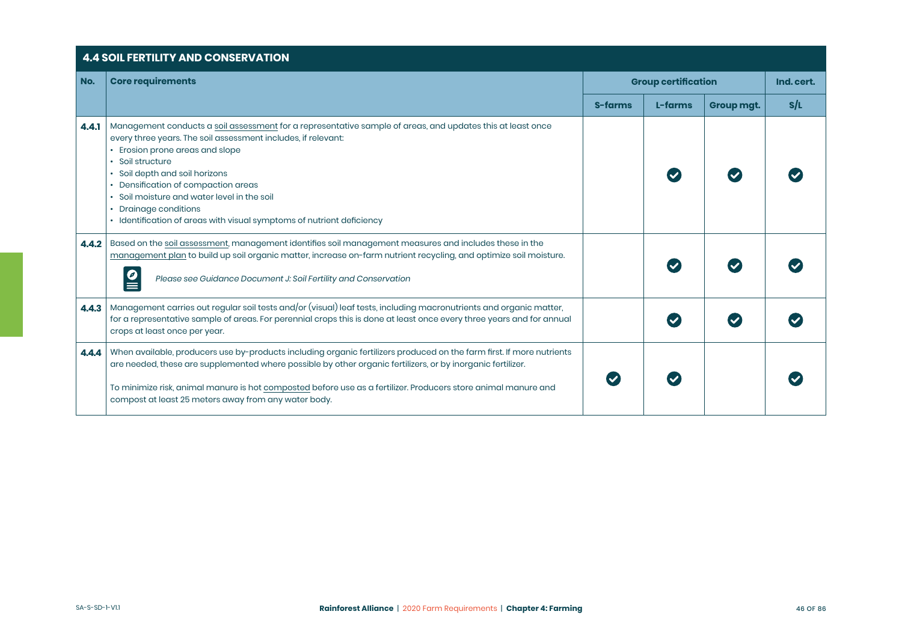## 4.4 SOIL FERTILITY AND CONSERVATION

| No. | Core requirements | Group certification | | | Ind. cert. |
|---|---|---|---|---|---|
| | | S-farms | L-farms | Group mgt. | S/L |
| 4.4.1 | Management conducts a soil assessment for a representative sample of areas, and updates this at least once every three years. The soil assessment includes, if relevant:<br>• Erosion prone areas and slope<br>• Soil structure<br>• Soil depth and soil horizons<br>• Densification of compaction areas<br>• Soil moisture and water level in the soil<br>• Drainage conditions<br>• Identification of areas with visual symptoms of nutrient deficiency | | ✔ | ✔ | ✔ |
| 4.4.2 | Based on the soil assessment, management identifies soil management measures and includes these in the management plan to build up soil organic matter, increase on-farm nutrient recycling, and optimize soil moisture.<br><br>*Please see Guidance Document J: Soil Fertility and Conservation* | | ✔ | ✔ | ✔ |
| 4.4.3 | Management carries out regular soil tests and/or (visual) leaf tests, including macronutrients and organic matter, for a representative sample of areas. For perennial crops this is done at least once every three years and for annual crops at least once per year. | | ✔ | ✔ | ✔ |
| 4.4.4 | When available, producers use by-products including organic fertilizers produced on the farm first. If more nutrients are needed, these are supplemented where possible by other organic fertilizers, or by inorganic fertilizer.<br><br>To minimize risk, animal manure is hot composted before use as a fertilizer. Producers store animal manure and compost at least 25 meters away from any water body. | ✔ | ✔ | | ✔ |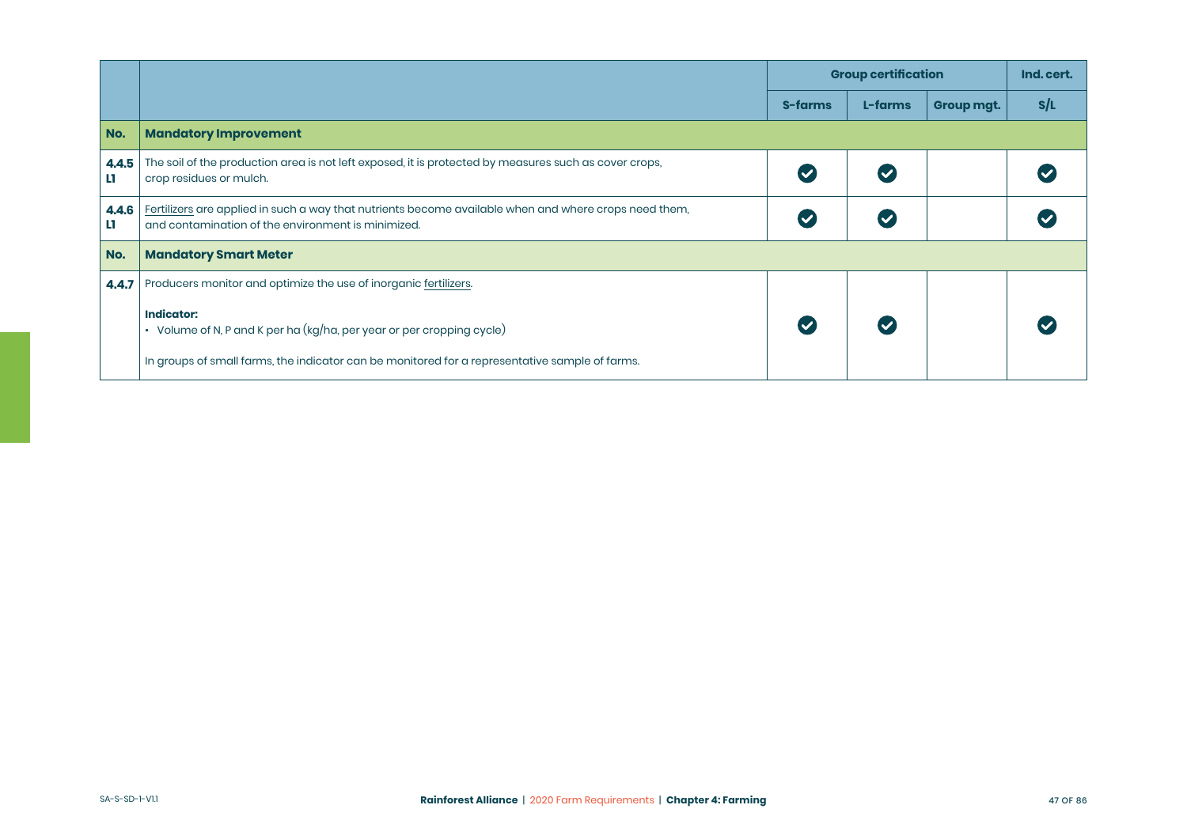| | | Group certification | | | Ind. cert. |
|---|---|---|---|---|---|
| | | S-farms | L-farms | Group mgt. | S/L |
| **No.** | **Mandatory Improvement** | | | | |
| **4.4.5 L1** | The soil of the production area is not left exposed, it is protected by measures such as cover crops, crop residues or mulch. | ✔ | ✔ | | ✔ |
| **4.4.6 L1** | Fertilizers are applied in such a way that nutrients become available when and where crops need them, and contamination of the environment is minimized. | ✔ | ✔ | | ✔ |
| **No.** | **Mandatory Smart Meter** | | | | |
| **4.4.7** | Producers monitor and optimize the use of inorganic fertilizers.<br><br>**Indicator:**<br>• Volume of N, P and K per ha (kg/ha, per year or per cropping cycle)<br><br>In groups of small farms, the indicator can be monitored for a representative sample of farms. | ✔ | ✔ | | ✔ |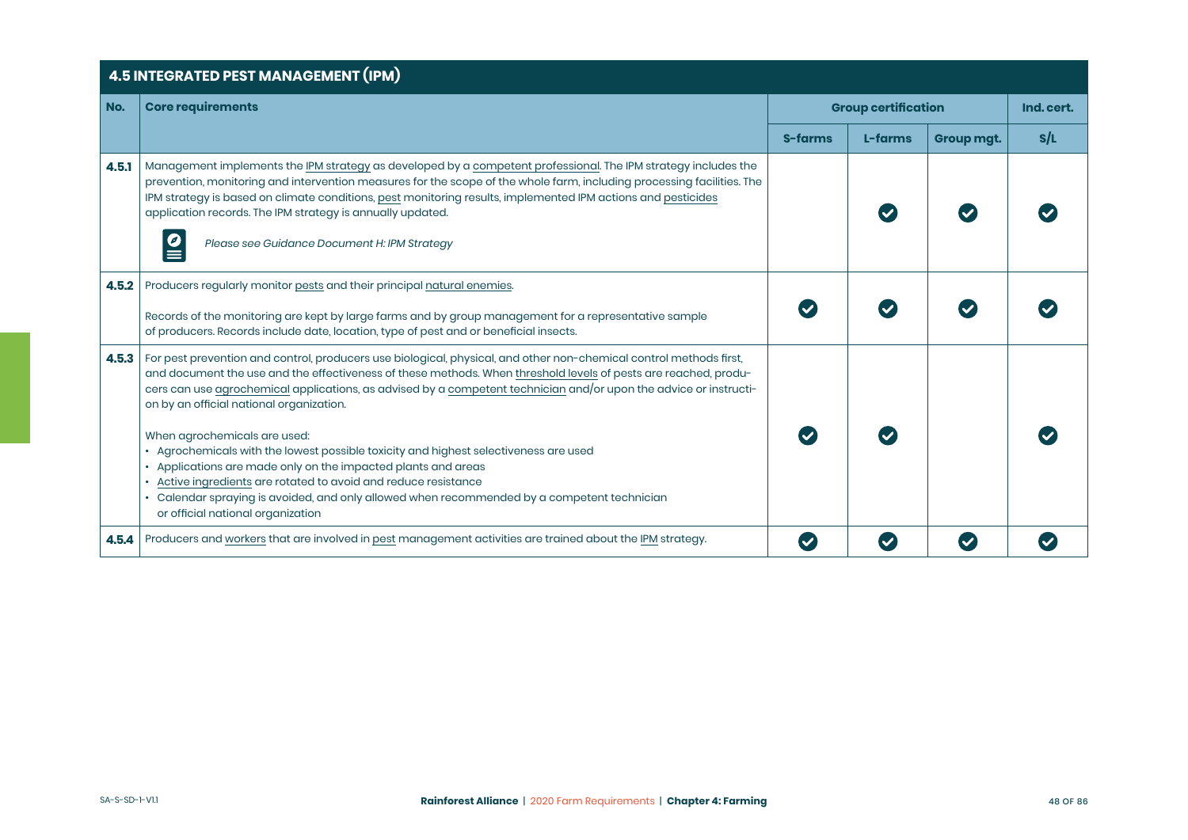## 4.5 INTEGRATED PEST MANAGEMENT (IPM)

| No. | Core requirements | Group certification | | | Ind. cert. |
|---|---|---|---|---|---|
| | | S-farms | L-farms | Group mgt. | S/L |
| 4.5.1 | Management implements the IPM strategy as developed by a competent professional. The IPM strategy includes the prevention, monitoring and intervention measures for the scope of the whole farm, including processing facilities. The IPM strategy is based on climate conditions, pest monitoring results, implemented IPM actions and pesticides application records. The IPM strategy is annually updated.<br><br>*Please see Guidance Document H: IPM Strategy* | | ✔ | ✔ | ✔ |
| 4.5.2 | Producers regularly monitor pests and their principal natural enemies.<br><br>Records of the monitoring are kept by large farms and by group management for a representative sample of producers. Records include date, location, type of pest and or beneficial insects. | ✔ | ✔ | ✔ | ✔ |
| 4.5.3 | For pest prevention and control, producers use biological, physical, and other non-chemical control methods first, and document the use and the effectiveness of these methods. When threshold levels of pests are reached, producers can use agrochemical applications, as advised by a competent technician and/or upon the advice or instruction by an official national organization.<br><br>When agrochemicals are used:<br>• Agrochemicals with the lowest possible toxicity and highest selectiveness are used<br>• Applications are made only on the impacted plants and areas<br>• Active ingredients are rotated to avoid and reduce resistance<br>• Calendar spraying is avoided, and only allowed when recommended by a competent technician or official national organization | ✔ | ✔ | | ✔ |
| 4.5.4 | Producers and workers that are involved in pest management activities are trained about the IPM strategy. | ✔ | ✔ | ✔ | ✔ |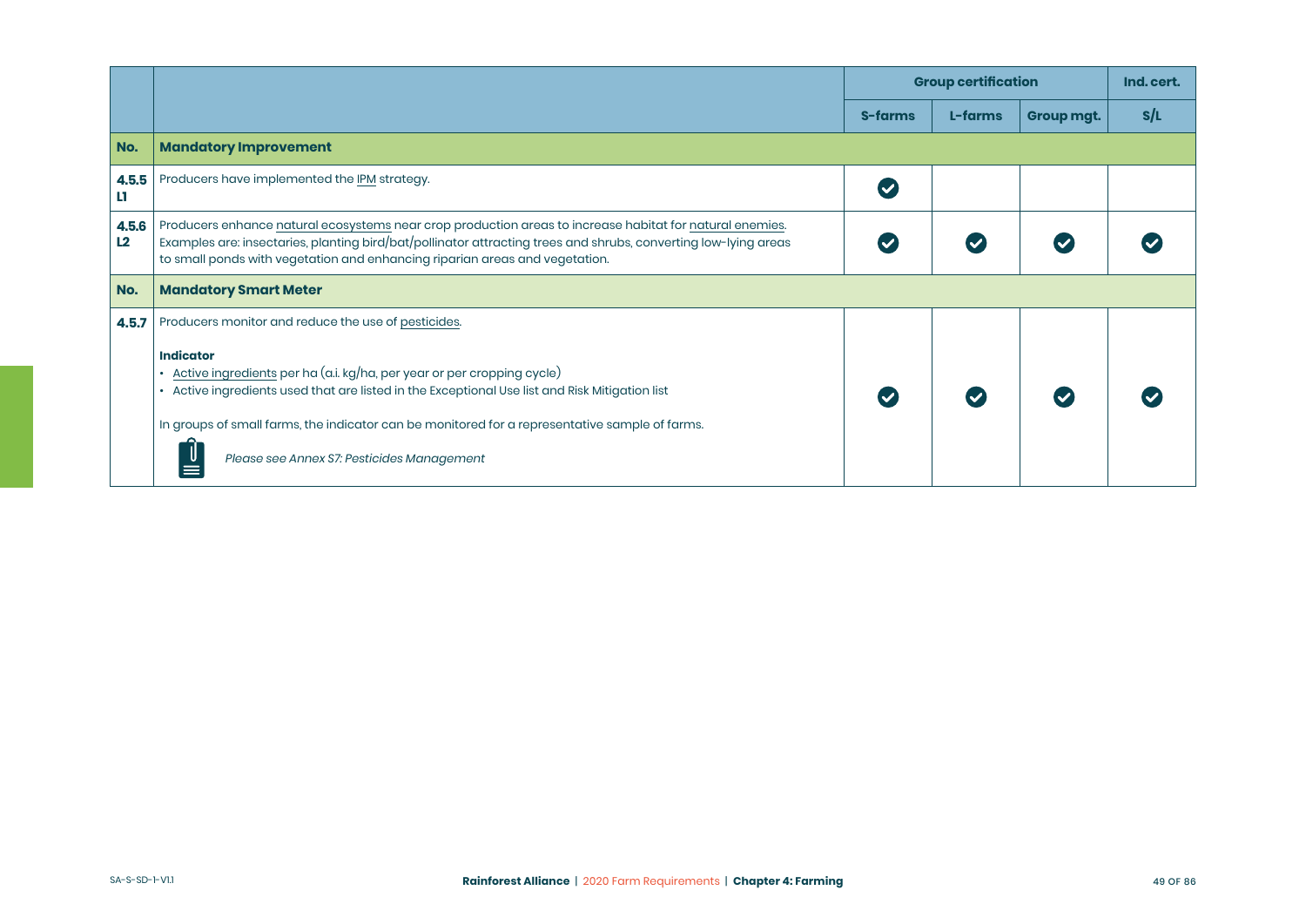| | | Group certification | | | Ind. cert. |
|---|---|---|---|---|---|
| | | S-farms | L-farms | Group mgt. | S/L |
| **No.** | **Mandatory Improvement** | | | | |
| **4.5.5 L1** | Producers have implemented the IPM strategy. | ✔ | | | |
| **4.5.6 L2** | Producers enhance natural ecosystems near crop production areas to increase habitat for natural enemies. Examples are: insectaries, planting bird/bat/pollinator attracting trees and shrubs, converting low-lying areas to small ponds with vegetation and enhancing riparian areas and vegetation. | ✔ | ✔ | ✔ | ✔ |
| **No.** | **Mandatory Smart Meter** | | | | |
| **4.5.7** | Producers monitor and reduce the use of pesticides.<br><br>**Indicator**<br>• Active ingredients per ha (a.i. kg/ha, per year or per cropping cycle)<br>• Active ingredients used that are listed in the Exceptional Use list and Risk Mitigation list<br><br>In groups of small farms, the indicator can be monitored for a representative sample of farms.<br><br>*Please see Annex S7: Pesticides Management* | ✔ | ✔ | ✔ | ✔ |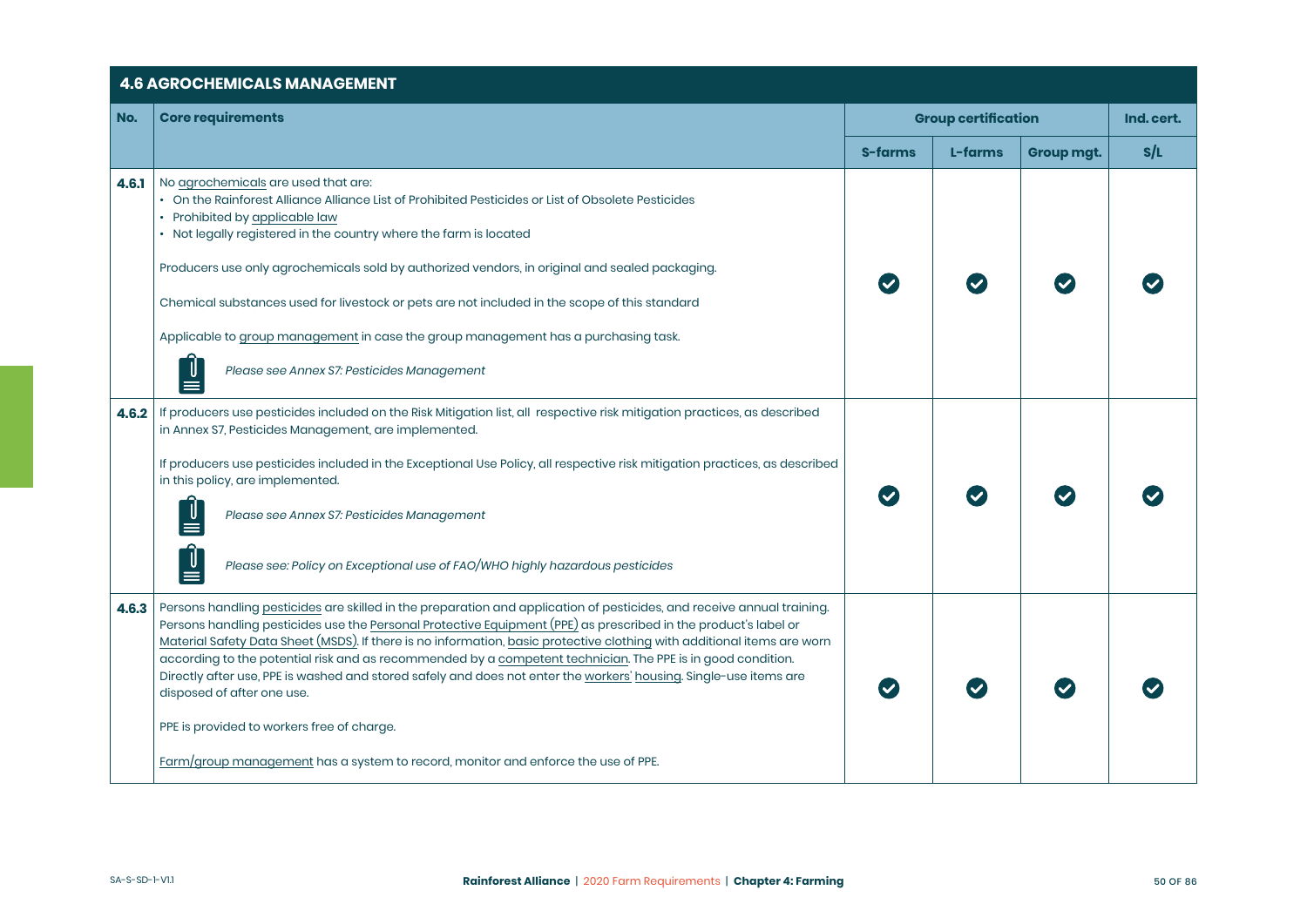## 4.6 AGROCHEMICALS MANAGEMENT

| No. | Core requirements | Group certification | | | Ind. cert. |
|---|---|---|---|---|---|
| | | S-farms | L-farms | Group mgt. | S/L |
| 4.6.1 | No agrochemicals are used that are:<br>• On the Rainforest Alliance Alliance List of Prohibited Pesticides or List of Obsolete Pesticides<br>• Prohibited by applicable law<br>• Not legally registered in the country where the farm is located<br><br>Producers use only agrochemicals sold by authorized vendors, in original and sealed packaging.<br><br>Chemical substances used for livestock or pets are not included in the scope of this standard<br><br>Applicable to group management in case the group management has a purchasing task.<br><br>*Please see Annex S7: Pesticides Management* | ✔ | ✔ | ✔ | ✔ |
| 4.6.2 | If producers use pesticides included on the Risk Mitigation list, all respective risk mitigation practices, as described in Annex S7, Pesticides Management, are implemented.<br><br>If producers use pesticides included in the Exceptional Use Policy, all respective risk mitigation practices, as described in this policy, are implemented.<br><br>*Please see Annex S7: Pesticides Management*<br><br>*Please see: Policy on Exceptional use of FAO/WHO highly hazardous pesticides* | ✔ | ✔ | ✔ | ✔ |
| 4.6.3 | Persons handling pesticides are skilled in the preparation and application of pesticides, and receive annual training. Persons handling pesticides use the Personal Protective Equipment (PPE) as prescribed in the product's label or Material Safety Data Sheet (MSDS). If there is no information, basic protective clothing with additional items are worn according to the potential risk and as recommended by a competent technician. The PPE is in good condition. Directly after use, PPE is washed and stored safely and does not enter the workers' housing. Single-use items are disposed of after one use.<br><br>PPE is provided to workers free of charge.<br><br>Farm/group management has a system to record, monitor and enforce the use of PPE. | ✔ | ✔ | ✔ | ✔ |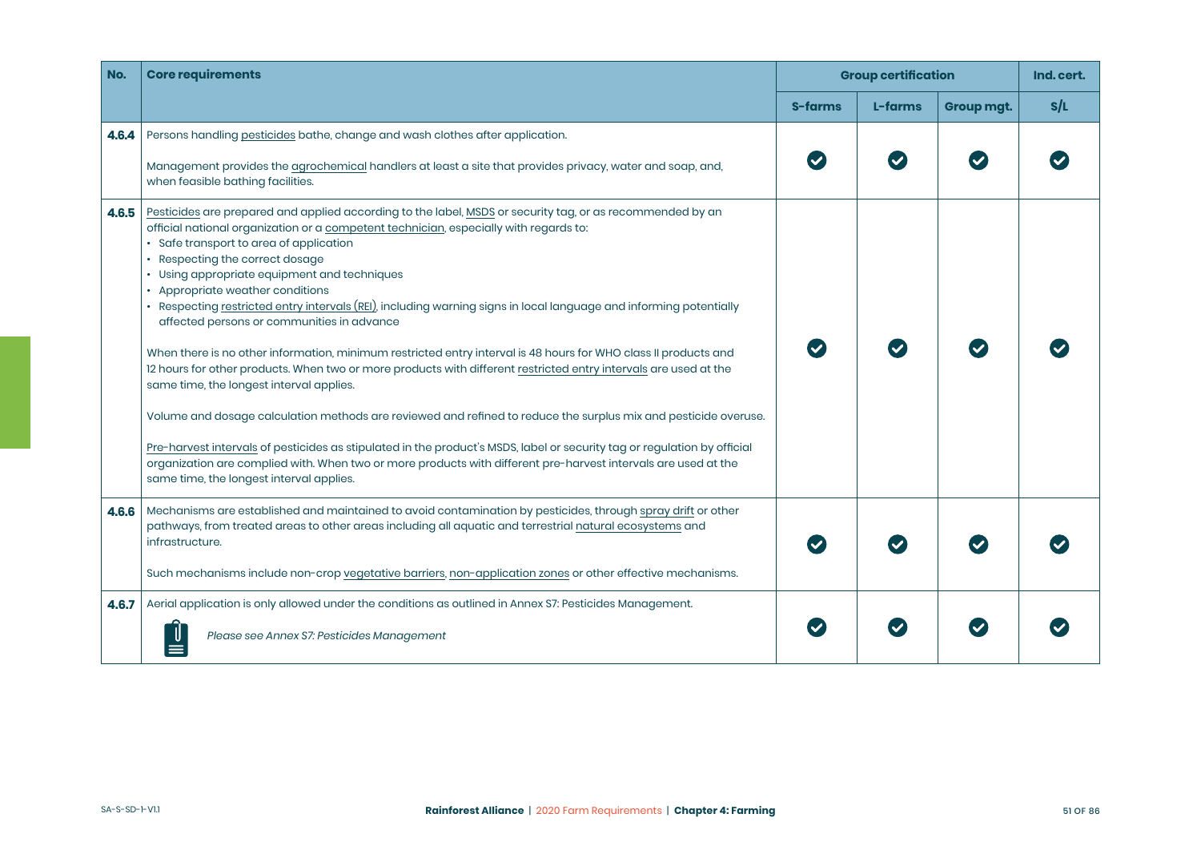| No. | Core requirements | Group certification | | | Ind. cert. |
|---|---|---|---|---|---|
| | | S-farms | L-farms | Group mgt. | S/L |
| **4.6.4** | Persons handling pesticides bathe, change and wash clothes after application.<br><br>Management provides the agrochemical handlers at least a site that provides privacy, water and soap, and, when feasible bathing facilities. | ✓ | ✓ | ✓ | ✓ |
| **4.6.5** | Pesticides are prepared and applied according to the label, MSDS or security tag, or as recommended by an official national organization or a competent technician, especially with regards to:<br>• Safe transport to area of application<br>• Respecting the correct dosage<br>• Using appropriate equipment and techniques<br>• Appropriate weather conditions<br>• Respecting restricted entry intervals (REI), including warning signs in local language and informing potentially affected persons or communities in advance<br><br>When there is no other information, minimum restricted entry interval is 48 hours for WHO class II products and 12 hours for other products. When two or more products with different restricted entry intervals are used at the same time, the longest interval applies.<br><br>Volume and dosage calculation methods are reviewed and refined to reduce the surplus mix and pesticide overuse.<br><br>Pre-harvest intervals of pesticides as stipulated in the product's MSDS, label or security tag or regulation by official organization are complied with. When two or more products with different pre-harvest intervals are used at the same time, the longest interval applies. | ✓ | ✓ | ✓ | ✓ |
| **4.6.6** | Mechanisms are established and maintained to avoid contamination by pesticides, through spray drift or other pathways, from treated areas to other areas including all aquatic and terrestrial natural ecosystems and infrastructure.<br><br>Such mechanisms include non-crop vegetative barriers, non-application zones or other effective mechanisms. | ✓ | ✓ | ✓ | ✓ |
| **4.6.7** | Aerial application is only allowed under the conditions as outlined in Annex S7: Pesticides Management.<br><br>*Please see Annex S7: Pesticides Management* | ✓ | ✓ | ✓ | ✓ |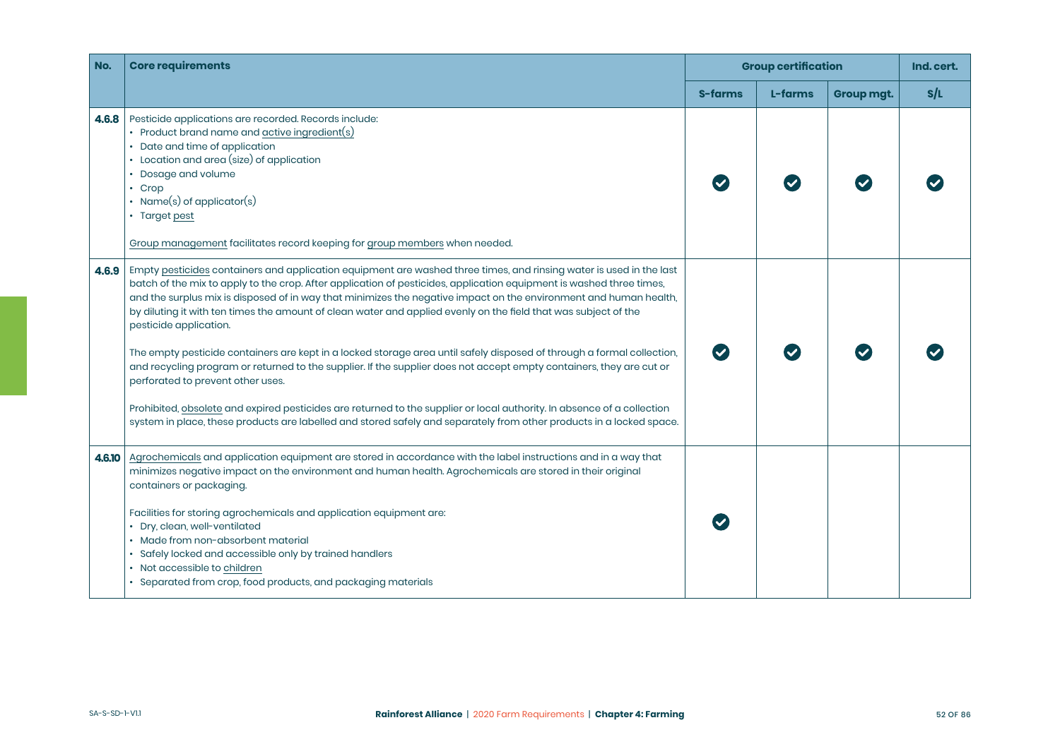| No. | Core requirements | Group certification | | | Ind. cert. |
|---|---|---|---|---|---|
| | | S-farms | L-farms | Group mgt. | S/L |
| 4.6.8 | Pesticide applications are recorded. Records include:<br>• Product brand name and active ingredient(s)<br>• Date and time of application<br>• Location and area (size) of application<br>• Dosage and volume<br>• Crop<br>• Name(s) of applicator(s)<br>• Target pest<br><br>Group management facilitates record keeping for group members when needed. | ✔ | ✔ | ✔ | ✔ |
| 4.6.9 | Empty pesticides containers and application equipment are washed three times, and rinsing water is used in the last batch of the mix to apply to the crop. After application of pesticides, application equipment is washed three times, and the surplus mix is disposed of in way that minimizes the negative impact on the environment and human health, by diluting it with ten times the amount of clean water and applied evenly on the field that was subject of the pesticide application.<br><br>The empty pesticide containers are kept in a locked storage area until safely disposed of through a formal collection, and recycling program or returned to the supplier. If the supplier does not accept empty containers, they are cut or perforated to prevent other uses.<br><br>Prohibited, obsolete and expired pesticides are returned to the supplier or local authority. In absence of a collection system in place, these products are labelled and stored safely and separately from other products in a locked space. | ✔ | ✔ | ✔ | ✔ |
| 4.6.10 | Agrochemicals and application equipment are stored in accordance with the label instructions and in a way that minimizes negative impact on the environment and human health. Agrochemicals are stored in their original containers or packaging.<br><br>Facilities for storing agrochemicals and application equipment are:<br>• Dry, clean, well-ventilated<br>• Made from non-absorbent material<br>• Safely locked and accessible only by trained handlers<br>• Not accessible to children<br>• Separated from crop, food products, and packaging materials | ✔ | | | |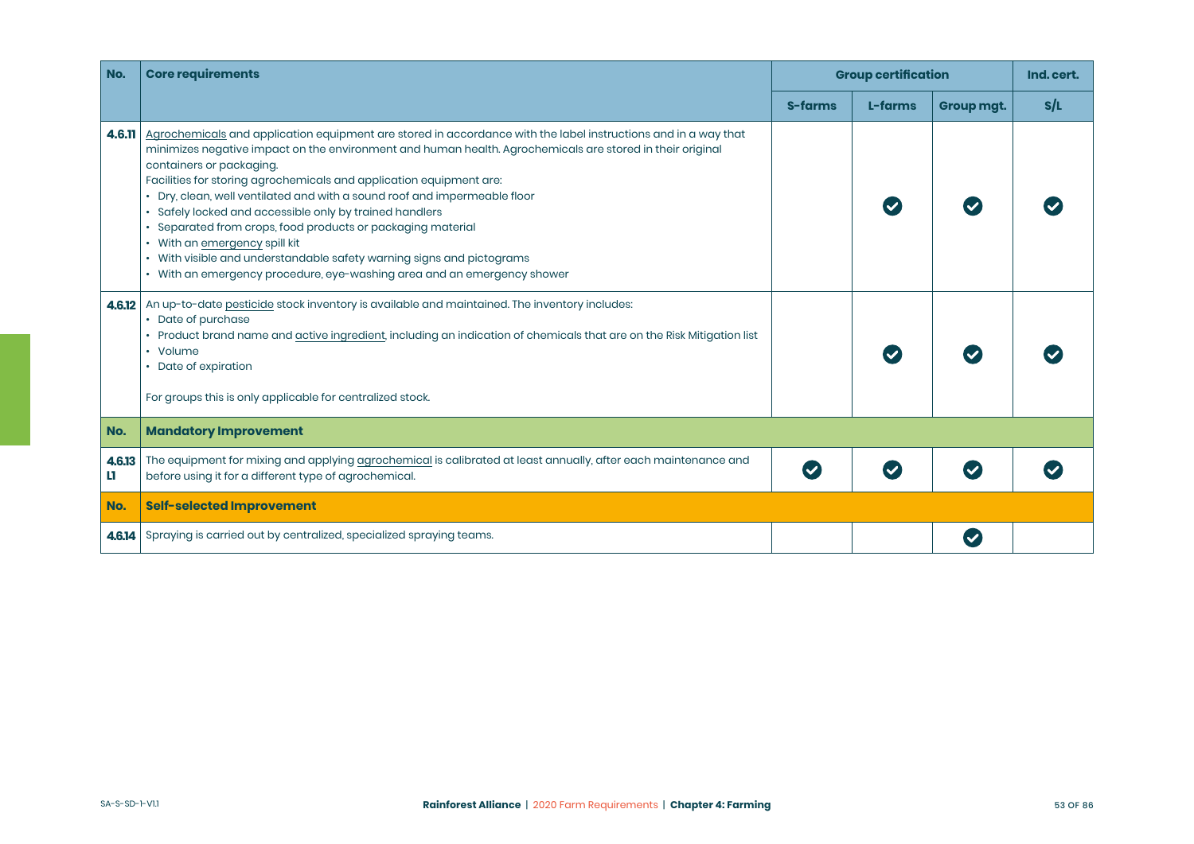| No. | Core requirements | Group certification | | | Ind. cert. |
|---|---|---|---|---|---|
| | | S-farms | L-farms | Group mgt. | S/L |
| 4.6.11 | Agrochemicals and application equipment are stored in accordance with the label instructions and in a way that minimizes negative impact on the environment and human health. Agrochemicals are stored in their original containers or packaging.<br>Facilities for storing agrochemicals and application equipment are:<br>• Dry, clean, well ventilated and with a sound roof and impermeable floor<br>• Safely locked and accessible only by trained handlers<br>• Separated from crops, food products or packaging material<br>• With an emergency spill kit<br>• With visible and understandable safety warning signs and pictograms<br>• With an emergency procedure, eye-washing area and an emergency shower | | ✔ | ✔ | ✔ |
| 4.6.12 | An up-to-date pesticide stock inventory is available and maintained. The inventory includes:<br>• Date of purchase<br>• Product brand name and active ingredient, including an indication of chemicals that are on the Risk Mitigation list<br>• Volume<br>• Date of expiration<br><br>For groups this is only applicable for centralized stock. | | ✔ | ✔ | ✔ |
| **No.** | **Mandatory Improvement** | | | | |
| 4.6.13 L1 | The equipment for mixing and applying agrochemical is calibrated at least annually, after each maintenance and before using it for a different type of agrochemical. | ✔ | ✔ | ✔ | ✔ |
| **No.** | **Self-selected Improvement** | | | | |
| 4.6.14 | Spraying is carried out by centralized, specialized spraying teams. | | | ✔ | |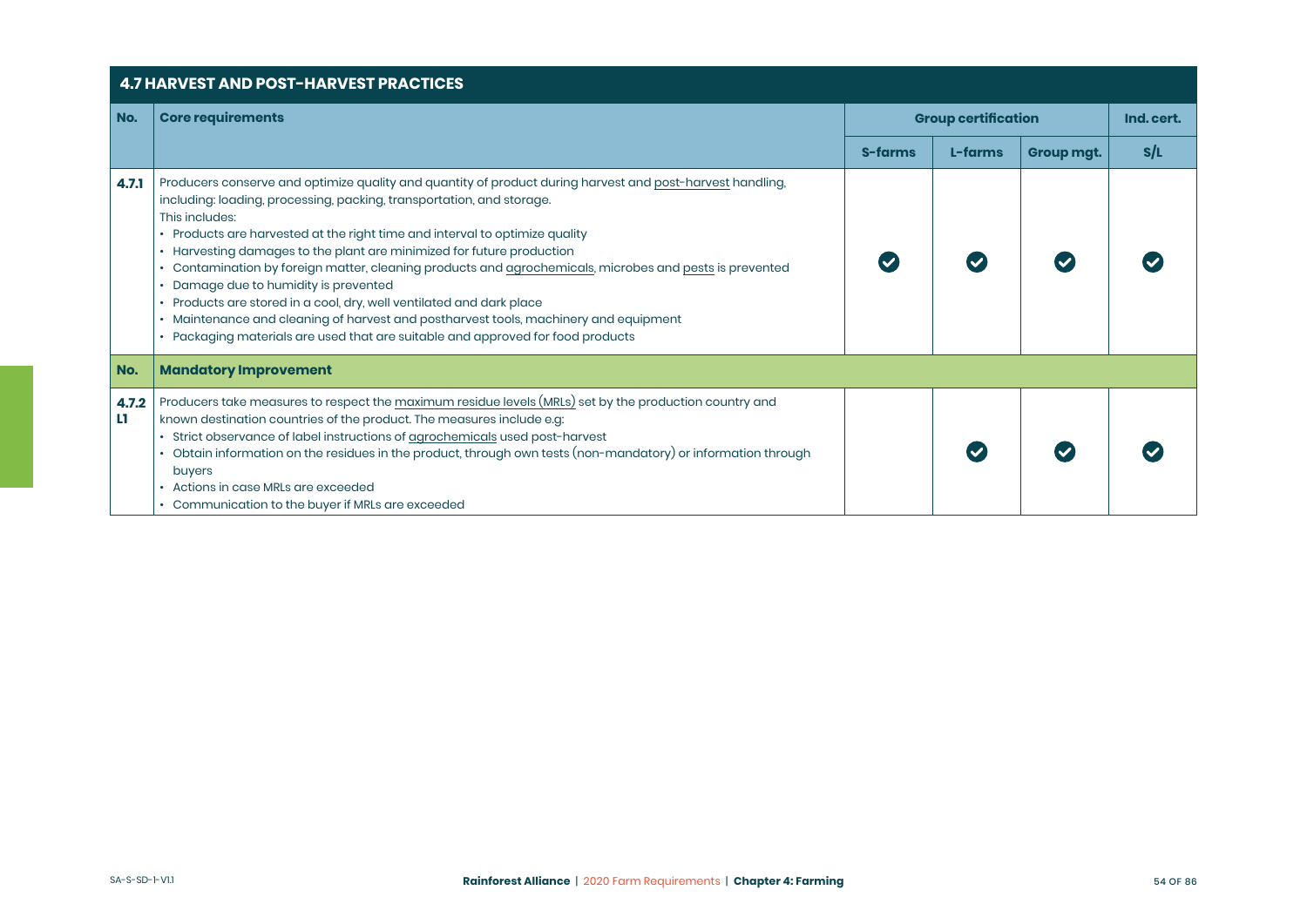## 4.7 HARVEST AND POST-HARVEST PRACTICES

| No. | Core requirements | Group certification | | | Ind. cert. |
|---|---|---|---|---|---|
| | | S-farms | L-farms | Group mgt. | S/L |
| 4.7.1 | Producers conserve and optimize quality and quantity of product during harvest and post-harvest handling, including: loading, processing, packing, transportation, and storage.<br>This includes:<br>• Products are harvested at the right time and interval to optimize quality<br>• Harvesting damages to the plant are minimized for future production<br>• Contamination by foreign matter, cleaning products and agrochemicals, microbes and pests is prevented<br>• Damage due to humidity is prevented<br>• Products are stored in a cool, dry, well ventilated and dark place<br>• Maintenance and cleaning of harvest and postharvest tools, machinery and equipment<br>• Packaging materials are used that are suitable and approved for food products | ✔ | ✔ | ✔ | ✔ |
| **No.** | **Mandatory Improvement** | | | | |
| 4.7.2 L1 | Producers take measures to respect the maximum residue levels (MRLs) set by the production country and known destination countries of the product. The measures include e.g:<br>• Strict observance of label instructions of agrochemicals used post-harvest<br>• Obtain information on the residues in the product, through own tests (non-mandatory) or information through buyers<br>• Actions in case MRLs are exceeded<br>• Communication to the buyer if MRLs are exceeded | | ✔ | ✔ | ✔ |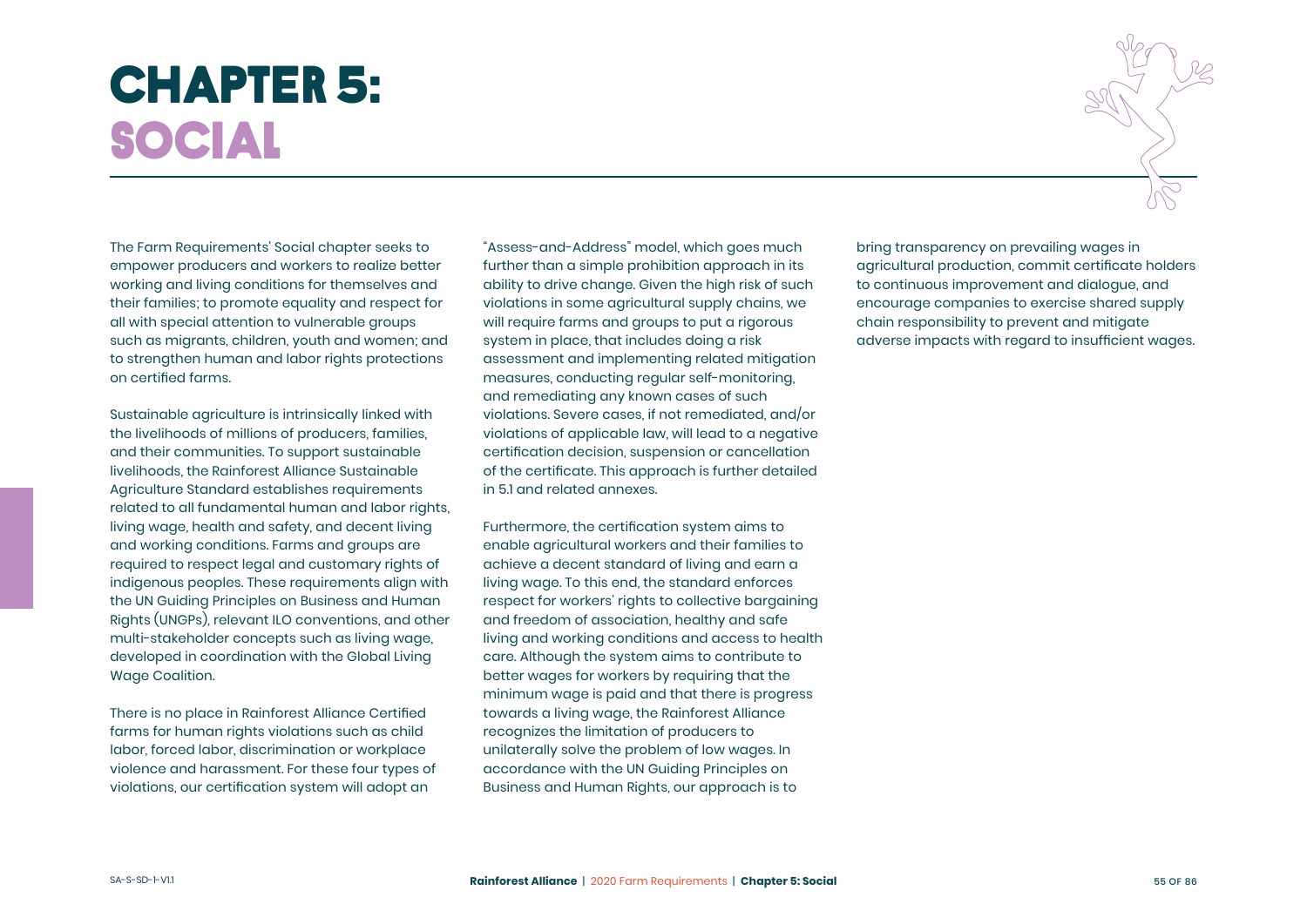# CHAPTER 5: SOCIAL

The Farm Requirements' Social chapter seeks to empower producers and workers to realize better working and living conditions for themselves and their families; to promote equality and respect for all with special attention to vulnerable groups such as migrants, children, youth and women; and to strengthen human and labor rights protections on certified farms.

Sustainable agriculture is intrinsically linked with the livelihoods of millions of producers, families, and their communities. To support sustainable livelihoods, the Rainforest Alliance Sustainable Agriculture Standard establishes requirements related to all fundamental human and labor rights, living wage, health and safety, and decent living and working conditions. Farms and groups are required to respect legal and customary rights of indigenous peoples. These requirements align with the UN Guiding Principles on Business and Human Rights (UNGPs), relevant ILO conventions, and other multi-stakeholder concepts such as living wage, developed in coordination with the Global Living Wage Coalition.

There is no place in Rainforest Alliance Certified farms for human rights violations such as child labor, forced labor, discrimination or workplace violence and harassment. For these four types of violations, our certification system will adopt an "Assess-and-Address" model, which goes much further than a simple prohibition approach in its ability to drive change. Given the high risk of such violations in some agricultural supply chains, we will require farms and groups to put a rigorous system in place, that includes doing a risk assessment and implementing related mitigation measures, conducting regular self-monitoring, and remediating any known cases of such violations. Severe cases, if not remediated, and/or violations of applicable law, will lead to a negative certification decision, suspension or cancellation of the certificate. This approach is further detailed in 5.1 and related annexes.

Furthermore, the certification system aims to enable agricultural workers and their families to achieve a decent standard of living and earn a living wage. To this end, the standard enforces respect for workers' rights to collective bargaining and freedom of association, healthy and safe living and working conditions and access to health care. Although the system aims to contribute to better wages for workers by requiring that the minimum wage is paid and that there is progress towards a living wage, the Rainforest Alliance recognizes the limitation of producers to unilaterally solve the problem of low wages. In accordance with the UN Guiding Principles on Business and Human Rights, our approach is to bring transparency on prevailing wages in agricultural production, commit certificate holders to continuous improvement and dialogue, and encourage companies to exercise shared supply chain responsibility to prevent and mitigate adverse impacts with regard to insufficient wages.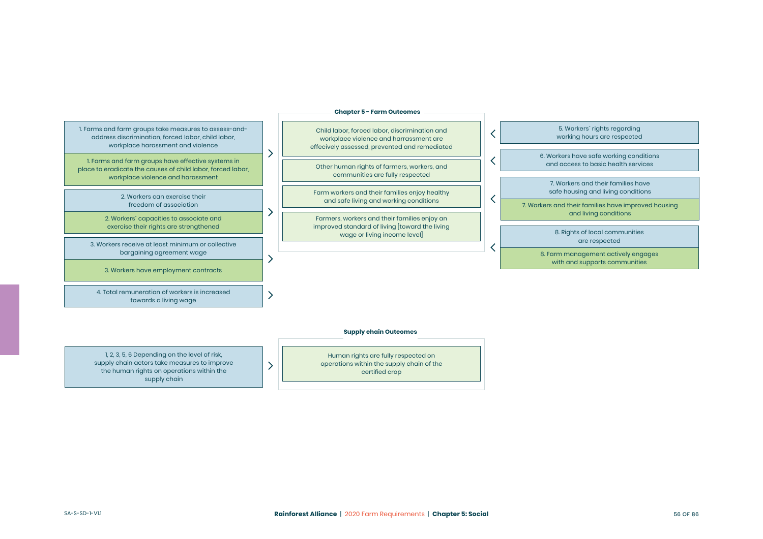1. Farms and farm groups take measures to assess-and-address discrimination, forced labor, child labor, workplace harassment and violence

1. Farms and farm groups have effective systems in place to eradicate the causes of child labor, forced labor, workplace violence and harassment

2. Workers can exercise their freedom of association

2. Workers´ capacities to associate and exercise their rights are strengthened

3. Workers receive at least minimum or collective bargaining agreement wage

3. Workers have employment contracts

4. Total remuneration of workers is increased towards a living wage

**Chapter 5 - Farm Outcomes**

- Child labor, forced labor, discrimination and workplace violence and harrassment are effecively assessed, prevented and remediated
- Other human rights of farmers, workers, and communities are fully respected
- Farm workers and their families enjoy healthy and safe living and working conditions
- Farmers, workers and their families enjoy an improved standard of living [toward the living wage or living income level]

5. Workers´ rights regarding working hours are respected

6. Workers have safe working conditions and access to basic health services

7. Workers and their families have safe housing and living conditions

7. Workers and their families have improved housing and living conditions

8. Rights of local communities are respected

8. Farm management actively engages with and supports communities

**Supply chain Outcomes**

1, 2, 3, 5, 6 Depending on the level of risk, supply chain actors take measures to improve the human rights on operations within the supply chain

- Human rights are fully respected on operations within the supply chain of the certified crop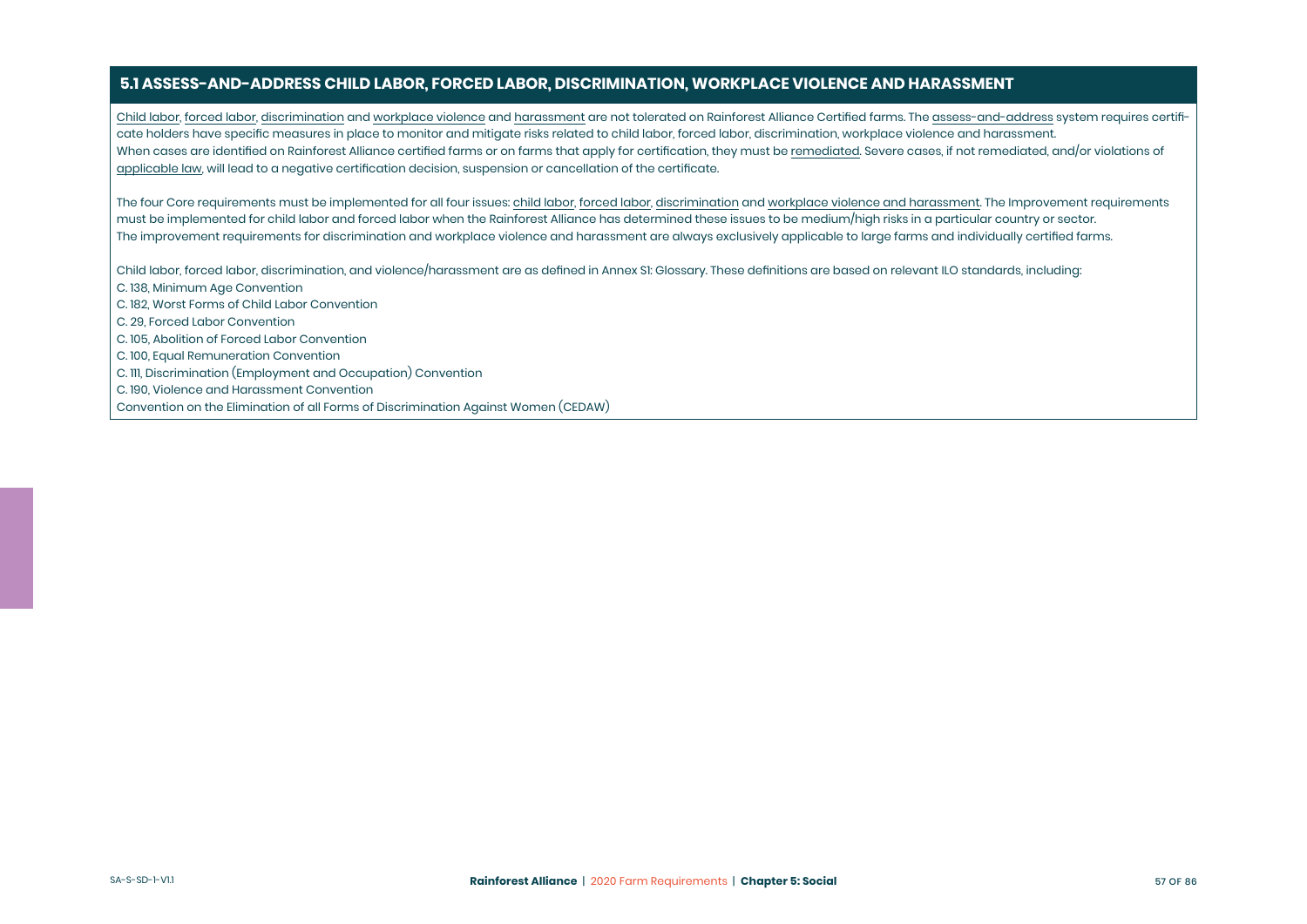## 5.1 ASSESS-AND-ADDRESS CHILD LABOR, FORCED LABOR, DISCRIMINATION, WORKPLACE VIOLENCE AND HARASSMENT

Child labor, forced labor, discrimination and workplace violence and harassment are not tolerated on Rainforest Alliance Certified farms. The assess-and-address system requires certificate holders have specific measures in place to monitor and mitigate risks related to child labor, forced labor, discrimination, workplace violence and harassment. When cases are identified on Rainforest Alliance certified farms or on farms that apply for certification, they must be remediated. Severe cases, if not remediated, and/or violations of applicable law, will lead to a negative certification decision, suspension or cancellation of the certificate.

The four Core requirements must be implemented for all four issues: child labor, forced labor, discrimination and workplace violence and harassment. The Improvement requirements must be implemented for child labor and forced labor when the Rainforest Alliance has determined these issues to be medium/high risks in a particular country or sector. The improvement requirements for discrimination and workplace violence and harassment are always exclusively applicable to large farms and individually certified farms.

Child labor, forced labor, discrimination, and violence/harassment are as defined in Annex S1: Glossary. These definitions are based on relevant ILO standards, including:

C. 138, Minimum Age Convention
C. 182, Worst Forms of Child Labor Convention
C. 29, Forced Labor Convention
C. 105, Abolition of Forced Labor Convention
C. 100, Equal Remuneration Convention
C. 111, Discrimination (Employment and Occupation) Convention
C. 190, Violence and Harassment Convention
Convention on the Elimination of all Forms of Discrimination Against Women (CEDAW)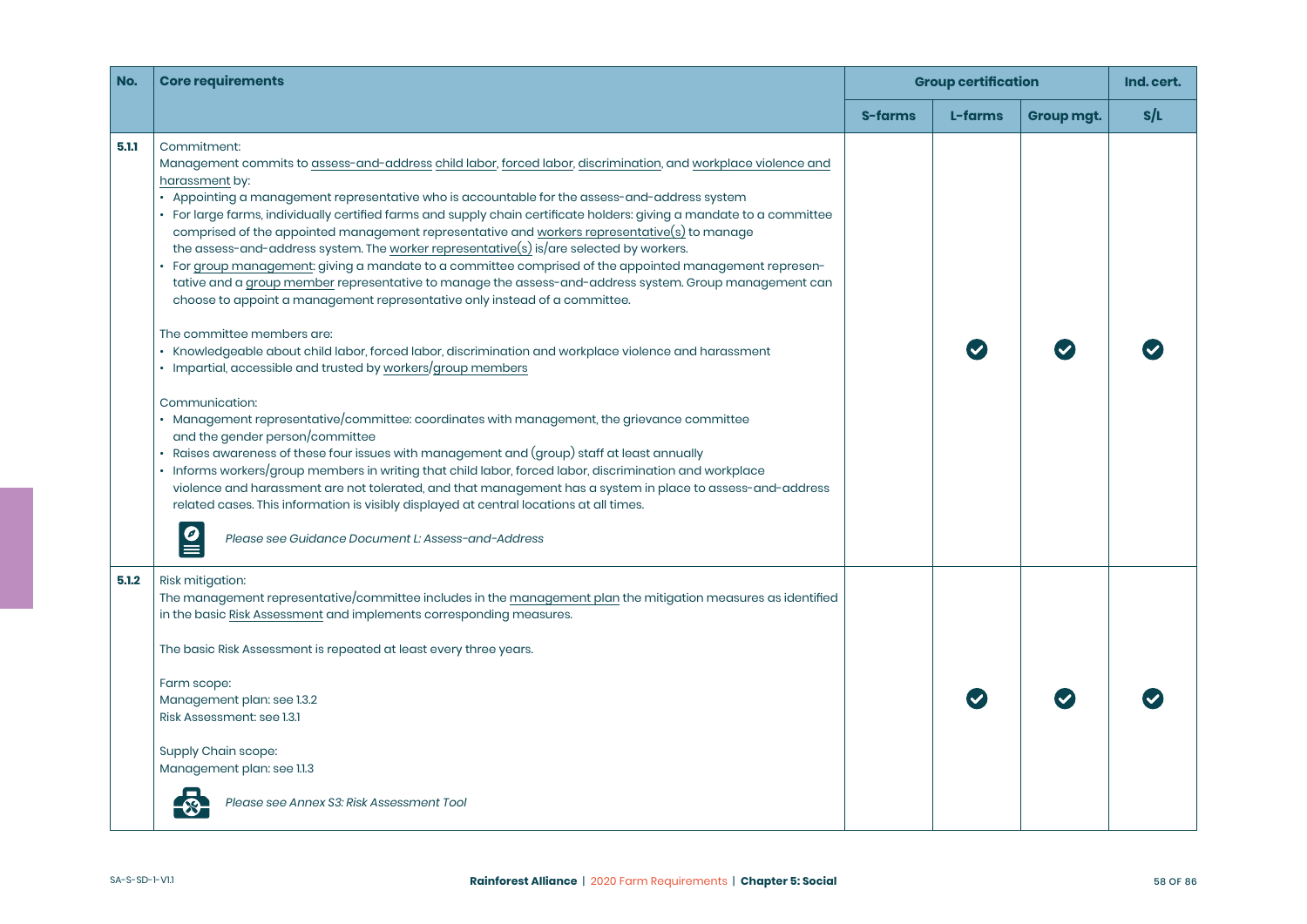| No. | Core requirements | Group certification | | | Ind. cert. |
|---|---|---|---|---|---|
| | | S-farms | L-farms | Group mgt. | S/L |
| 5.1.1 | Commitment:<br>Management commits to assess-and-address child labor, forced labor, discrimination, and workplace violence and harassment by:<br>• Appointing a management representative who is accountable for the assess-and-address system<br>• For large farms, individually certified farms and supply chain certificate holders: giving a mandate to a committee comprised of the appointed management representative and workers representative(s) to manage the assess-and-address system. The worker representative(s) is/are selected by workers.<br>• For group management: giving a mandate to a committee comprised of the appointed management representative and a group member representative to manage the assess-and-address system. Group management can choose to appoint a management representative only instead of a committee.<br><br>The committee members are:<br>• Knowledgeable about child labor, forced labor, discrimination and workplace violence and harassment<br>• Impartial, accessible and trusted by workers/group members<br><br>Communication:<br>• Management representative/committee: coordinates with management, the grievance committee and the gender person/committee<br>• Raises awareness of these four issues with management and (group) staff at least annually<br>• Informs workers/group members in writing that child labor, forced labor, discrimination and workplace violence and harassment are not tolerated, and that management has a system in place to assess-and-address related cases. This information is visibly displayed at central locations at all times.<br><br>*Please see Guidance Document L: Assess-and-Address* | | ✔ | ✔ | ✔ |
| 5.1.2 | Risk mitigation:<br>The management representative/committee includes in the management plan the mitigation measures as identified in the basic Risk Assessment and implements corresponding measures.<br><br>The basic Risk Assessment is repeated at least every three years.<br><br>Farm scope:<br>Management plan: see 1.3.2<br>Risk Assessment: see 1.3.1<br><br>Supply Chain scope:<br>Management plan: see 1.1.3<br><br>*Please see Annex S3: Risk Assessment Tool* | | ✔ | ✔ | ✔ |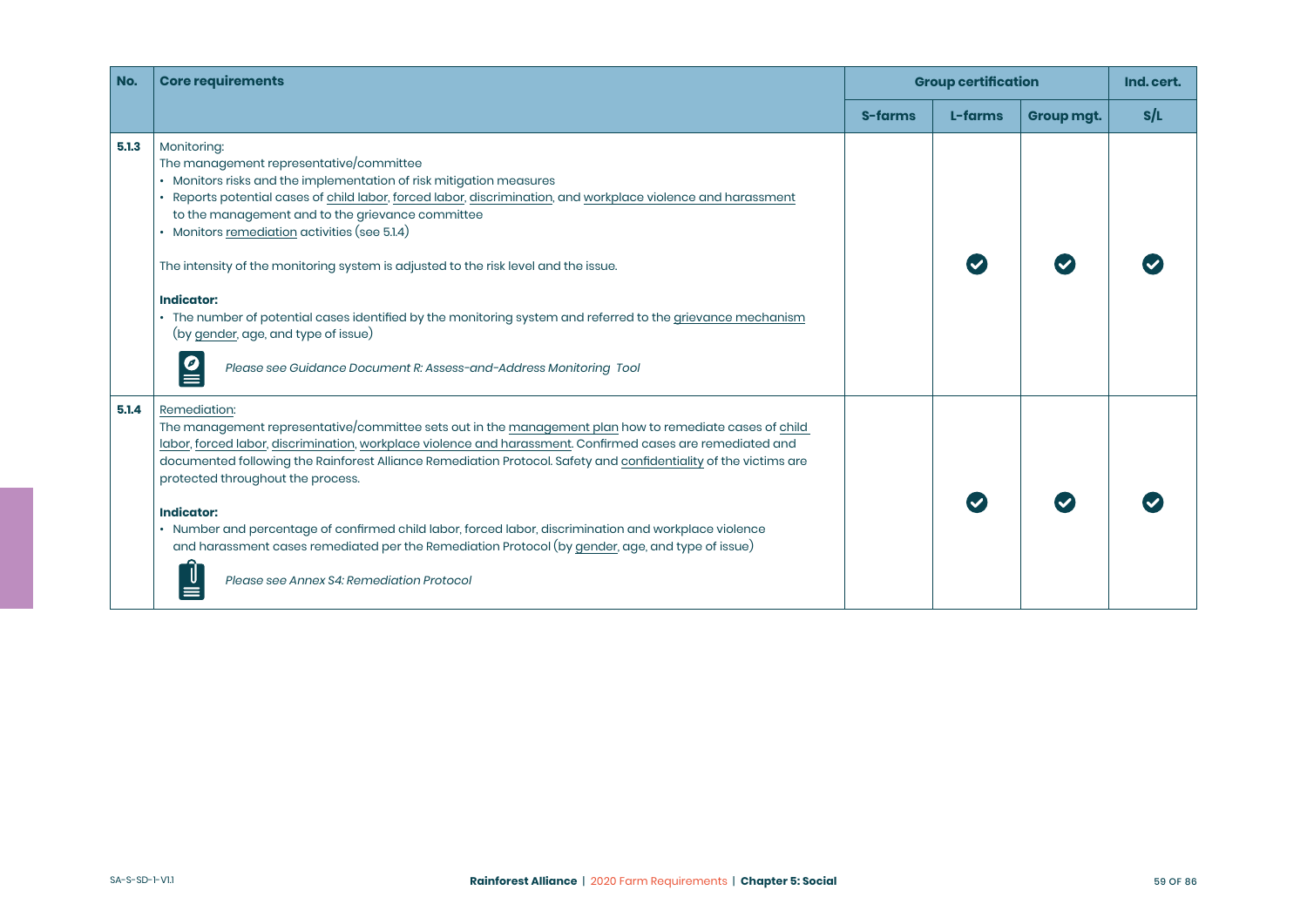| No. | Core requirements | Group certification | | | Ind. cert. |
|---|---|---|---|---|---|
| | | S-farms | L-farms | Group mgt. | S/L |
| 5.1.3 | Monitoring:<br>The management representative/committee<br>• Monitors risks and the implementation of risk mitigation measures<br>• Reports potential cases of child labor, forced labor, discrimination, and workplace violence and harassment to the management and to the grievance committee<br>• Monitors remediation activities (see 5.1.4)<br><br>The intensity of the monitoring system is adjusted to the risk level and the issue.<br><br>**Indicator:**<br>• The number of potential cases identified by the monitoring system and referred to the grievance mechanism (by gender, age, and type of issue)<br><br>*Please see Guidance Document R: Assess-and-Address Monitoring Tool* | | ✔ | ✔ | ✔ |
| 5.1.4 | Remediation:<br>The management representative/committee sets out in the management plan how to remediate cases of child labor, forced labor, discrimination, workplace violence and harassment. Confirmed cases are remediated and documented following the Rainforest Alliance Remediation Protocol. Safety and confidentiality of the victims are protected throughout the process.<br><br>**Indicator:**<br>• Number and percentage of confirmed child labor, forced labor, discrimination and workplace violence and harassment cases remediated per the Remediation Protocol (by gender, age, and type of issue)<br><br>*Please see Annex S4: Remediation Protocol* | | ✔ | ✔ | ✔ |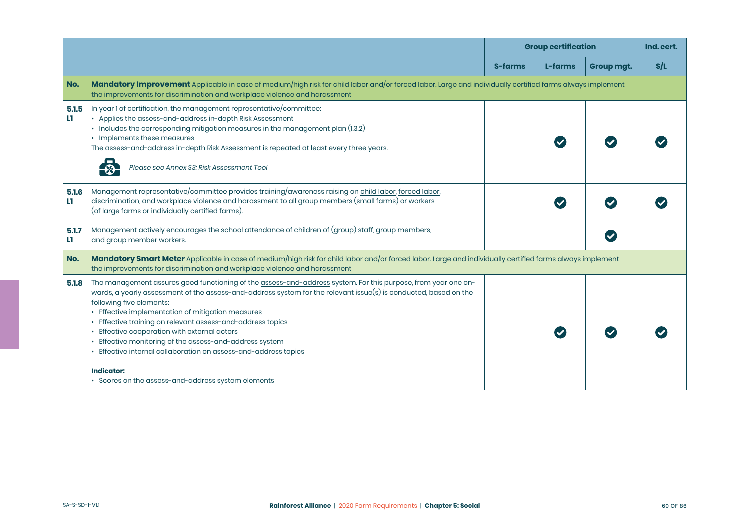| No. | | Group certification | | | Ind. cert. |
|---|---|---|---|---|---|
| | | S-farms | L-farms | Group mgt. | S/L |
| **No.** | **Mandatory Improvement** Applicable in case of medium/high risk for child labor and/or forced labor. Large and individually certified farms always implement the improvements for discrimination and workplace violence and harassment | | | | |
| **5.1.5 L1** | In year 1 of certification, the management representative/committee:<br>• Applies the assess-and-address in-depth Risk Assessment<br>• Includes the corresponding mitigation measures in the management plan (1.3.2)<br>• Implements these measures<br>The assess-and-address in-depth Risk Assessment is repeated at least every three years.<br>*Please see Annex S3: Risk Assessment Tool* | | ✔ | ✔ | ✔ |
| **5.1.6 L1** | Management representative/committee provides training/awareness raising on child labor, forced labor, discrimination, and workplace violence and harassment to all group members (small farms) or workers (of large farms or individually certified farms). | | ✔ | ✔ | ✔ |
| **5.1.7 L1** | Management actively encourages the school attendance of children of (group) staff, group members, and group member workers. | | | ✔ | |
| **No.** | **Mandatory Smart Meter** Applicable in case of medium/high risk for child labor and/or forced labor. Large and individually certified farms always implement the improvements for discrimination and workplace violence and harassment | | | | |
| **5.1.8** | The management assures good functioning of the assess-and-address system. For this purpose, from year one onwards, a yearly assessment of the assess-and-address system for the relevant issue(s) is conducted, based on the following five elements:<br>• Effective implementation of mitigation measures<br>• Effective training on relevant assess-and-address topics<br>• Effective cooperation with external actors<br>• Effective monitoring of the assess-and-address system<br>• Effective internal collaboration on assess-and-address topics<br><br>**Indicator:**<br>• Scores on the assess-and-address system elements | | ✔ | ✔ | ✔ |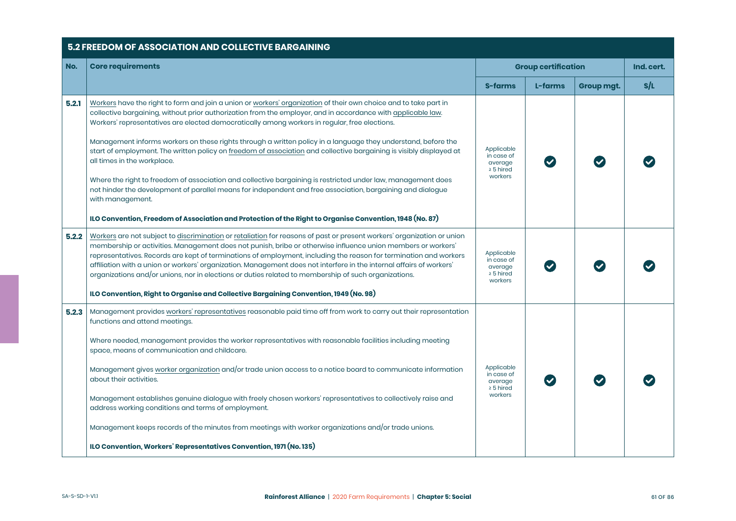| 5.2 FREEDOM OF ASSOCIATION AND COLLECTIVE BARGAINING | | | | | |
|---|---|---|---|---|---|
| **No.** | **Core requirements** | **Group certification** | | | **Ind. cert.** |
| | | **S-farms** | **L-farms** | **Group mgt.** | **S/L** |
| **5.2.1** | Workers have the right to form and join a union or workers' organization of their own choice and to take part in collective bargaining, without prior authorization from the employer, and in accordance with applicable law. Workers' representatives are elected democratically among workers in regular, free elections.<br><br>Management informs workers on these rights through a written policy in a language they understand, before the start of employment. The written policy on freedom of association and collective bargaining is visibly displayed at all times in the workplace.<br><br>Where the right to freedom of association and collective bargaining is restricted under law, management does not hinder the development of parallel means for independent and free association, bargaining and dialogue with management.<br><br>**ILO Convention, Freedom of Association and Protection of the Right to Organise Convention, 1948 (No. 87)** | Applicable in case of average ≥ 5 hired workers | ✔ | ✔ | ✔ |
| **5.2.2** | Workers are not subject to discrimination or retaliation for reasons of past or present workers' organization or union membership or activities. Management does not punish, bribe or otherwise influence union members or workers' representatives. Records are kept of terminations of employment, including the reason for termination and workers affiliation with a union or workers' organization. Management does not interfere in the internal affairs of workers' organizations and/or unions, nor in elections or duties related to membership of such organizations.<br><br>**ILO Convention, Right to Organise and Collective Bargaining Convention, 1949 (No. 98)** | Applicable in case of average ≥ 5 hired workers | ✔ | ✔ | ✔ |
| **5.2.3** | Management provides workers' representatives reasonable paid time off from work to carry out their representation functions and attend meetings.<br><br>Where needed, management provides the worker representatives with reasonable facilities including meeting space, means of communication and childcare.<br><br>Management gives worker organization and/or trade union access to a notice board to communicate information about their activities.<br><br>Management establishes genuine dialogue with freely chosen workers' representatives to collectively raise and address working conditions and terms of employment.<br><br>Management keeps records of the minutes from meetings with worker organizations and/or trade unions.<br><br>**ILO Convention, Workers' Representatives Convention, 1971 (No. 135)** | Applicable in case of average ≥ 5 hired workers | ✔ | ✔ | ✔ |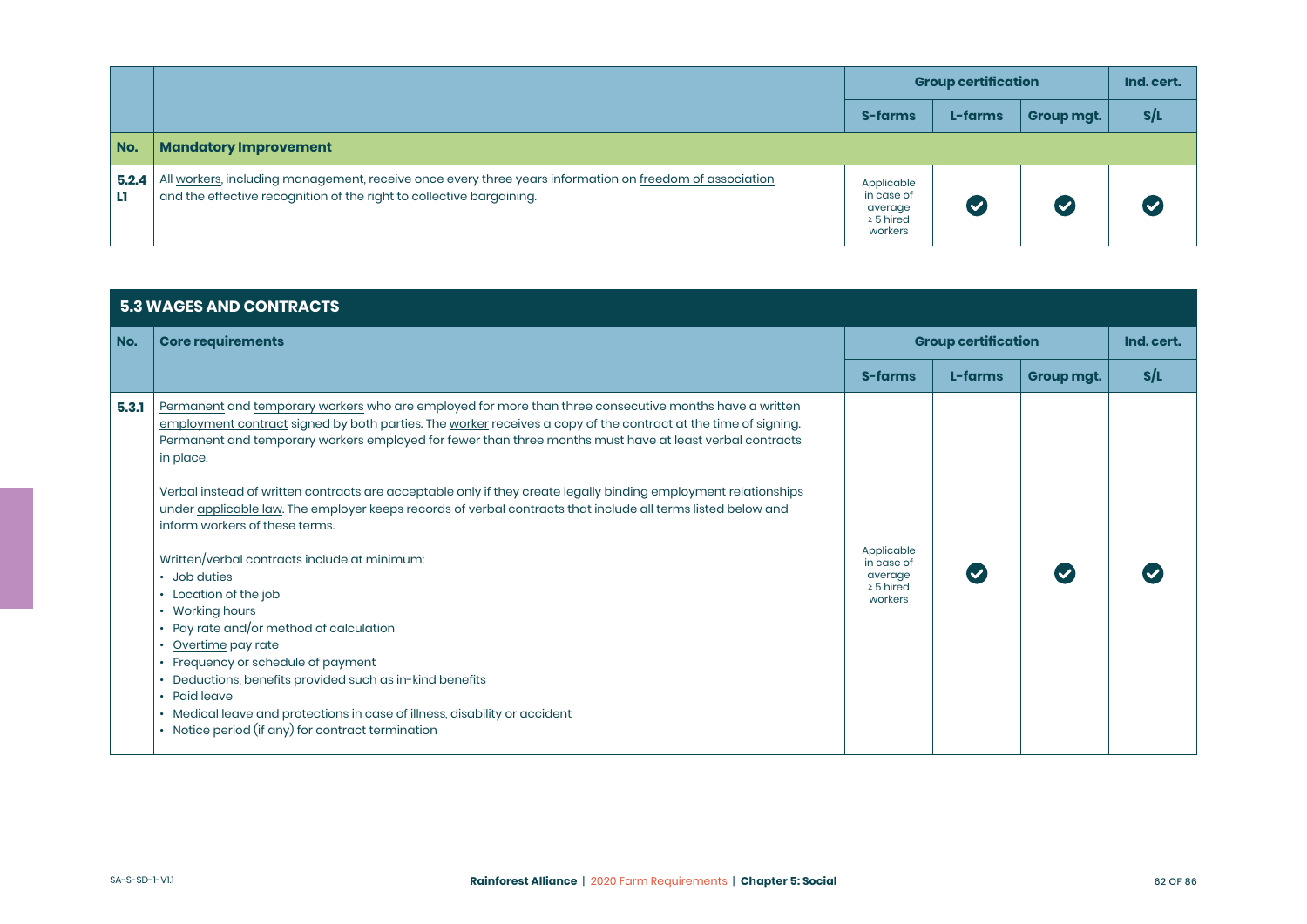| | | Group certification | | | Ind. cert. |
|---|---|---|---|---|---|
| | | S-farms | L-farms | Group mgt. | S/L |
| **No.** | **Mandatory Improvement** | | | | |
| **5.2.4 L1** | All workers, including management, receive once every three years information on freedom of association and the effective recognition of the right to collective bargaining. | Applicable in case of average ≥ 5 hired workers | ✔ | ✔ | ✔ |

## 5.3 WAGES AND CONTRACTS

| No. | Core requirements | Group certification | | | Ind. cert. |
|---|---|---|---|---|---|
| | | S-farms | L-farms | Group mgt. | S/L |
| **5.3.1** | Permanent and temporary workers who are employed for more than three consecutive months have a written employment contract signed by both parties. The worker receives a copy of the contract at the time of signing. Permanent and temporary workers employed for fewer than three months must have at least verbal contracts in place.<br><br>Verbal instead of written contracts are acceptable only if they create legally binding employment relationships under applicable law. The employer keeps records of verbal contracts that include all terms listed below and inform workers of these terms.<br><br>Written/verbal contracts include at minimum:<br>• Job duties<br>• Location of the job<br>• Working hours<br>• Pay rate and/or method of calculation<br>• Overtime pay rate<br>• Frequency or schedule of payment<br>• Deductions, benefits provided such as in-kind benefits<br>• Paid leave<br>• Medical leave and protections in case of illness, disability or accident<br>• Notice period (if any) for contract termination | Applicable in case of average ≥ 5 hired workers | ✔ | ✔ | ✔ |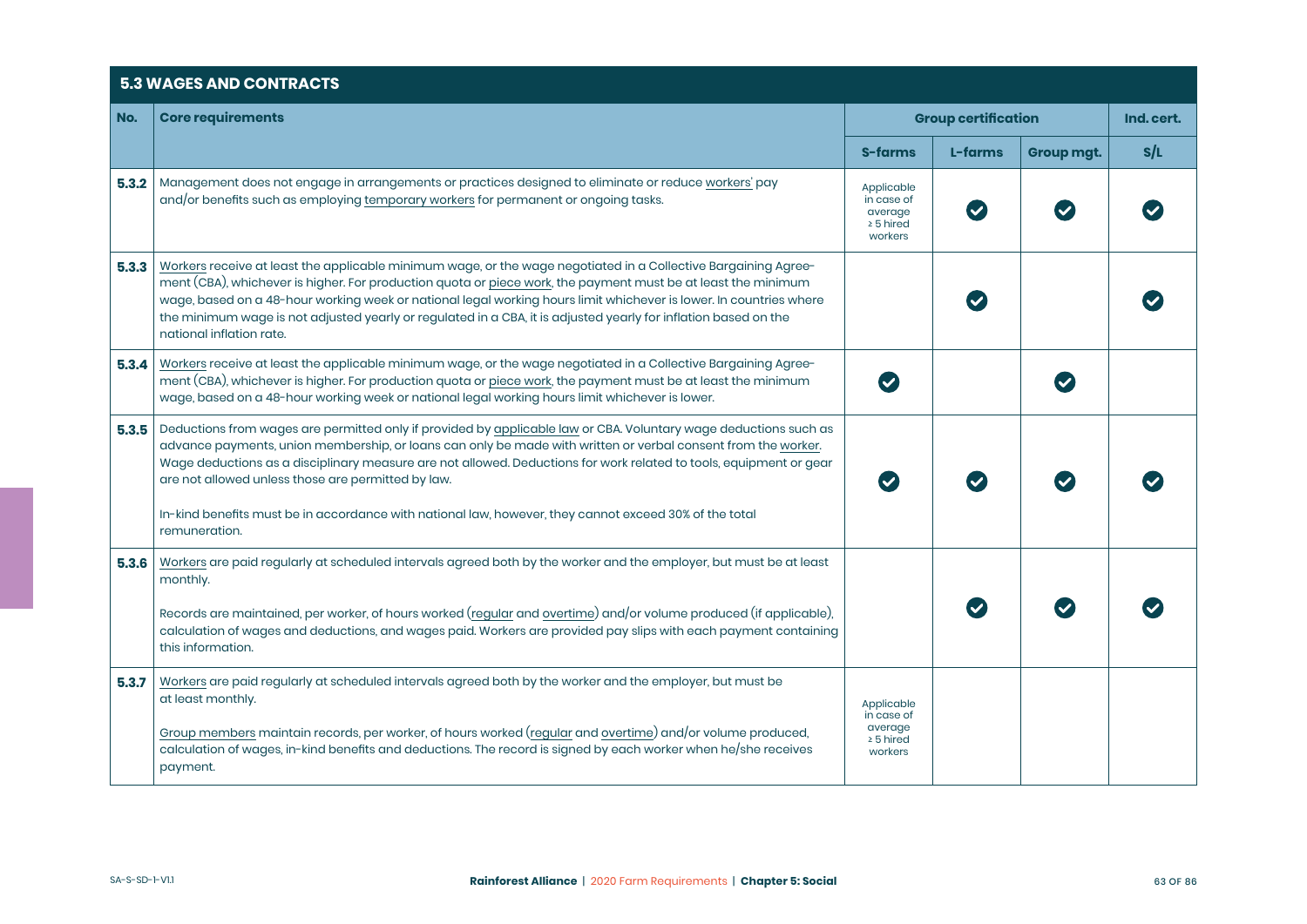## 5.3 WAGES AND CONTRACTS

| No. | Core requirements | Group certification | | | Ind. cert. |
|---|---|---|---|---|---|
| | | S-farms | L-farms | Group mgt. | S/L |
| 5.3.2 | Management does not engage in arrangements or practices designed to eliminate or reduce workers' pay and/or benefits such as employing temporary workers for permanent or ongoing tasks. | Applicable in case of average ≥ 5 hired workers | ✓ | ✓ | ✓ |
| 5.3.3 | Workers receive at least the applicable minimum wage, or the wage negotiated in a Collective Bargaining Agreement (CBA), whichever is higher. For production quota or piece work, the payment must be at least the minimum wage, based on a 48-hour working week or national legal working hours limit whichever is lower. In countries where the minimum wage is not adjusted yearly or regulated in a CBA, it is adjusted yearly for inflation based on the national inflation rate. | | ✓ | | ✓ |
| 5.3.4 | Workers receive at least the applicable minimum wage, or the wage negotiated in a Collective Bargaining Agreement (CBA), whichever is higher. For production quota or piece work, the payment must be at least the minimum wage, based on a 48-hour working week or national legal working hours limit whichever is lower. | ✓ | | ✓ | |
| 5.3.5 | Deductions from wages are permitted only if provided by applicable law or CBA. Voluntary wage deductions such as advance payments, union membership, or loans can only be made with written or verbal consent from the worker. Wage deductions as a disciplinary measure are not allowed. Deductions for work related to tools, equipment or gear are not allowed unless those are permitted by law.<br><br>In-kind benefits must be in accordance with national law, however, they cannot exceed 30% of the total remuneration. | ✓ | ✓ | ✓ | ✓ |
| 5.3.6 | Workers are paid regularly at scheduled intervals agreed both by the worker and the employer, but must be at least monthly.<br><br>Records are maintained, per worker, of hours worked (regular and overtime) and/or volume produced (if applicable), calculation of wages and deductions, and wages paid. Workers are provided pay slips with each payment containing this information. | | ✓ | ✓ | ✓ |
| 5.3.7 | Workers are paid regularly at scheduled intervals agreed both by the worker and the employer, but must be at least monthly.<br><br>Group members maintain records, per worker, of hours worked (regular and overtime) and/or volume produced, calculation of wages, in-kind benefits and deductions. The record is signed by each worker when he/she receives payment. | Applicable in case of average ≥ 5 hired workers | | | |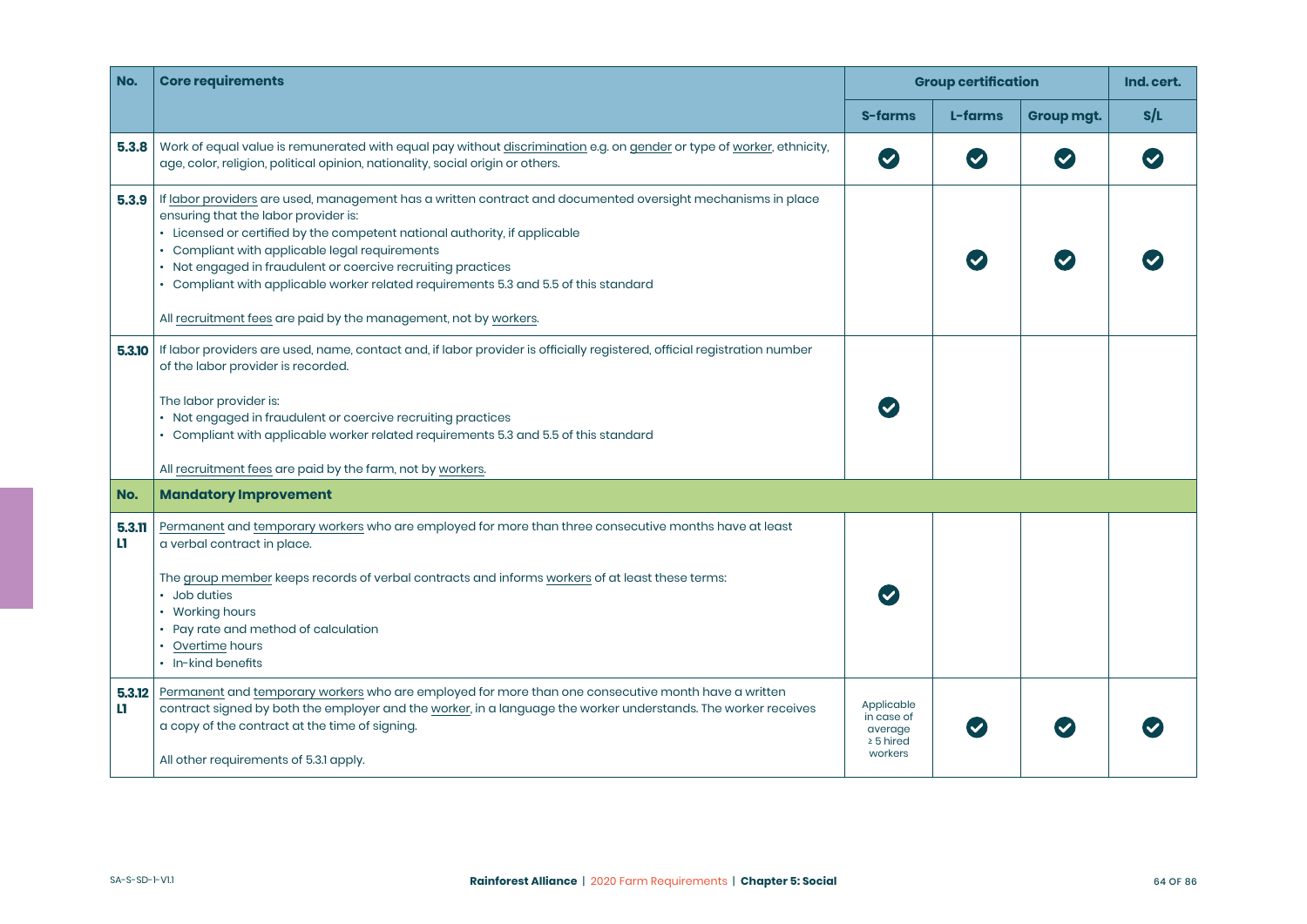| No. | Core requirements | Group certification | | | Ind. cert. |
|---|---|---|---|---|---|
| | | S-farms | L-farms | Group mgt. | S/L |
| 5.3.8 | Work of equal value is remunerated with equal pay without discrimination e.g. on gender or type of worker, ethnicity, age, color, religion, political opinion, nationality, social origin or others. | ✔ | ✔ | ✔ | ✔ |
| 5.3.9 | If labor providers are used, management has a written contract and documented oversight mechanisms in place ensuring that the labor provider is:<br>• Licensed or certified by the competent national authority, if applicable<br>• Compliant with applicable legal requirements<br>• Not engaged in fraudulent or coercive recruiting practices<br>• Compliant with applicable worker related requirements 5.3 and 5.5 of this standard<br><br>All recruitment fees are paid by the management, not by workers. | | ✔ | ✔ | ✔ |
| 5.3.10 | If labor providers are used, name, contact and, if labor provider is officially registered, official registration number of the labor provider is recorded.<br><br>The labor provider is:<br>• Not engaged in fraudulent or coercive recruiting practices<br>• Compliant with applicable worker related requirements 5.3 and 5.5 of this standard<br><br>All recruitment fees are paid by the farm, not by workers. | ✔ | | | |
| **No.** | **Mandatory Improvement** | | | | |
| 5.3.11 L1 | Permanent and temporary workers who are employed for more than three consecutive months have at least a verbal contract in place.<br><br>The group member keeps records of verbal contracts and informs workers of at least these terms:<br>• Job duties<br>• Working hours<br>• Pay rate and method of calculation<br>• Overtime hours<br>• In-kind benefits | ✔ | | | |
| 5.3.12 L1 | Permanent and temporary workers who are employed for more than one consecutive month have a written contract signed by both the employer and the worker, in a language the worker understands. The worker receives a copy of the contract at the time of signing.<br><br>All other requirements of 5.3.1 apply. | Applicable in case of average ≥ 5 hired workers | ✔ | ✔ | ✔ |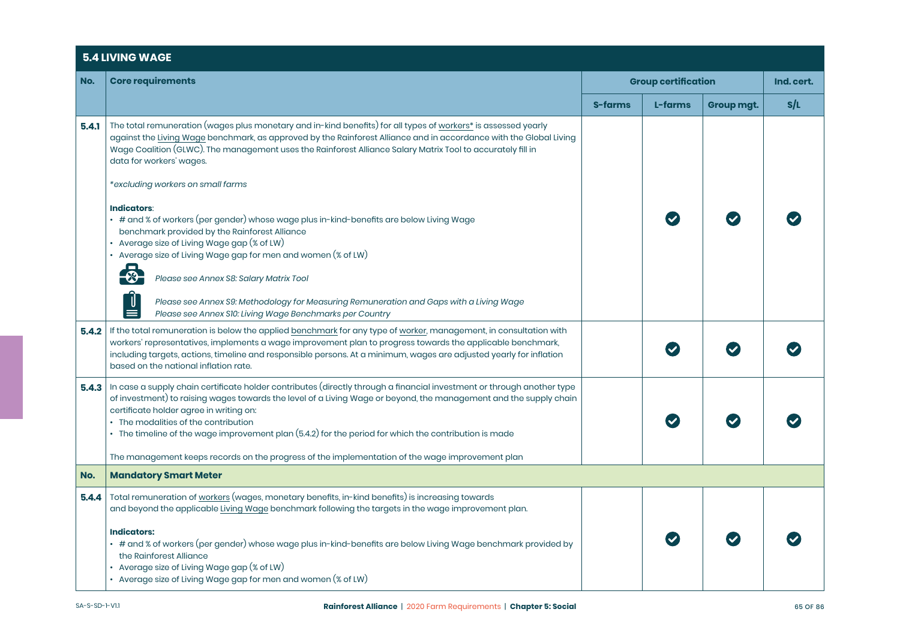## 5.4 LIVING WAGE

| No. | Core requirements | Group certification | | | Ind. cert. |
|---|---|---|---|---|---|
| | | S-farms | L-farms | Group mgt. | S/L |
| 5.4.1 | The total remuneration (wages plus monetary and in-kind benefits) for all types of workers* is assessed yearly against the Living Wage benchmark, as approved by the Rainforest Alliance and in accordance with the Global Living Wage Coalition (GLWC). The management uses the Rainforest Alliance Salary Matrix Tool to accurately fill in data for workers' wages.<br><br>*\*excluding workers on small farms*<br><br>**Indicators**:<br>• # and % of workers (per gender) whose wage plus in-kind-benefits are below Living Wage benchmark provided by the Rainforest Alliance<br>• Average size of Living Wage gap (% of LW)<br>• Average size of Living Wage gap for men and women (% of LW)<br><br>*Please see Annex S8: Salary Matrix Tool*<br><br>*Please see Annex S9: Methodology for Measuring Remuneration and Gaps with a Living Wage*<br>*Please see Annex S10: Living Wage Benchmarks per Country* | | ✔ | ✔ | ✔ |
| 5.4.2 | If the total remuneration is below the applied benchmark for any type of worker, management, in consultation with workers' representatives, implements a wage improvement plan to progress towards the applicable benchmark, including targets, actions, timeline and responsible persons. At a minimum, wages are adjusted yearly for inflation based on the national inflation rate. | | ✔ | ✔ | ✔ |
| 5.4.3 | In case a supply chain certificate holder contributes (directly through a financial investment or through another type of investment) to raising wages towards the level of a Living Wage or beyond, the management and the supply chain certificate holder agree in writing on:<br>• The modalities of the contribution<br>• The timeline of the wage improvement plan (5.4.2) for the period for which the contribution is made<br><br>The management keeps records on the progress of the implementation of the wage improvement plan | | ✔ | ✔ | ✔ |
| **No.** | **Mandatory Smart Meter** | | | | |
| 5.4.4 | Total remuneration of workers (wages, monetary benefits, in-kind benefits) is increasing towards and beyond the applicable Living Wage benchmark following the targets in the wage improvement plan.<br><br>**Indicators:**<br>• # and % of workers (per gender) whose wage plus in-kind-benefits are below Living Wage benchmark provided by the Rainforest Alliance<br>• Average size of Living Wage gap (% of LW)<br>• Average size of Living Wage gap for men and women (% of LW) | | ✔ | ✔ | ✔ |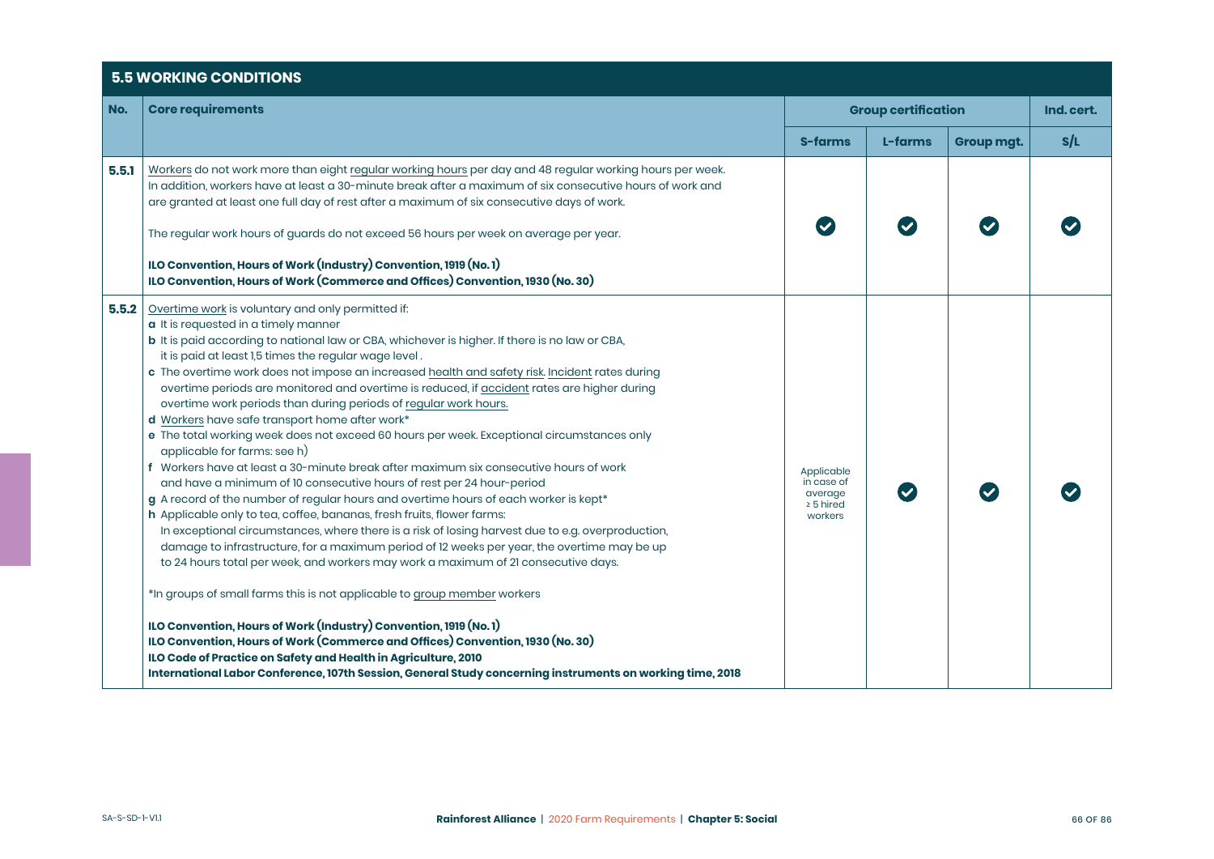## 5.5 WORKING CONDITIONS

| No. | Core requirements | Group certification | | | Ind. cert. |
|---|---|---|---|---|---|
| | | S-farms | L-farms | Group mgt. | S/L |
| 5.5.1 | Workers do not work more than eight regular working hours per day and 48 regular working hours per week. In addition, workers have at least a 30-minute break after a maximum of six consecutive hours of work and are granted at least one full day of rest after a maximum of six consecutive days of work.<br><br>The regular work hours of guards do not exceed 56 hours per week on average per year.<br><br>**ILO Convention, Hours of Work (Industry) Convention, 1919 (No. 1)**<br>**ILO Convention, Hours of Work (Commerce and Offices) Convention, 1930 (No. 30)** | ✔ | ✔ | ✔ | ✔ |
| 5.5.2 | Overtime work is voluntary and only permitted if:<br>**a** It is requested in a timely manner<br>**b** It is paid according to national law or CBA, whichever is higher. If there is no law or CBA, it is paid at least 1,5 times the regular wage level .<br>**c** The overtime work does not impose an increased health and safety risk. Incident rates during overtime periods are monitored and overtime is reduced, if accident rates are higher during overtime work periods than during periods of regular work hours.<br>**d** Workers have safe transport home after work*<br>**e** The total working week does not exceed 60 hours per week. Exceptional circumstances only applicable for farms: see h)<br>**f** Workers have at least a 30-minute break after maximum six consecutive hours of work and have a minimum of 10 consecutive hours of rest per 24 hour-period<br>**g** A record of the number of regular hours and overtime hours of each worker is kept*<br>**h** Applicable only to tea, coffee, bananas, fresh fruits, flower farms:<br>In exceptional circumstances, where there is a risk of losing harvest due to e.g. overproduction, damage to infrastructure, for a maximum period of 12 weeks per year, the overtime may be up to 24 hours total per week, and workers may work a maximum of 21 consecutive days.<br><br>*In groups of small farms this is not applicable to group member workers<br><br>**ILO Convention, Hours of Work (Industry) Convention, 1919 (No. 1)**<br>**ILO Convention, Hours of Work (Commerce and Offices) Convention, 1930 (No. 30)**<br>**ILO Code of Practice on Safety and Health in Agriculture, 2010**<br>**International Labor Conference, 107th Session, General Study concerning instruments on working time, 2018** | Applicable in case of average ≥ 5 hired workers | ✔ | ✔ | ✔ |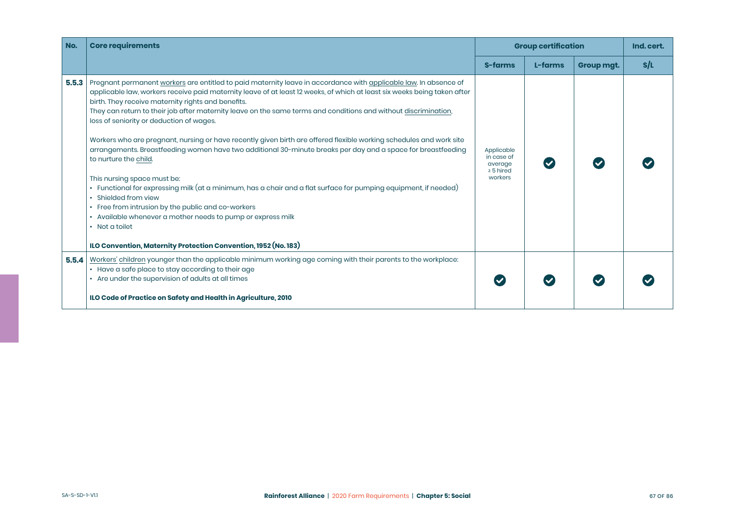| No. | Core requirements | Group certification | | | Ind. cert. |
|---|---|---|---|---|---|
| | | S-farms | L-farms | Group mgt. | S/L |
| 5.5.3 | Pregnant permanent workers are entitled to paid maternity leave in accordance with applicable law. In absence of applicable law, workers receive paid maternity leave of at least 12 weeks, of which at least six weeks being taken after birth. They receive maternity rights and benefits.<br>They can return to their job after maternity leave on the same terms and conditions and without discrimination, loss of seniority or deduction of wages.<br><br>Workers who are pregnant, nursing or have recently given birth are offered flexible working schedules and work site arrangements. Breastfeeding women have two additional 30-minute breaks per day and a space for breastfeeding to nurture the child.<br><br>This nursing space must be:<br>• Functional for expressing milk (at a minimum, has a chair and a flat surface for pumping equipment, if needed)<br>• Shielded from view<br>• Free from intrusion by the public and co-workers<br>• Available whenever a mother needs to pump or express milk<br>• Not a toilet<br><br>**ILO Convention, Maternity Protection Convention, 1952 (No. 183)** | Applicable in case of average ≥ 5 hired workers | ✔ | ✔ | ✔ |
| 5.5.4 | Workers' children younger than the applicable minimum working age coming with their parents to the workplace:<br>• Have a safe place to stay according to their age<br>• Are under the supervision of adults at all times<br><br>**ILO Code of Practice on Safety and Health in Agriculture, 2010** | ✔ | ✔ | ✔ | ✔ |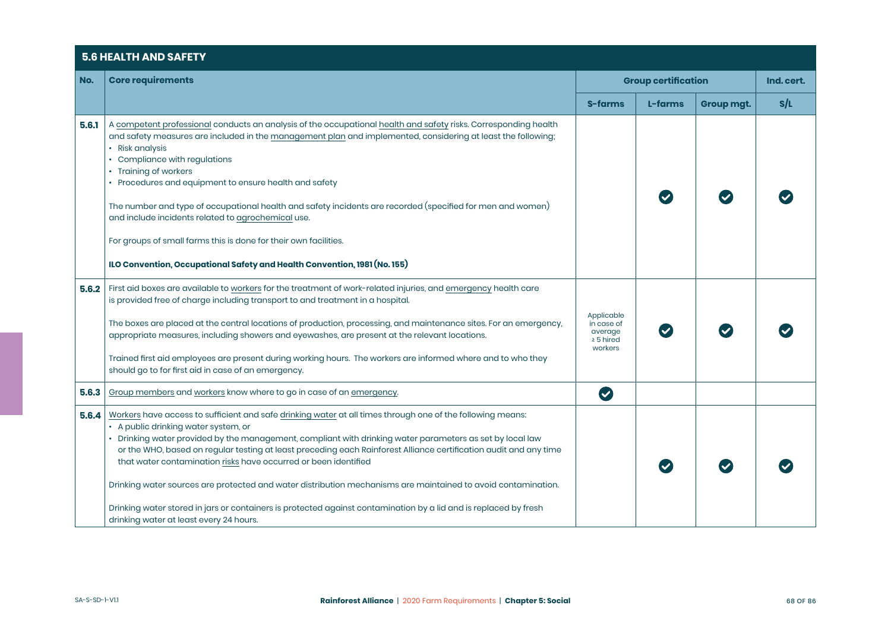## 5.6 HEALTH AND SAFETY

| No. | Core requirements | Group certification | | | Ind. cert. |
|---|---|---|---|---|---|
| | | S-farms | L-farms | Group mgt. | S/L |
| 5.6.1 | A competent professional conducts an analysis of the occupational health and safety risks. Corresponding health and safety measures are included in the management plan and implemented, considering at least the following;<br>• Risk analysis<br>• Compliance with regulations<br>• Training of workers<br>• Procedures and equipment to ensure health and safety<br><br>The number and type of occupational health and safety incidents are recorded (specified for men and women) and include incidents related to agrochemical use.<br><br>For groups of small farms this is done for their own facilities.<br><br>**ILO Convention, Occupational Safety and Health Convention, 1981 (No. 155)** | | ✔ | ✔ | ✔ |
| 5.6.2 | First aid boxes are available to workers for the treatment of work-related injuries, and emergency health care is provided free of charge including transport to and treatment in a hospital.<br><br>The boxes are placed at the central locations of production, processing, and maintenance sites. For an emergency, appropriate measures, including showers and eyewashes, are present at the relevant locations.<br><br>Trained first aid employees are present during working hours. The workers are informed where and to who they should go to for first aid in case of an emergency. | Applicable in case of average ≥ 5 hired workers | ✔ | ✔ | ✔ |
| 5.6.3 | Group members and workers know where to go in case of an emergency. | ✔ | | | |
| 5.6.4 | Workers have access to sufficient and safe drinking water at all times through one of the following means:<br>• A public drinking water system, or<br>• Drinking water provided by the management, compliant with drinking water parameters as set by local law or the WHO, based on regular testing at least preceding each Rainforest Alliance certification audit and any time that water contamination risks have occurred or been identified<br><br>Drinking water sources are protected and water distribution mechanisms are maintained to avoid contamination.<br><br>Drinking water stored in jars or containers is protected against contamination by a lid and is replaced by fresh drinking water at least every 24 hours. | | ✔ | ✔ | ✔ |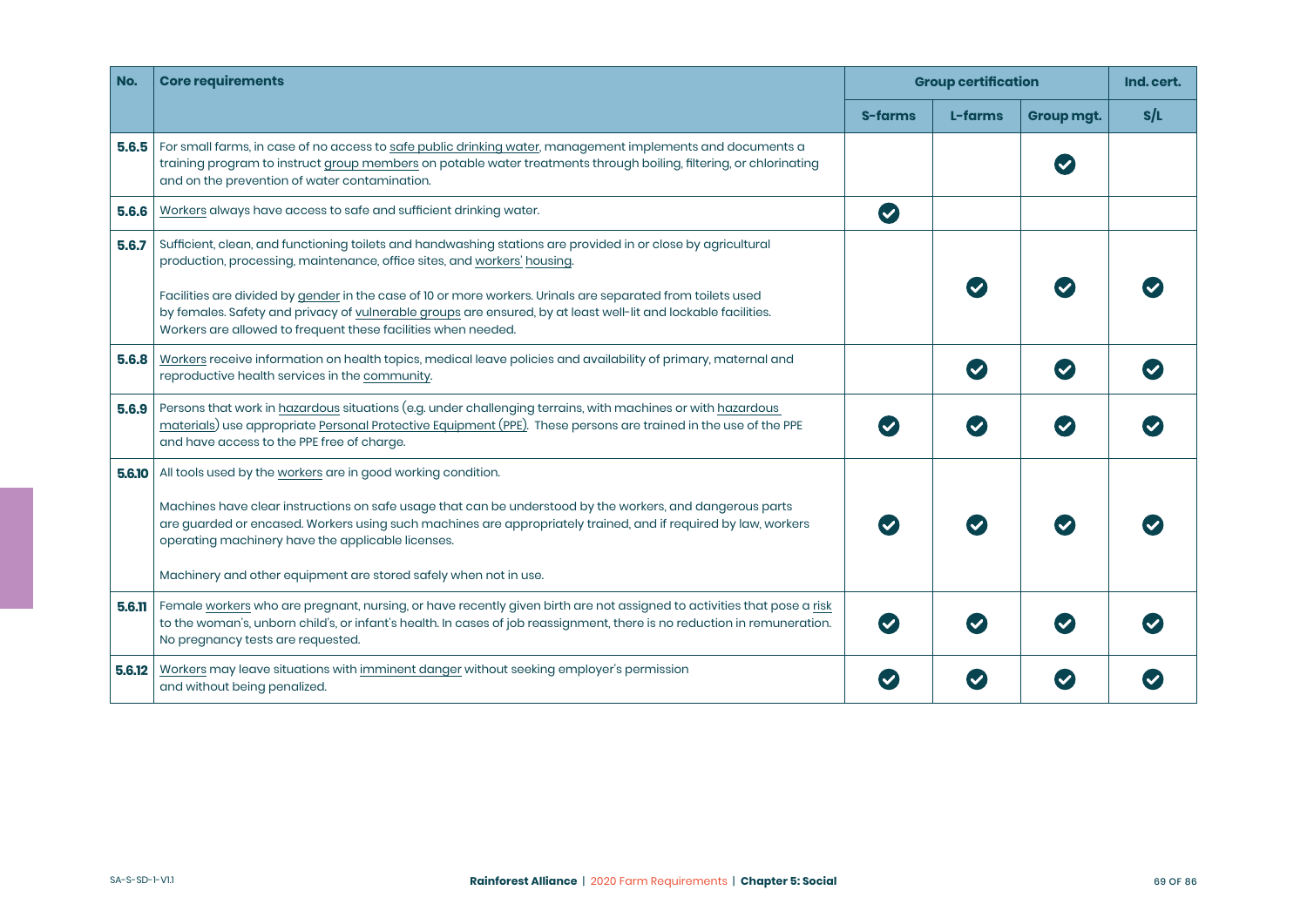| No. | Core requirements | Group certification | | | Ind. cert. |
|---|---|---|---|---|---|
| | | S-farms | L-farms | Group mgt. | S/L |
| 5.6.5 | For small farms, in case of no access to safe public drinking water, management implements and documents a training program to instruct group members on potable water treatments through boiling, filtering, or chlorinating and on the prevention of water contamination. | | | ✓ | |
| 5.6.6 | Workers always have access to safe and sufficient drinking water. | ✓ | | | |
| 5.6.7 | Sufficient, clean, and functioning toilets and handwashing stations are provided in or close by agricultural production, processing, maintenance, office sites, and workers' housing.<br><br>Facilities are divided by gender in the case of 10 or more workers. Urinals are separated from toilets used by females. Safety and privacy of vulnerable groups are ensured, by at least well-lit and lockable facilities. Workers are allowed to frequent these facilities when needed. | | ✓ | ✓ | ✓ |
| 5.6.8 | Workers receive information on health topics, medical leave policies and availability of primary, maternal and reproductive health services in the community. | | ✓ | ✓ | ✓ |
| 5.6.9 | Persons that work in hazardous situations (e.g. under challenging terrains, with machines or with hazardous materials) use appropriate Personal Protective Equipment (PPE). These persons are trained in the use of the PPE and have access to the PPE free of charge. | ✓ | ✓ | ✓ | ✓ |
| 5.6.10 | All tools used by the workers are in good working condition.<br><br>Machines have clear instructions on safe usage that can be understood by the workers, and dangerous parts are guarded or encased. Workers using such machines are appropriately trained, and if required by law, workers operating machinery have the applicable licenses.<br><br>Machinery and other equipment are stored safely when not in use. | ✓ | ✓ | ✓ | ✓ |
| 5.6.11 | Female workers who are pregnant, nursing, or have recently given birth are not assigned to activities that pose a risk to the woman's, unborn child's, or infant's health. In cases of job reassignment, there is no reduction in remuneration. No pregnancy tests are requested. | ✓ | ✓ | ✓ | ✓ |
| 5.6.12 | Workers may leave situations with imminent danger without seeking employer's permission and without being penalized. | ✓ | ✓ | ✓ | ✓ |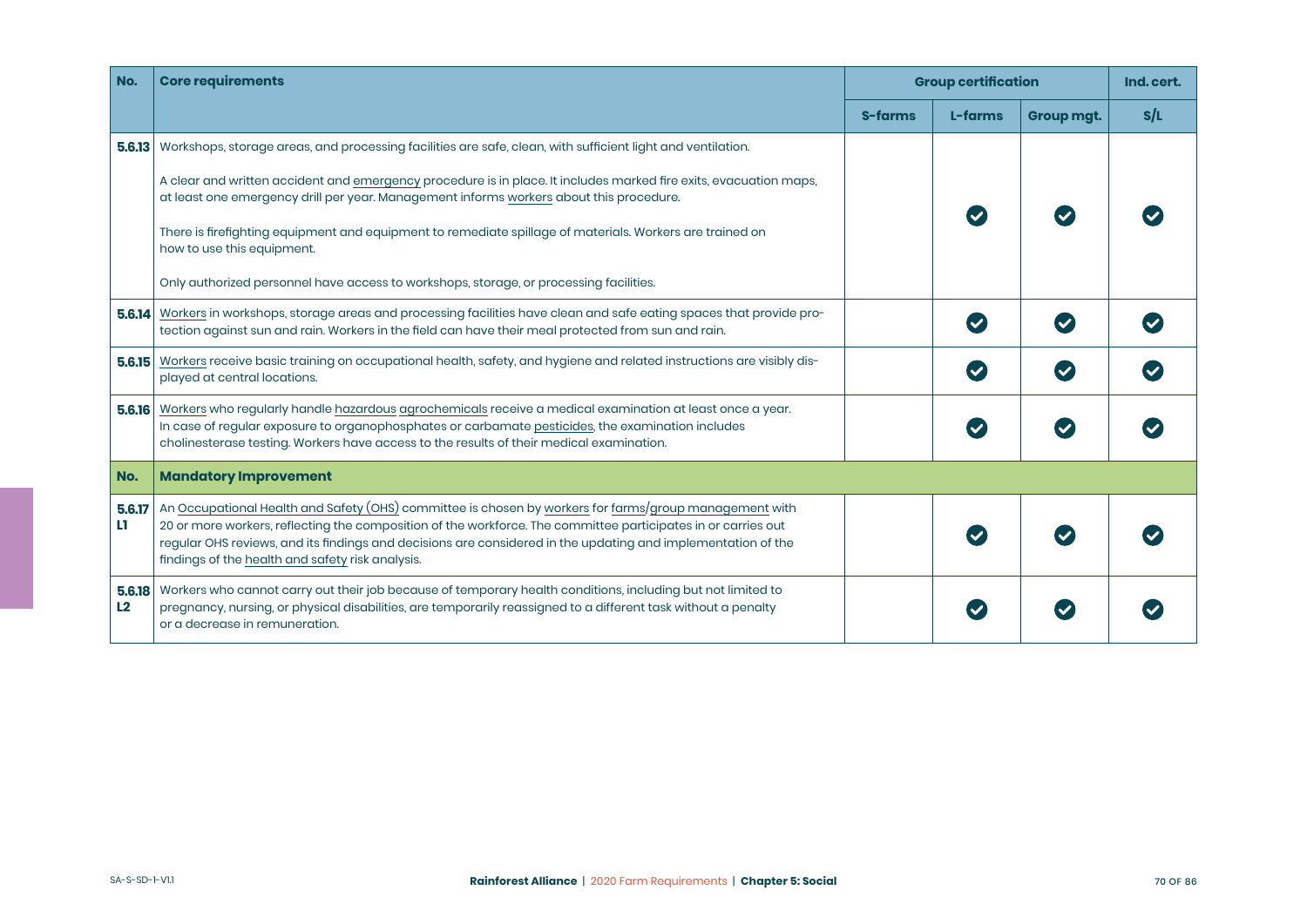| No. | Core requirements | Group certification | | | Ind. cert. |
|---|---|---|---|---|---|
| | | S-farms | L-farms | Group mgt. | S/L |
| **5.6.13** | Workshops, storage areas, and processing facilities are safe, clean, with sufficient light and ventilation.<br><br>A clear and written accident and emergency procedure is in place. It includes marked fire exits, evacuation maps, at least one emergency drill per year. Management informs workers about this procedure.<br><br>There is firefighting equipment and equipment to remediate spillage of materials. Workers are trained on how to use this equipment.<br><br>Only authorized personnel have access to workshops, storage, or processing facilities. | | ✔ | ✔ | ✔ |
| **5.6.14** | Workers in workshops, storage areas and processing facilities have clean and safe eating spaces that provide protection against sun and rain. Workers in the field can have their meal protected from sun and rain. | | ✔ | ✔ | ✔ |
| **5.6.15** | Workers receive basic training on occupational health, safety, and hygiene and related instructions are visibly displayed at central locations. | | ✔ | ✔ | ✔ |
| **5.6.16** | Workers who regularly handle hazardous agrochemicals receive a medical examination at least once a year. In case of regular exposure to organophosphates or carbamate pesticides, the examination includes cholinesterase testing. Workers have access to the results of their medical examination. | | ✔ | ✔ | ✔ |
| **No.** | **Mandatory Improvement** | | | | |
| **5.6.17 L1** | An Occupational Health and Safety (OHS) committee is chosen by workers for farms/group management with 20 or more workers, reflecting the composition of the workforce. The committee participates in or carries out regular OHS reviews, and its findings and decisions are considered in the updating and implementation of the findings of the health and safety risk analysis. | | ✔ | ✔ | ✔ |
| **5.6.18 L2** | Workers who cannot carry out their job because of temporary health conditions, including but not limited to pregnancy, nursing, or physical disabilities, are temporarily reassigned to a different task without a penalty or a decrease in remuneration. | | ✔ | ✔ | ✔ |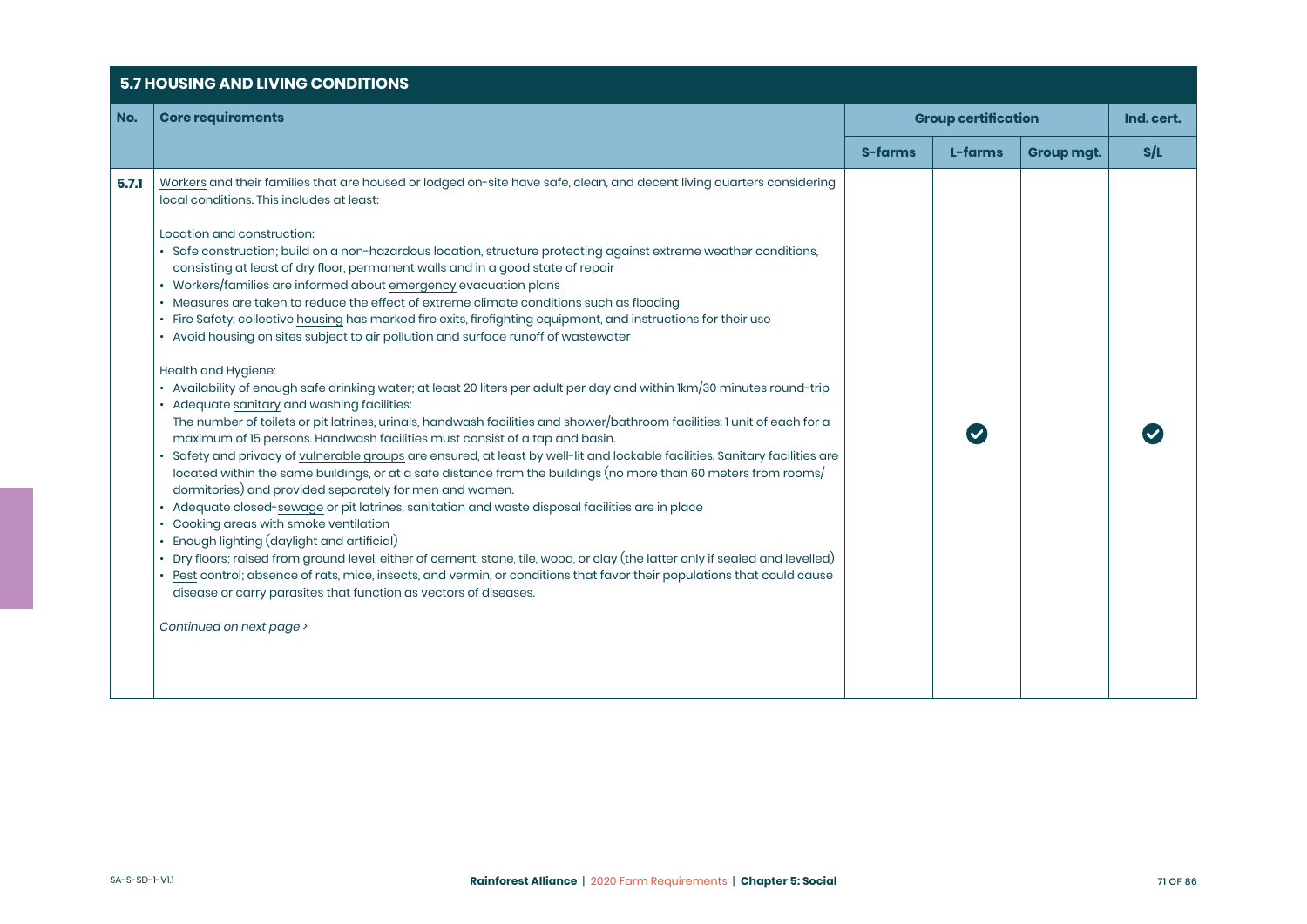## 5.7 HOUSING AND LIVING CONDITIONS

| No. | Core requirements | Group certification | | | Ind. cert. |
|---|---|---|---|---|---|
| | | S-farms | L-farms | Group mgt. | S/L |
| 5.7.1 | Workers and their families that are housed or lodged on-site have safe, clean, and decent living quarters considering local conditions. This includes at least:<br><br>Location and construction:<br>• Safe construction; build on a non-hazardous location, structure protecting against extreme weather conditions, consisting at least of dry floor, permanent walls and in a good state of repair<br>• Workers/families are informed about emergency evacuation plans<br>• Measures are taken to reduce the effect of extreme climate conditions such as flooding<br>• Fire Safety: collective housing has marked fire exits, firefighting equipment, and instructions for their use<br>• Avoid housing on sites subject to air pollution and surface runoff of wastewater<br><br>Health and Hygiene:<br>• Availability of enough safe drinking water; at least 20 liters per adult per day and within 1km/30 minutes round-trip<br>• Adequate sanitary and washing facilities:<br>The number of toilets or pit latrines, urinals, handwash facilities and shower/bathroom facilities: 1 unit of each for a maximum of 15 persons. Handwash facilities must consist of a tap and basin.<br>• Safety and privacy of vulnerable groups are ensured, at least by well-lit and lockable facilities. Sanitary facilities are located within the same buildings, or at a safe distance from the buildings (no more than 60 meters from rooms/dormitories) and provided separately for men and women.<br>• Adequate closed-sewage or pit latrines, sanitation and waste disposal facilities are in place<br>• Cooking areas with smoke ventilation<br>• Enough lighting (daylight and artificial)<br>• Dry floors; raised from ground level, either of cement, stone, tile, wood, or clay (the latter only if sealed and levelled)<br>• Pest control; absence of rats, mice, insects, and vermin, or conditions that favor their populations that could cause disease or carry parasites that function as vectors of diseases.<br><br>*Continued on next page >* | | ✔ | | ✔ |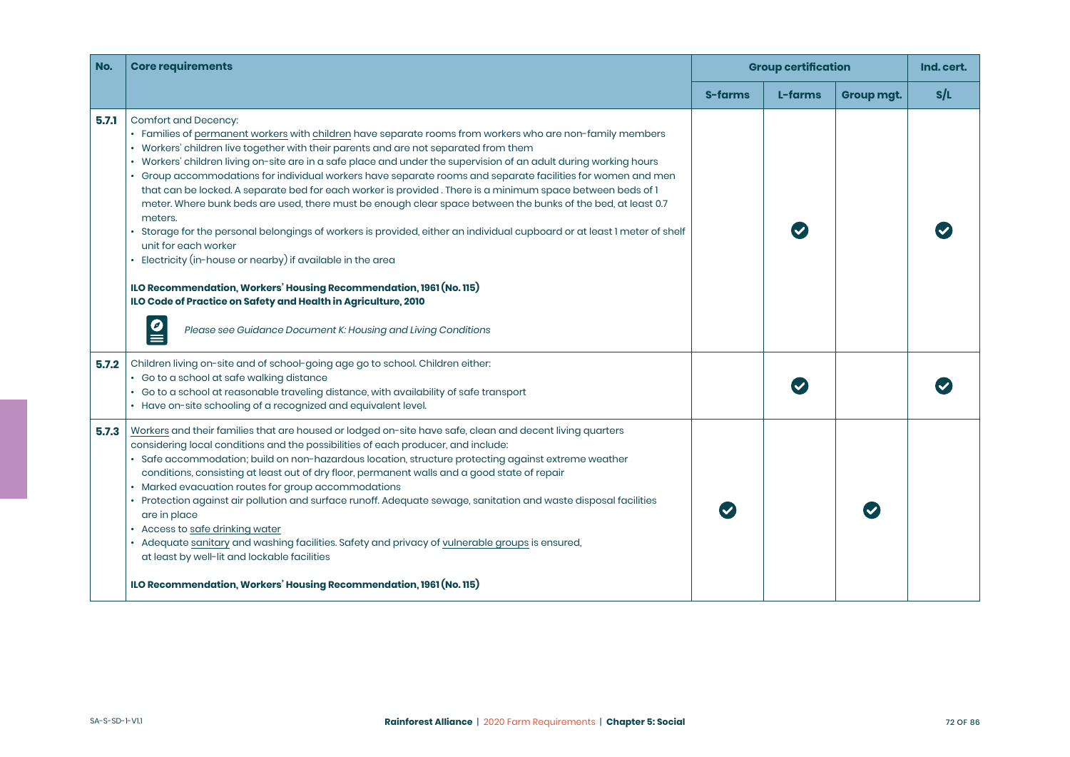| No. | Core requirements | Group certification | | | Ind. cert. |
|---|---|---|---|---|---|
| | | S-farms | L-farms | Group mgt. | S/L |
| **5.7.1** | Comfort and Decency:<br>• Families of permanent workers with children have separate rooms from workers who are non-family members<br>• Workers' children live together with their parents and are not separated from them<br>• Workers' children living on-site are in a safe place and under the supervision of an adult during working hours<br>• Group accommodations for individual workers have separate rooms and separate facilities for women and men that can be locked. A separate bed for each worker is provided . There is a minimum space between beds of 1 meter. Where bunk beds are used, there must be enough clear space between the bunks of the bed, at least 0.7 meters.<br>• Storage for the personal belongings of workers is provided, either an individual cupboard or at least 1 meter of shelf unit for each worker<br>• Electricity (in-house or nearby) if available in the area<br><br>**ILO Recommendation, Workers' Housing Recommendation, 1961 (No. 115)**<br>**ILO Code of Practice on Safety and Health in Agriculture, 2010**<br><br>*Please see Guidance Document K: Housing and Living Conditions* | | ✔ | | ✔ |
| **5.7.2** | Children living on-site and of school-going age go to school. Children either:<br>• Go to a school at safe walking distance<br>• Go to a school at reasonable traveling distance, with availability of safe transport<br>• Have on-site schooling of a recognized and equivalent level. | | ✔ | | ✔ |
| **5.7.3** | Workers and their families that are housed or lodged on-site have safe, clean and decent living quarters considering local conditions and the possibilities of each producer, and include:<br>• Safe accommodation; build on non-hazardous location, structure protecting against extreme weather conditions, consisting at least out of dry floor, permanent walls and a good state of repair<br>• Marked evacuation routes for group accommodations<br>• Protection against air pollution and surface runoff. Adequate sewage, sanitation and waste disposal facilities are in place<br>• Access to safe drinking water<br>• Adequate sanitary and washing facilities. Safety and privacy of vulnerable groups is ensured, at least by well-lit and lockable facilities<br><br>**ILO Recommendation, Workers' Housing Recommendation, 1961 (No. 115)** | ✔ | | ✔ | |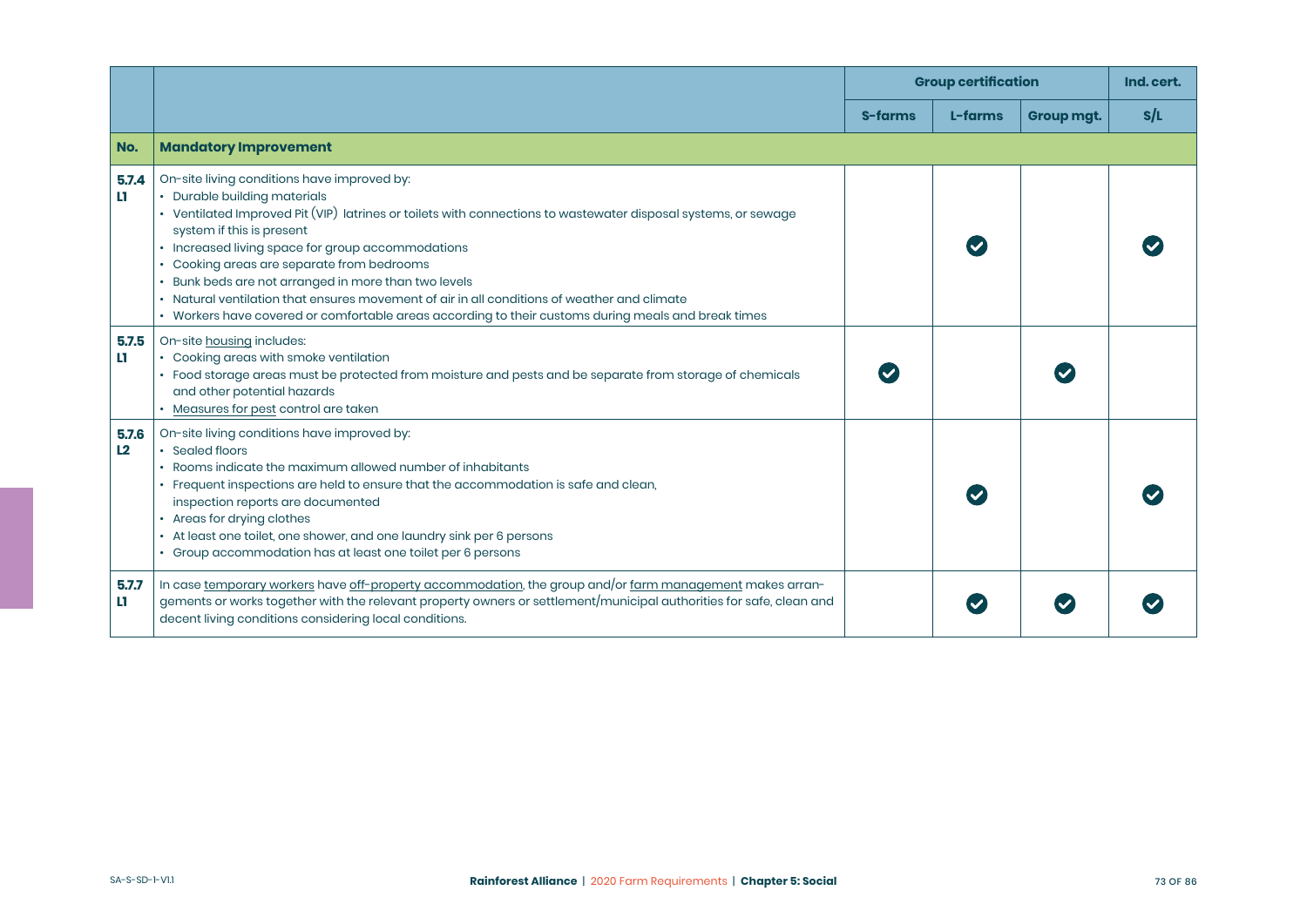| | | Group certification | | | Ind. cert. |
|---|---|---|---|---|---|
| | | S-farms | L-farms | Group mgt. | S/L |
| **No.** | **Mandatory Improvement** | | | | |
| **5.7.4 L1** | On-site living conditions have improved by:<br>• Durable building materials<br>• Ventilated Improved Pit (VIP) latrines or toilets with connections to wastewater disposal systems, or sewage system if this is present<br>• Increased living space for group accommodations<br>• Cooking areas are separate from bedrooms<br>• Bunk beds are not arranged in more than two levels<br>• Natural ventilation that ensures movement of air in all conditions of weather and climate<br>• Workers have covered or comfortable areas according to their customs during meals and break times | | ✔ | | ✔ |
| **5.7.5 L1** | On-site housing includes:<br>• Cooking areas with smoke ventilation<br>• Food storage areas must be protected from moisture and pests and be separate from storage of chemicals and other potential hazards<br>• Measures for pest control are taken | ✔ | | ✔ | |
| **5.7.6 L2** | On-site living conditions have improved by:<br>• Sealed floors<br>• Rooms indicate the maximum allowed number of inhabitants<br>• Frequent inspections are held to ensure that the accommodation is safe and clean, inspection reports are documented<br>• Areas for drying clothes<br>• At least one toilet, one shower, and one laundry sink per 6 persons<br>• Group accommodation has at least one toilet per 6 persons | | ✔ | | ✔ |
| **5.7.7 L1** | In case temporary workers have off-property accommodation, the group and/or farm management makes arrangements or works together with the relevant property owners or settlement/municipal authorities for safe, clean and decent living conditions considering local conditions. | | ✔ | ✔ | ✔ |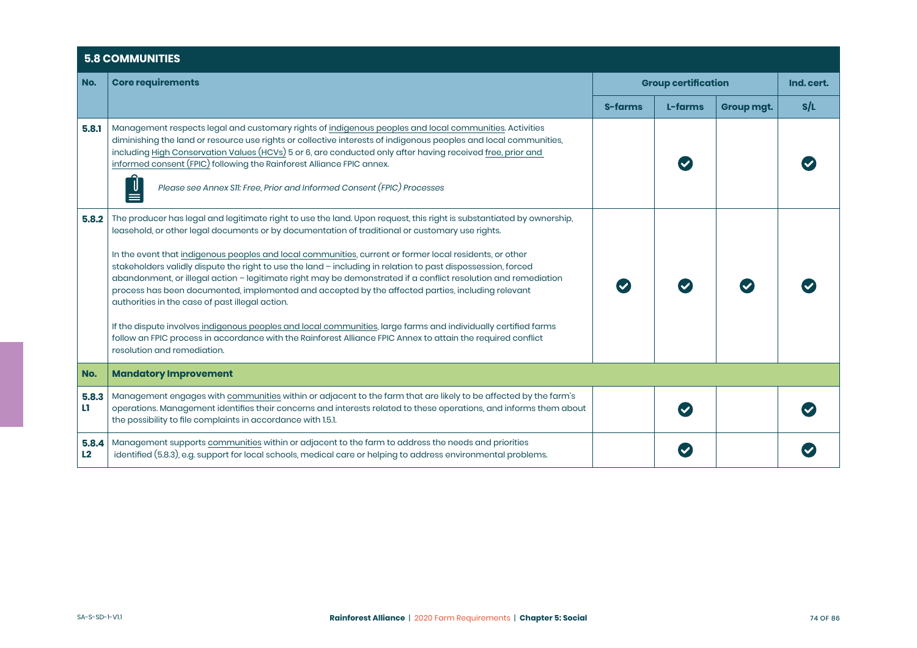## 5.8 COMMUNITIES

| No. | Core requirements | Group certification | | | Ind. cert. |
|---|---|---|---|---|---|
| | | S-farms | L-farms | Group mgt. | S/L |
| 5.8.1 | Management respects legal and customary rights of indigenous peoples and local communities. Activities diminishing the land or resource use rights or collective interests of indigenous peoples and local communities, including High Conservation Values (HCVs) 5 or 6, are conducted only after having received free, prior and informed consent (FPIC) following the Rainforest Alliance FPIC annex.<br><br>*Please see Annex S11: Free, Prior and Informed Consent (FPIC) Processes* | | ✔ | | ✔ |
| 5.8.2 | The producer has legal and legitimate right to use the land. Upon request, this right is substantiated by ownership, leasehold, or other legal documents or by documentation of traditional or customary use rights.<br><br>In the event that indigenous peoples and local communities, current or former local residents, or other stakeholders validly dispute the right to use the land – including in relation to past dispossession, forced abandonment, or illegal action – legitimate right may be demonstrated if a conflict resolution and remediation process has been documented, implemented and accepted by the affected parties, including relevant authorities in the case of past illegal action.<br><br>If the dispute involves indigenous peoples and local communities, large farms and individually certified farms follow an FPIC process in accordance with the Rainforest Alliance FPIC Annex to attain the required conflict resolution and remediation. | ✔ | ✔ | ✔ | ✔ |
| **No.** | **Mandatory Improvement** | | | | |
| 5.8.3 L1 | Management engages with communities within or adjacent to the farm that are likely to be affected by the farm's operations. Management identifies their concerns and interests related to these operations, and informs them about the possibility to file complaints in accordance with 1.5.1. | | ✔ | | ✔ |
| 5.8.4 L2 | Management supports communities within or adjacent to the farm to address the needs and priorities identified (5.8.3), e.g. support for local schools, medical care or helping to address environmental problems. | | ✔ | | ✔ |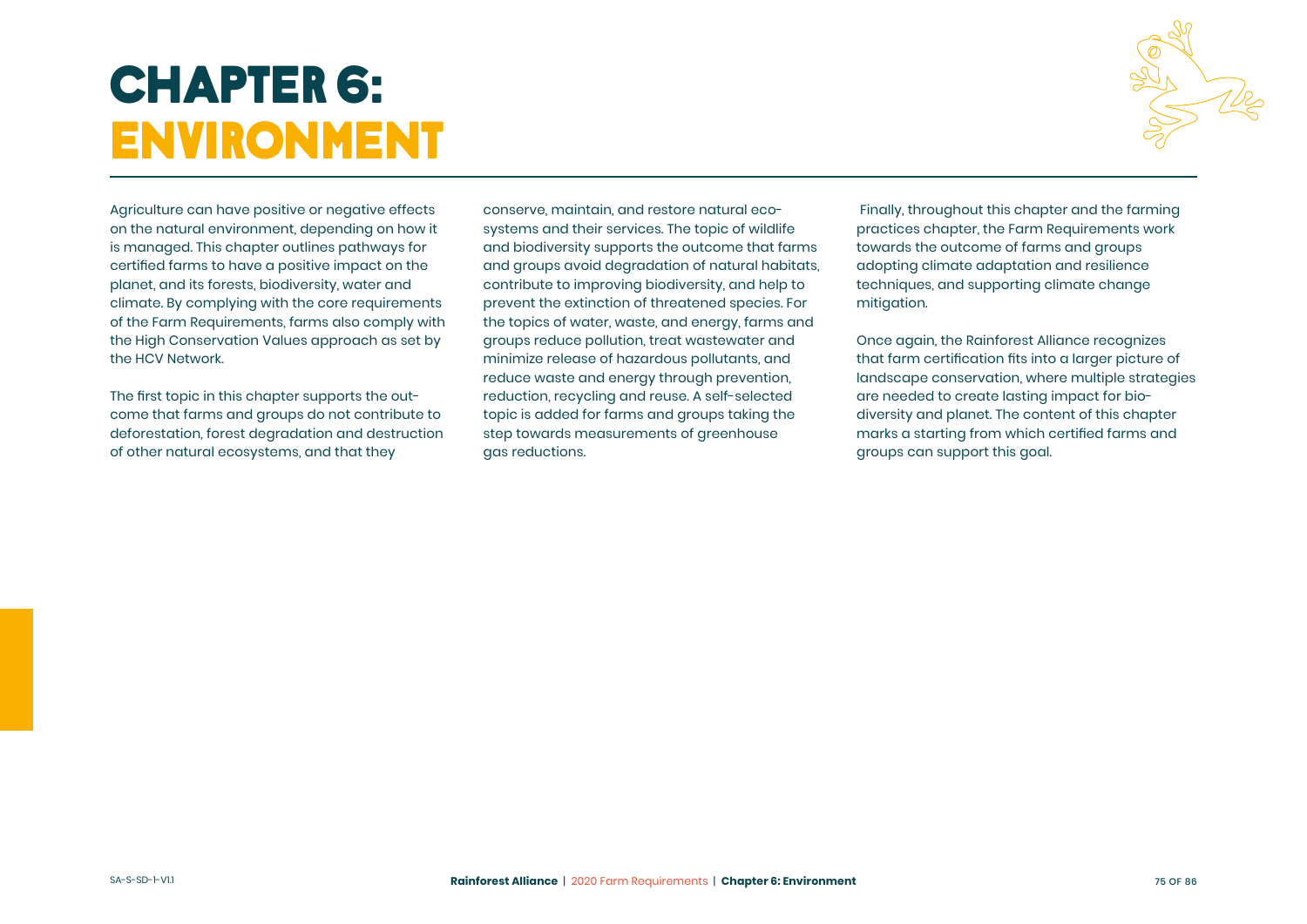# CHAPTER 6: ENVIRONMENT

Agriculture can have positive or negative effects on the natural environment, depending on how it is managed. This chapter outlines pathways for certified farms to have a positive impact on the planet, and its forests, biodiversity, water and climate. By complying with the core requirements of the Farm Requirements, farms also comply with the High Conservation Values approach as set by the HCV Network.

The first topic in this chapter supports the outcome that farms and groups do not contribute to deforestation, forest degradation and destruction of other natural ecosystems, and that they conserve, maintain, and restore natural ecosystems and their services. The topic of wildlife and biodiversity supports the outcome that farms and groups avoid degradation of natural habitats, contribute to improving biodiversity, and help to prevent the extinction of threatened species. For the topics of water, waste, and energy, farms and groups reduce pollution, treat wastewater and minimize release of hazardous pollutants, and reduce waste and energy through prevention, reduction, recycling and reuse. A self-selected topic is added for farms and groups taking the step towards measurements of greenhouse gas reductions.

Finally, throughout this chapter and the farming practices chapter, the Farm Requirements work towards the outcome of farms and groups adopting climate adaptation and resilience techniques, and supporting climate change mitigation.

Once again, the Rainforest Alliance recognizes that farm certification fits into a larger picture of landscape conservation, where multiple strategies are needed to create lasting impact for biodiversity and planet. The content of this chapter marks a starting from which certified farms and groups can support this goal.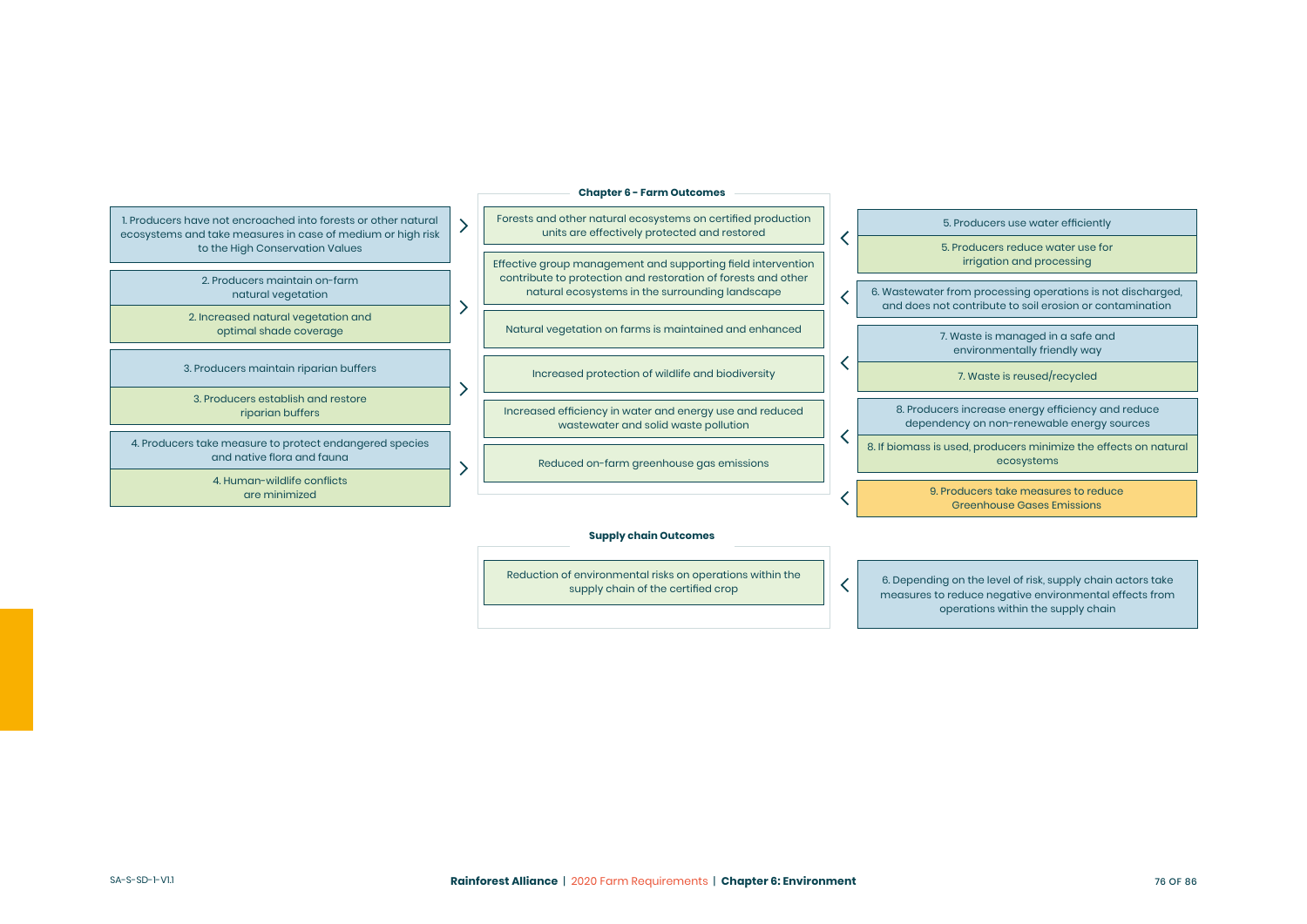## Chapter 6 - Farm Outcomes

- Forests and other natural ecosystems on certified production units are effectively protected and restored
- Effective group management and supporting field intervention contribute to protection and restoration of forests and other natural ecosystems in the surrounding landscape
- Natural vegetation on farms is maintained and enhanced
- Increased protection of wildlife and biodiversity
- Increased efficiency in water and energy use and reduced wastewater and solid waste pollution
- Reduced on-farm greenhouse gas emissions

Contributing to these outcomes:

1. Producers have not encroached into forests or other natural ecosystems and take measures in case of medium or high risk to the High Conservation Values
2. Producers maintain on-farm natural vegetation
2. Increased natural vegetation and optimal shade coverage
3. Producers maintain riparian buffers
3. Producers establish and restore riparian buffers
4. Producers take measure to protect endangered species and native flora and fauna
4. Human-wildlife conflicts are minimized
5. Producers use water efficiently
5. Producers reduce water use for irrigation and processing
6. Wastewater from processing operations is not discharged, and does not contribute to soil erosion or contamination
7. Waste is managed in a safe and environmentally friendly way
7. Waste is reused/recycled
8. Producers increase energy efficiency and reduce dependency on non-renewable energy sources
8. If biomass is used, producers minimize the effects on natural ecosystems
9. Producers take measures to reduce Greenhouse Gases Emissions

## Supply chain Outcomes

- Reduction of environmental risks on operations within the supply chain of the certified crop

Contributing to this outcome:

6. Depending on the level of risk, supply chain actors take measures to reduce negative environmental effects from operations within the supply chain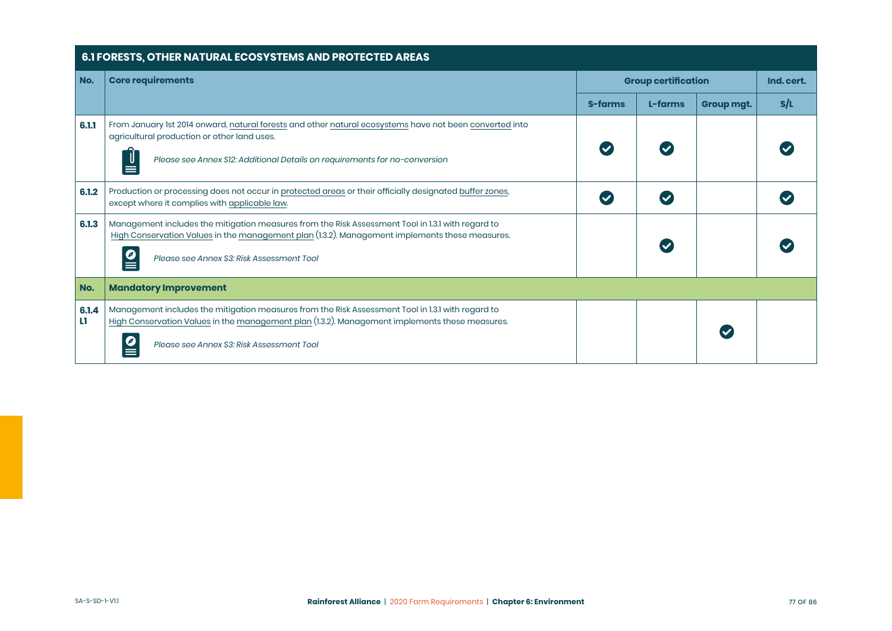## 6.1 FORESTS, OTHER NATURAL ECOSYSTEMS AND PROTECTED AREAS

| No. | Core requirements | Group certification | | | Ind. cert. |
|---|---|---|---|---|---|
| | | S-farms | L-farms | Group mgt. | S/L |
| 6.1.1 | From January 1st 2014 onward, natural forests and other natural ecosystems have not been converted into agricultural production or other land uses. *Please see Annex S12: Additional Details on requirements for no-conversion* | ✔ | ✔ | | ✔ |
| 6.1.2 | Production or processing does not occur in protected areas or their officially designated buffer zones, except where it complies with applicable law. | ✔ | ✔ | | ✔ |
| 6.1.3 | Management includes the mitigation measures from the Risk Assessment Tool in 1.3.1 with regard to High Conservation Values in the management plan (1.3.2). Management implements these measures. *Please see Annex S3: Risk Assessment Tool* | | ✔ | | ✔ |
| **No.** | **Mandatory Improvement** | | | | |
| 6.1.4 L1 | Management includes the mitigation measures from the Risk Assessment Tool in 1.3.1 with regard to High Conservation Values in the management plan (1.3.2). Management implements these measures. *Please see Annex S3: Risk Assessment Tool* | | | ✔ | |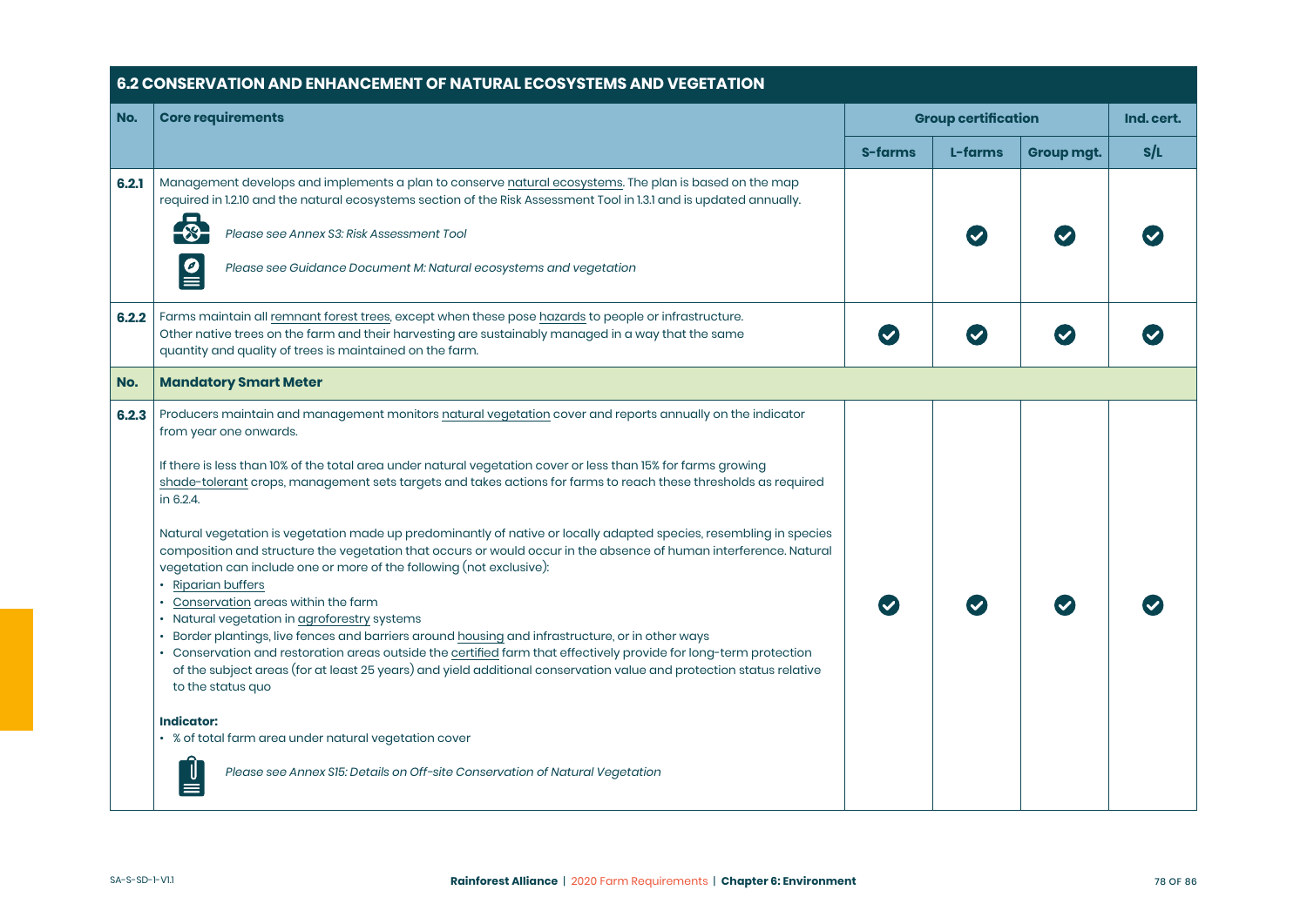## 6.2 CONSERVATION AND ENHANCEMENT OF NATURAL ECOSYSTEMS AND VEGETATION

| No. | Core requirements | Group certification | | | Ind. cert. |
|---|---|---|---|---|---|
| | | S-farms | L-farms | Group mgt. | S/L |
| 6.2.1 | Management develops and implements a plan to conserve natural ecosystems. The plan is based on the map required in 1.2.10 and the natural ecosystems section of the Risk Assessment Tool in 1.3.1 and is updated annually.<br><br>*Please see Annex S3: Risk Assessment Tool*<br><br>*Please see Guidance Document M: Natural ecosystems and vegetation* | | ✓ | ✓ | ✓ |
| 6.2.2 | Farms maintain all remnant forest trees, except when these pose hazards to people or infrastructure. Other native trees on the farm and their harvesting are sustainably managed in a way that the same quantity and quality of trees is maintained on the farm. | ✓ | ✓ | ✓ | ✓ |
| **No.** | **Mandatory Smart Meter** | | | | |
| 6.2.3 | Producers maintain and management monitors natural vegetation cover and reports annually on the indicator from year one onwards.<br><br>If there is less than 10% of the total area under natural vegetation cover or less than 15% for farms growing shade-tolerant crops, management sets targets and takes actions for farms to reach these thresholds as required in 6.2.4.<br><br>Natural vegetation is vegetation made up predominantly of native or locally adapted species, resembling in species composition and structure the vegetation that occurs or would occur in the absence of human interference. Natural vegetation can include one or more of the following (not exclusive):<br>• Riparian buffers<br>• Conservation areas within the farm<br>• Natural vegetation in agroforestry systems<br>• Border plantings, live fences and barriers around housing and infrastructure, or in other ways<br>• Conservation and restoration areas outside the certified farm that effectively provide for long-term protection of the subject areas (for at least 25 years) and yield additional conservation value and protection status relative to the status quo<br><br>**Indicator:**<br>• % of total farm area under natural vegetation cover<br><br>*Please see Annex S15: Details on Off-site Conservation of Natural Vegetation* | ✓ | ✓ | ✓ | ✓ |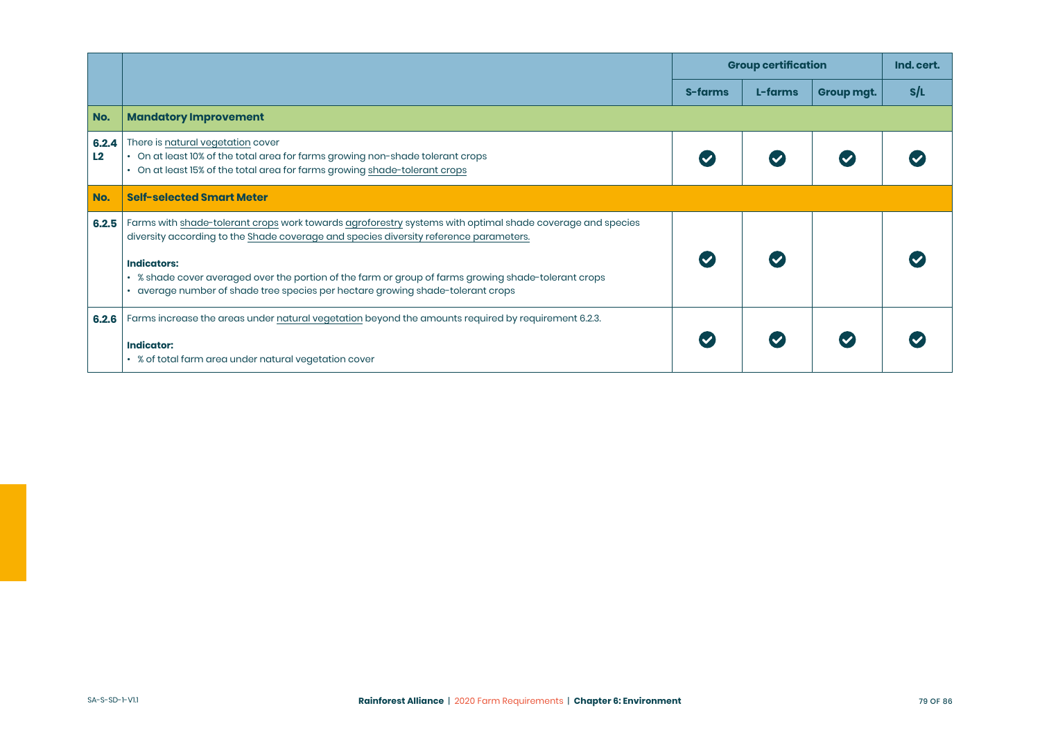| | | Group certification | | | Ind. cert. |
|---|---|---|---|---|---|
| | | S-farms | L-farms | Group mgt. | S/L |
| **No.** | **Mandatory Improvement** | | | | |
| **6.2.4 L2** | There is natural vegetation cover<br>• On at least 10% of the total area for farms growing non-shade tolerant crops<br>• On at least 15% of the total area for farms growing shade-tolerant crops | ✔ | ✔ | ✔ | ✔ |
| **No.** | **Self-selected Smart Meter** | | | | |
| **6.2.5** | Farms with shade-tolerant crops work towards agroforestry systems with optimal shade coverage and species diversity according to the Shade coverage and species diversity reference parameters.<br><br>**Indicators:**<br>• % shade cover averaged over the portion of the farm or group of farms growing shade-tolerant crops<br>• average number of shade tree species per hectare growing shade-tolerant crops | ✔ | ✔ | | ✔ |
| **6.2.6** | Farms increase the areas under natural vegetation beyond the amounts required by requirement 6.2.3.<br><br>**Indicator:**<br>• % of total farm area under natural vegetation cover | ✔ | ✔ | ✔ | ✔ |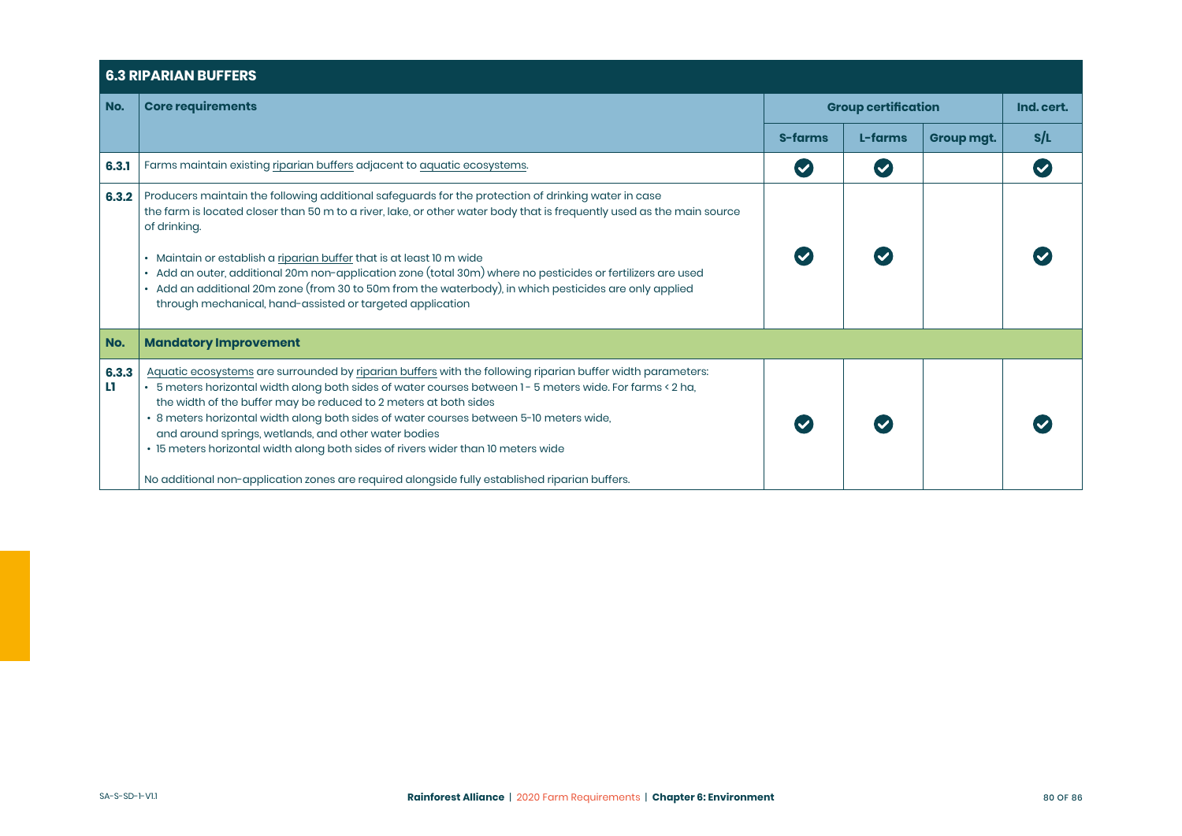## 6.3 RIPARIAN BUFFERS

| No. | Core requirements | Group certification | | | Ind. cert. |
|---|---|---|---|---|---|
| | | S-farms | L-farms | Group mgt. | S/L |
| 6.3.1 | Farms maintain existing riparian buffers adjacent to aquatic ecosystems. | ✔ | ✔ | | ✔ |
| 6.3.2 | Producers maintain the following additional safeguards for the protection of drinking water in case the farm is located closer than 50 m to a river, lake, or other water body that is frequently used as the main source of drinking.<br><br>• Maintain or establish a riparian buffer that is at least 10 m wide<br>• Add an outer, additional 20m non-application zone (total 30m) where no pesticides or fertilizers are used<br>• Add an additional 20m zone (from 30 to 50m from the waterbody), in which pesticides are only applied through mechanical, hand-assisted or targeted application | ✔ | ✔ | | ✔ |
| **No.** | **Mandatory Improvement** | | | | |
| 6.3.3 L1 | Aquatic ecosystems are surrounded by riparian buffers with the following riparian buffer width parameters:<br>• 5 meters horizontal width along both sides of water courses between 1 - 5 meters wide. For farms < 2 ha, the width of the buffer may be reduced to 2 meters at both sides<br>• 8 meters horizontal width along both sides of water courses between 5-10 meters wide, and around springs, wetlands, and other water bodies<br>• 15 meters horizontal width along both sides of rivers wider than 10 meters wide<br><br>No additional non-application zones are required alongside fully established riparian buffers. | ✔ | ✔ | | ✔ |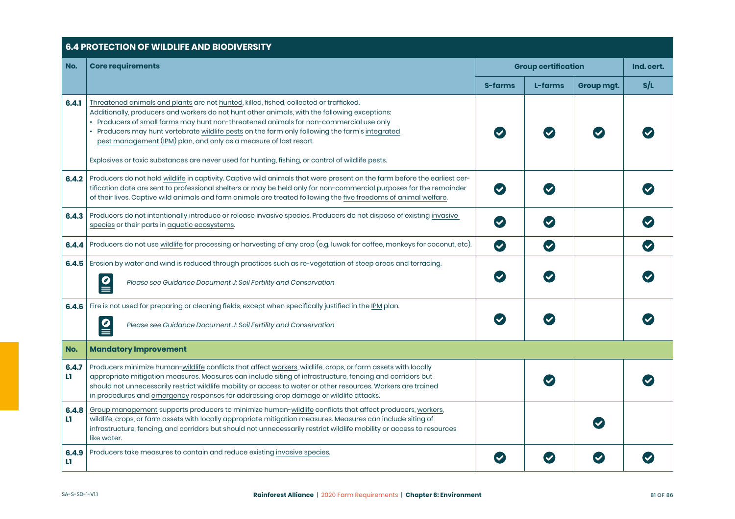## 6.4 PROTECTION OF WILDLIFE AND BIODIVERSITY

| No. | Core requirements | Group certification | | | Ind. cert. |
|---|---|---|---|---|---|
| | | S-farms | L-farms | Group mgt. | S/L |
| 6.4.1 | Threatened animals and plants are not hunted, killed, fished, collected or trafficked.<br>Additionally, producers and workers do not hunt other animals, with the following exceptions:<br>• Producers of small farms may hunt non-threatened animals for non-commercial use only<br>• Producers may hunt vertebrate wildlife pests on the farm only following the farm's integrated pest management (IPM) plan, and only as a measure of last resort.<br><br>Explosives or toxic substances are never used for hunting, fishing, or control of wildlife pests. | ✔ | ✔ | ✔ | ✔ |
| 6.4.2 | Producers do not hold wildlife in captivity. Captive wild animals that were present on the farm before the earliest certification date are sent to professional shelters or may be held only for non-commercial purposes for the remainder of their lives. Captive wild animals and farm animals are treated following the five freedoms of animal welfare. | ✔ | ✔ | | ✔ |
| 6.4.3 | Producers do not intentionally introduce or release invasive species. Producers do not dispose of existing invasive species or their parts in aquatic ecosystems. | ✔ | ✔ | | ✔ |
| 6.4.4 | Producers do not use wildlife for processing or harvesting of any crop (e.g. luwak for coffee, monkeys for coconut, etc). | ✔ | ✔ | | ✔ |
| 6.4.5 | Erosion by water and wind is reduced through practices such as re-vegetation of steep areas and terracing.<br><br>*Please see Guidance Document J: Soil Fertility and Conservation* | ✔ | ✔ | | ✔ |
| 6.4.6 | Fire is not used for preparing or cleaning fields, except when specifically justified in the IPM plan.<br><br>*Please see Guidance Document J: Soil Fertility and Conservation* | ✔ | ✔ | | ✔ |
| **No.** | **Mandatory Improvement** | | | | |
| 6.4.7 L1 | Producers minimize human-wildlife conflicts that affect workers, wildlife, crops, or farm assets with locally appropriate mitigation measures. Measures can include siting of infrastructure, fencing and corridors but should not unnecessarily restrict wildlife mobility or access to water or other resources. Workers are trained in procedures and emergency responses for addressing crop damage or wildlife attacks. | | ✔ | | ✔ |
| 6.4.8 L1 | Group management supports producers to minimize human-wildlife conflicts that affect producers, workers, wildlife, crops, or farm assets with locally appropriate mitigation measures. Measures can include siting of infrastructure, fencing, and corridors but should not unnecessarily restrict wildlife mobility or access to resources like water. | | | ✔ | |
| 6.4.9 L1 | Producers take measures to contain and reduce existing invasive species. | ✔ | ✔ | ✔ | ✔ |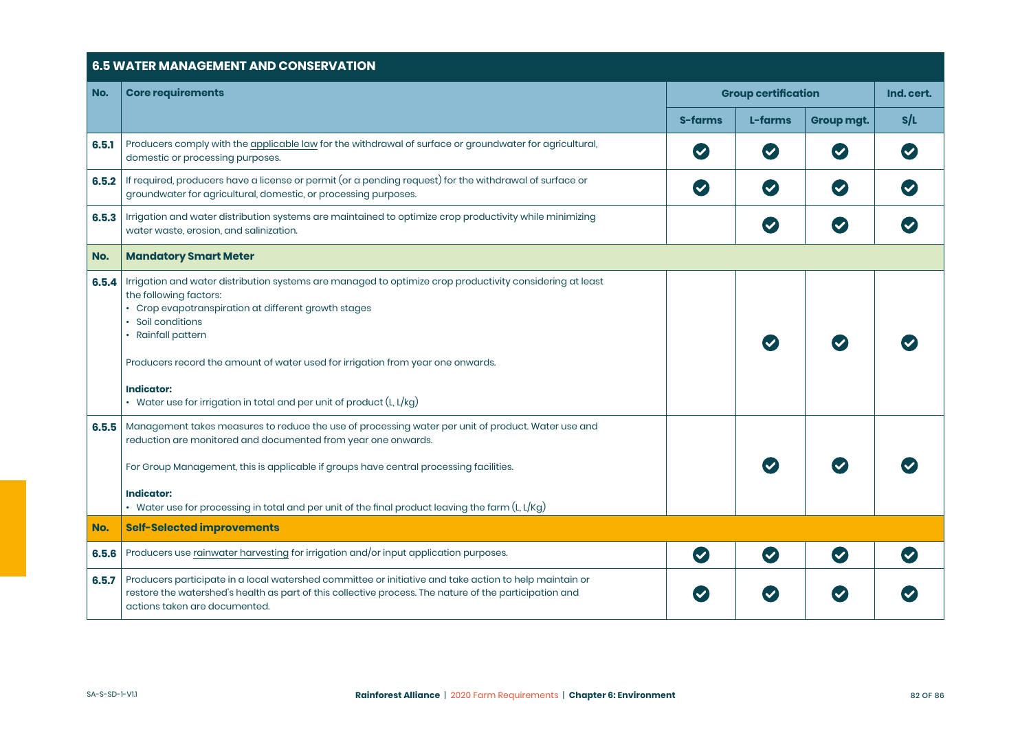| **6.5 WATER MANAGEMENT AND CONSERVATION** | | | | | |
|---|---|---|---|---|---|
| **No.** | **Core requirements** | **Group certification** | | | **Ind. cert.** |
| | | **S-farms** | **L-farms** | **Group mgt.** | **S/L** |
| **6.5.1** | Producers comply with the applicable law for the withdrawal of surface or groundwater for agricultural, domestic or processing purposes. | ✔ | ✔ | ✔ | ✔ |
| **6.5.2** | If required, producers have a license or permit (or a pending request) for the withdrawal of surface or groundwater for agricultural, domestic, or processing purposes. | ✔ | ✔ | ✔ | ✔ |
| **6.5.3** | Irrigation and water distribution systems are maintained to optimize crop productivity while minimizing water waste, erosion, and salinization. | | ✔ | ✔ | ✔ |
| **No.** | **Mandatory Smart Meter** | | | | |
| **6.5.4** | Irrigation and water distribution systems are managed to optimize crop productivity considering at least the following factors:<br>• Crop evapotranspiration at different growth stages<br>• Soil conditions<br>• Rainfall pattern<br><br>Producers record the amount of water used for irrigation from year one onwards.<br><br>**Indicator:**<br>• Water use for irrigation in total and per unit of product (L, L/kg) | | ✔ | ✔ | ✔ |
| **6.5.5** | Management takes measures to reduce the use of processing water per unit of product. Water use and reduction are monitored and documented from year one onwards.<br><br>For Group Management, this is applicable if groups have central processing facilities.<br><br>**Indicator:**<br>• Water use for processing in total and per unit of the final product leaving the farm (L, L/Kg) | | ✔ | ✔ | ✔ |
| **No.** | **Self-Selected improvements** | | | | |
| **6.5.6** | Producers use rainwater harvesting for irrigation and/or input application purposes. | ✔ | ✔ | ✔ | ✔ |
| **6.5.7** | Producers participate in a local watershed committee or initiative and take action to help maintain or restore the watershed's health as part of this collective process. The nature of the participation and actions taken are documented. | ✔ | ✔ | ✔ | ✔ |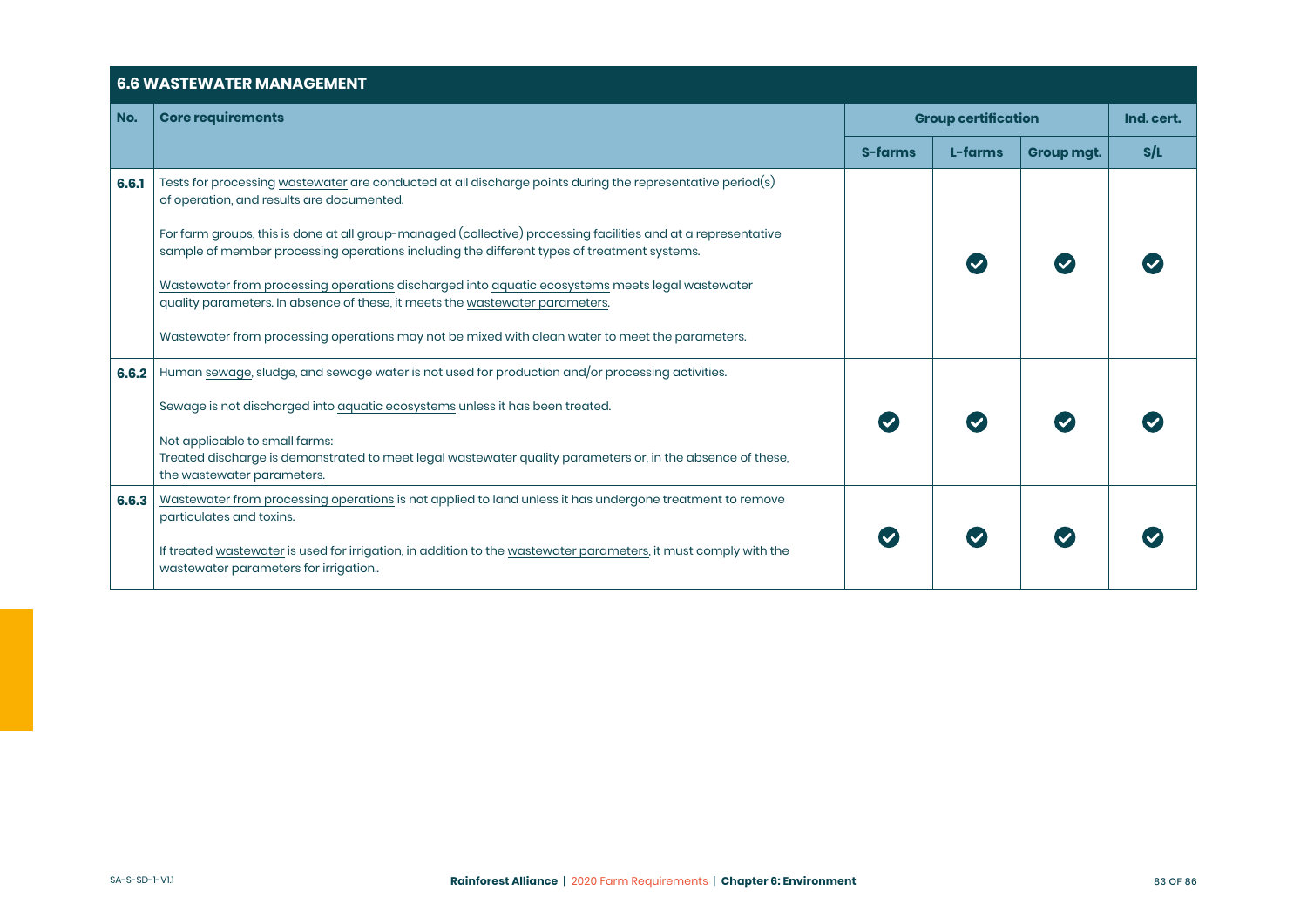## 6.6 WASTEWATER MANAGEMENT

| No. | Core requirements | Group certification | | | Ind. cert. |
|---|---|---|---|---|---|
| | | S-farms | L-farms | Group mgt. | S/L |
| 6.6.1 | Tests for processing wastewater are conducted at all discharge points during the representative period(s) of operation, and results are documented.<br><br>For farm groups, this is done at all group-managed (collective) processing facilities and at a representative sample of member processing operations including the different types of treatment systems.<br><br>Wastewater from processing operations discharged into aquatic ecosystems meets legal wastewater quality parameters. In absence of these, it meets the wastewater parameters.<br><br>Wastewater from processing operations may not be mixed with clean water to meet the parameters. | | ✔ | ✔ | ✔ |
| 6.6.2 | Human sewage, sludge, and sewage water is not used for production and/or processing activities.<br><br>Sewage is not discharged into aquatic ecosystems unless it has been treated.<br><br>Not applicable to small farms:<br>Treated discharge is demonstrated to meet legal wastewater quality parameters or, in the absence of these, the wastewater parameters. | ✔ | ✔ | ✔ | ✔ |
| 6.6.3 | Wastewater from processing operations is not applied to land unless it has undergone treatment to remove particulates and toxins.<br><br>If treated wastewater is used for irrigation, in addition to the wastewater parameters, it must comply with the wastewater parameters for irrigation.. | ✔ | ✔ | ✔ | ✔ |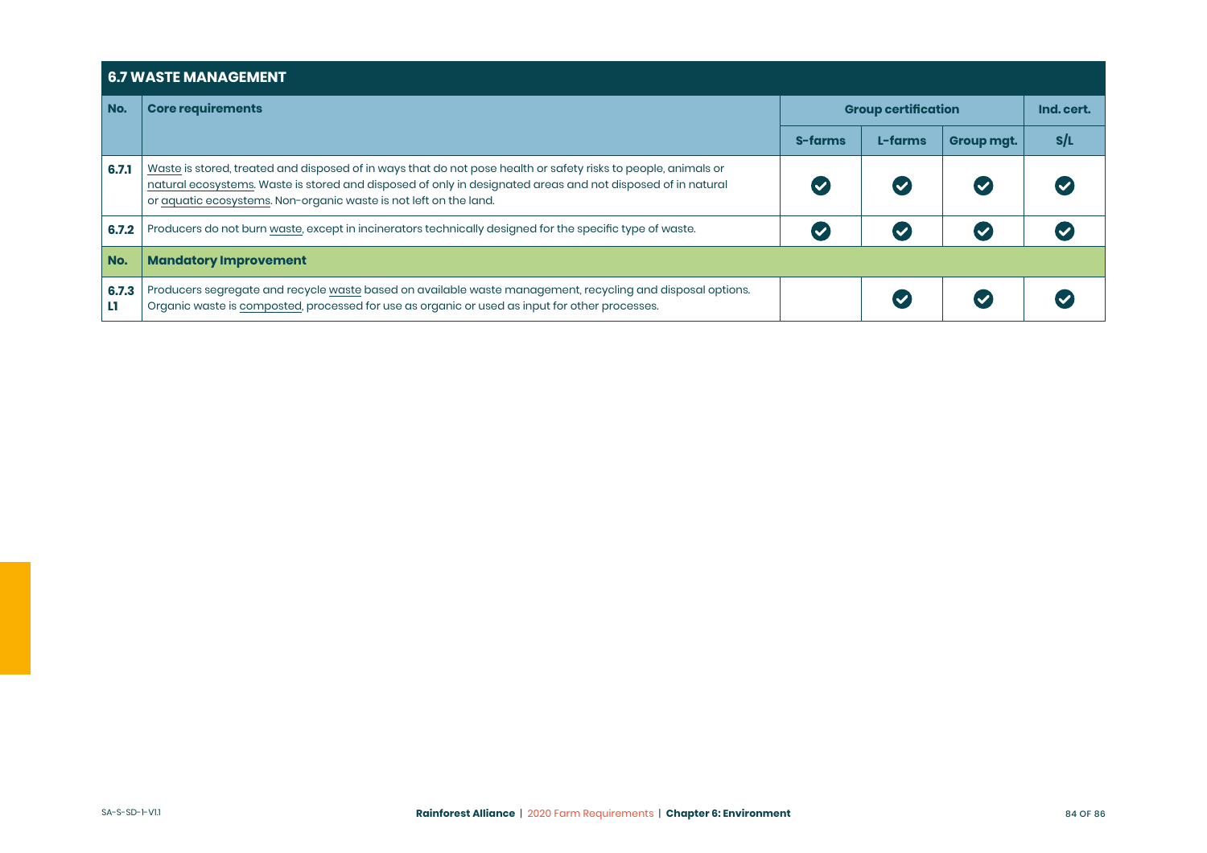## 6.7 WASTE MANAGEMENT

| No. | Core requirements | Group certification | | | Ind. cert. |
|---|---|---|---|---|---|
| | | S-farms | L-farms | Group mgt. | S/L |
| 6.7.1 | Waste is stored, treated and disposed of in ways that do not pose health or safety risks to people, animals or natural ecosystems. Waste is stored and disposed of only in designated areas and not disposed of in natural or aquatic ecosystems. Non-organic waste is not left on the land. | ✔ | ✔ | ✔ | ✔ |
| 6.7.2 | Producers do not burn waste, except in incinerators technically designed for the specific type of waste. | ✔ | ✔ | ✔ | ✔ |
| **No.** | **Mandatory Improvement** | | | | |
| 6.7.3 L1 | Producers segregate and recycle waste based on available waste management, recycling and disposal options. Organic waste is composted, processed for use as organic or used as input for other processes. | | ✔ | ✔ | ✔ |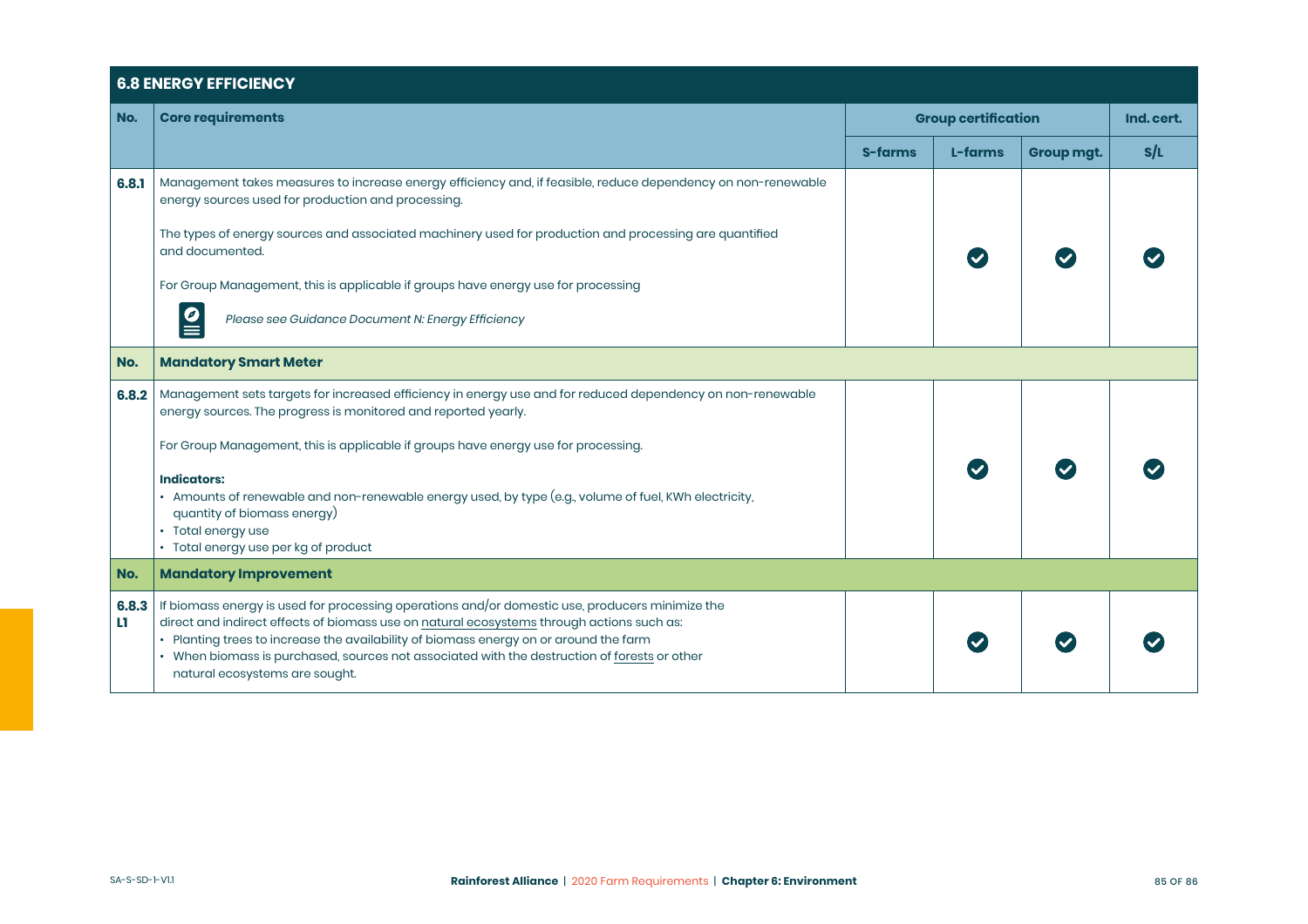## 6.8 ENERGY EFFICIENCY

| No. | Core requirements | Group certification | | | Ind. cert. |
|---|---|---|---|---|---|
| | | S-farms | L-farms | Group mgt. | S/L |
| 6.8.1 | Management takes measures to increase energy efficiency and, if feasible, reduce dependency on non-renewable energy sources used for production and processing.<br><br>The types of energy sources and associated machinery used for production and processing are quantified and documented.<br><br>For Group Management, this is applicable if groups have energy use for processing<br><br>*Please see Guidance Document N: Energy Efficiency* | | ✔ | ✔ | ✔ |
| **No.** | **Mandatory Smart Meter** | | | | |
| 6.8.2 | Management sets targets for increased efficiency in energy use and for reduced dependency on non-renewable energy sources. The progress is monitored and reported yearly.<br><br>For Group Management, this is applicable if groups have energy use for processing.<br><br>**Indicators:**<br>• Amounts of renewable and non-renewable energy used, by type (e.g., volume of fuel, KWh electricity, quantity of biomass energy)<br>• Total energy use<br>• Total energy use per kg of product | | ✔ | ✔ | ✔ |
| **No.** | **Mandatory Improvement** | | | | |
| 6.8.3 L1 | If biomass energy is used for processing operations and/or domestic use, producers minimize the direct and indirect effects of biomass use on natural ecosystems through actions such as:<br>• Planting trees to increase the availability of biomass energy on or around the farm<br>• When biomass is purchased, sources not associated with the destruction of forests or other natural ecosystems are sought. | | ✔ | ✔ | ✔ |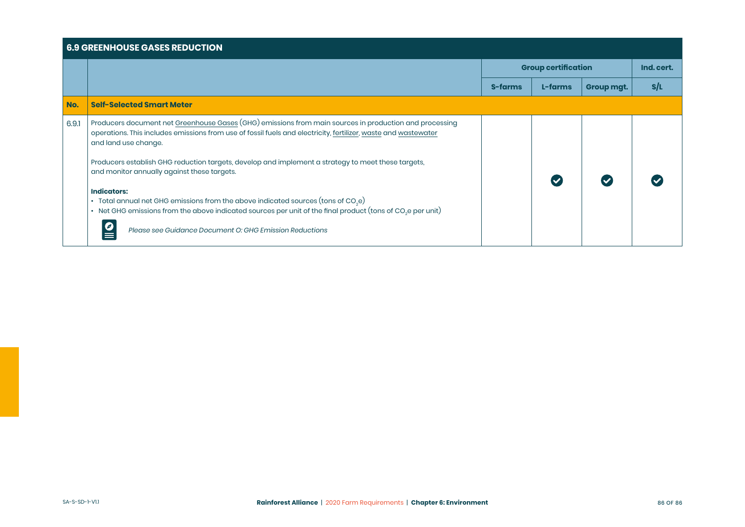## 6.9 GREENHOUSE GASES REDUCTION

| | | Group certification | | | Ind. cert. |
|---|---|---|---|---|---|
| | | S-farms | L-farms | Group mgt. | S/L |
| **No.** | **Self-Selected Smart Meter** | | | | |
| 6.9.1 | Producers document net Greenhouse Gases (GHG) emissions from main sources in production and processing operations. This includes emissions from use of fossil fuels and electricity, fertilizer, waste and wastewater and land use change.<br><br>Producers establish GHG reduction targets, develop and implement a strategy to meet these targets, and monitor annually against these targets.<br><br>**Indicators:**<br>• Total annual net GHG emissions from the above indicated sources (tons of $CO_2e$)<br>• Net GHG emissions from the above indicated sources per unit of the final product (tons of $CO_2e$ per unit)<br><br>*Please see Guidance Document O: GHG Emission Reductions* | | ✔ | ✔ | ✔ |